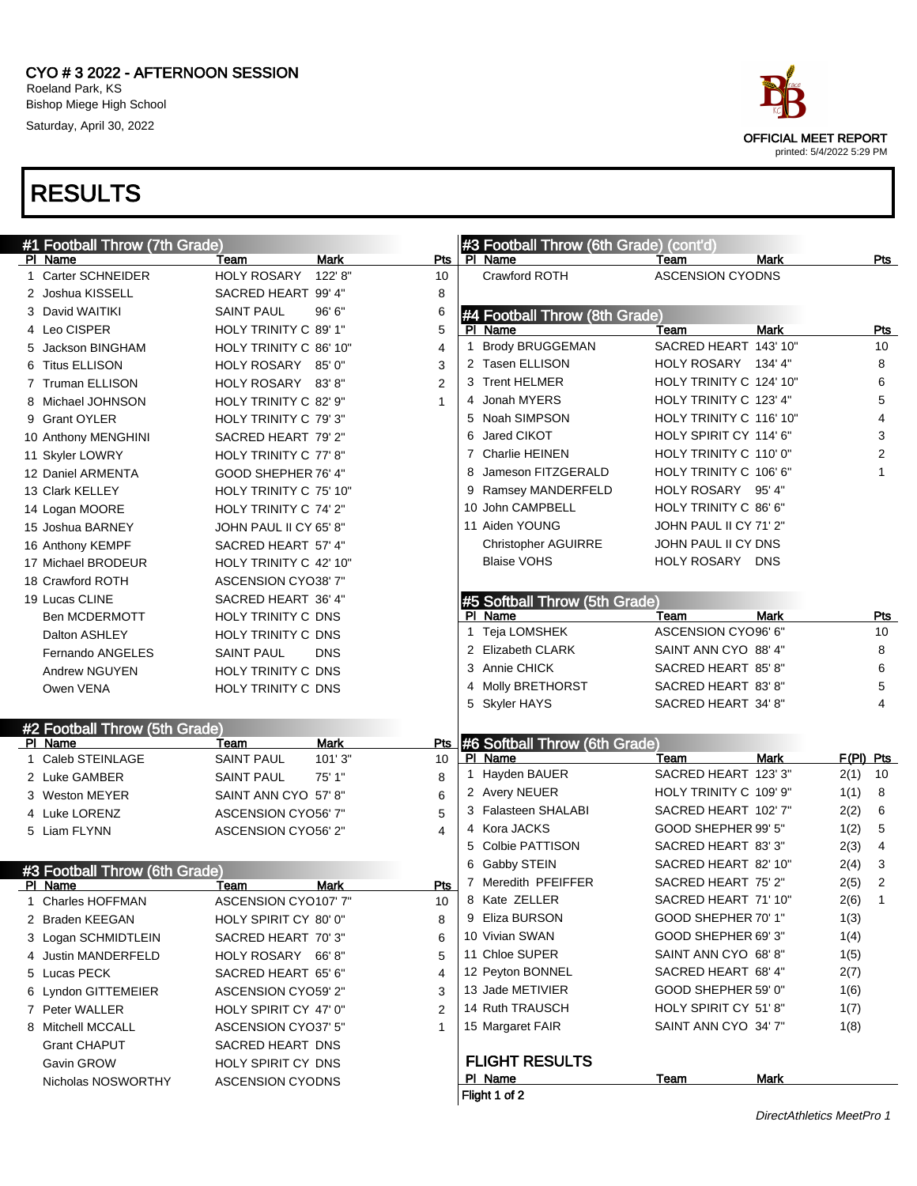# CYO # 3 2022 - AFTERNOON SESSION

Roeland Park, KS
Bishop Miege High School
Saturday, April 30, 2022

OFFICIAL MEET REPORT
printed: 5/4/2022 5:29 PM

## RESULTS

### #1 Football Throw (7th Grade)

| Pl | Name | Team | Mark | Pts |
|---|---|---|---|---|
| 1 | Carter SCHNEIDER | HOLY ROSARY | 122' 8" | 10 |
| 2 | Joshua KISSELL | SACRED HEART | 99' 4" | 8 |
| 3 | David WAITIKI | SAINT PAUL | 96' 6" | 6 |
| 4 | Leo CISPER | HOLY TRINITY C | 89' 1" | 5 |
| 5 | Jackson BINGHAM | HOLY TRINITY C | 86' 10" | 4 |
| 6 | Titus ELLISON | HOLY ROSARY | 85' 0" | 3 |
| 7 | Truman ELLISON | HOLY ROSARY | 83' 8" | 2 |
| 8 | Michael JOHNSON | HOLY TRINITY C | 82' 9" | 1 |
| 9 | Grant OYLER | HOLY TRINITY C | 79' 3" | |
| 10 | Anthony MENGHINI | SACRED HEART | 79' 2" | |
| 11 | Skyler LOWRY | HOLY TRINITY C | 77' 8" | |
| 12 | Daniel ARMENTA | GOOD SHEPHER | 76' 4" | |
| 13 | Clark KELLEY | HOLY TRINITY C | 75' 10" | |
| 14 | Logan MOORE | HOLY TRINITY C | 74' 2" | |
| 15 | Joshua BARNEY | JOHN PAUL II CY | 65' 8" | |
| 16 | Anthony KEMPF | SACRED HEART | 57' 4" | |
| 17 | Michael BRODEUR | HOLY TRINITY C | 42' 10" | |
| 18 | Crawford ROTH | ASCENSION CYO | 38' 7" | |
| 19 | Lucas CLINE | SACRED HEART | 36' 4" | |
| | Ben MCDERMOTT | HOLY TRINITY C | DNS | |
| | Dalton ASHLEY | HOLY TRINITY C | DNS | |
| | Fernando ANGELES | SAINT PAUL | DNS | |
| | Andrew NGUYEN | HOLY TRINITY C | DNS | |
| | Owen VENA | HOLY TRINITY C | DNS | |

### #2 Football Throw (5th Grade)

| Pl | Name | Team | Mark | Pts |
|---|---|---|---|---|
| 1 | Caleb STEINLAGE | SAINT PAUL | 101' 3" | 10 |
| 2 | Luke GAMBER | SAINT PAUL | 75' 1" | 8 |
| 3 | Weston MEYER | SAINT ANN CYO | 57' 8" | 6 |
| 4 | Luke LORENZ | ASCENSION CYO | 56' 7" | 5 |
| 5 | Liam FLYNN | ASCENSION CYO | 56' 2" | 4 |

### #3 Football Throw (6th Grade)

| Pl | Name | Team | Mark | Pts |
|---|---|---|---|---|
| 1 | Charles HOFFMAN | ASCENSION CYO | 107' 7" | 10 |
| 2 | Braden KEEGAN | HOLY SPIRIT CY | 80' 0" | 8 |
| 3 | Logan SCHMIDTLEIN | SACRED HEART | 70' 3" | 6 |
| 4 | Justin MANDERFELD | HOLY ROSARY | 66' 8" | 5 |
| 5 | Lucas PECK | SACRED HEART | 65' 6" | 4 |
| 6 | Lyndon GITTEMEIER | ASCENSION CYO | 59' 2" | 3 |
| 7 | Peter WALLER | HOLY SPIRIT CY | 47' 0" | 2 |
| 8 | Mitchell MCCALL | ASCENSION CYO | 37' 5" | 1 |
| | Grant CHAPUT | SACRED HEART | DNS | |
| | Gavin GROW | HOLY SPIRIT CY | DNS | |
| | Nicholas NOSWORTHY | ASCENSION CYO | DNS | |
| | Crawford ROTH | ASCENSION CYO | DNS | |

### #4 Football Throw (8th Grade)

| Pl | Name | Team | Mark | Pts |
|---|---|---|---|---|
| 1 | Brody BRUGGEMAN | SACRED HEART | 143' 10" | 10 |
| 2 | Tasen ELLISON | HOLY ROSARY | 134' 4" | 8 |
| 3 | Trent HELMER | HOLY TRINITY C | 124' 10" | 6 |
| 4 | Jonah MYERS | HOLY TRINITY C | 123' 4" | 5 |
| 5 | Noah SIMPSON | HOLY TRINITY C | 116' 10" | 4 |
| 6 | Jared CIKOT | HOLY SPIRIT CY | 114' 6" | 3 |
| 7 | Charlie HEINEN | HOLY TRINITY C | 110' 0" | 2 |
| 8 | Jameson FITZGERALD | HOLY TRINITY C | 106' 6" | 1 |
| 9 | Ramsey MANDERFELD | HOLY ROSARY | 95' 4" | |
| 10 | John CAMPBELL | HOLY TRINITY C | 86' 6" | |
| 11 | Aiden YOUNG | JOHN PAUL II CY | 71' 2" | |
| | Christopher AGUIRRE | JOHN PAUL II CY | DNS | |
| | Blaise VOHS | HOLY ROSARY | DNS | |

### #5 Softball Throw (5th Grade)

| Pl | Name | Team | Mark | Pts |
|---|---|---|---|---|
| 1 | Teja LOMSHEK | ASCENSION CYO | 96' 6" | 10 |
| 2 | Elizabeth CLARK | SAINT ANN CYO | 88' 4" | 8 |
| 3 | Annie CHICK | SACRED HEART | 85' 8" | 6 |
| 4 | Molly BRETHORST | SACRED HEART | 83' 8" | 5 |
| 5 | Skyler HAYS | SACRED HEART | 34' 8" | 4 |

### #6 Softball Throw (6th Grade)

| Pl | Name | Team | Mark | F(Pl) | Pts |
|---|---|---|---|---|---|
| 1 | Hayden BAUER | SACRED HEART | 123' 3" | 2(1) | 10 |
| 2 | Avery NEUER | HOLY TRINITY C | 109' 9" | 1(1) | 8 |
| 3 | Falasteen SHALABI | SACRED HEART | 102' 7" | 2(2) | 6 |
| 4 | Kora JACKS | GOOD SHEPHER | 99' 5" | 1(2) | 5 |
| 5 | Colbie PATTISON | SACRED HEART | 83' 3" | 2(3) | 4 |
| 6 | Gabby STEIN | SACRED HEART | 82' 10" | 2(4) | 3 |
| 7 | Meredith PFEIFFER | SACRED HEART | 75' 2" | 2(5) | 2 |
| 8 | Kate ZELLER | SACRED HEART | 71' 10" | 2(6) | 1 |
| 9 | Eliza BURSON | GOOD SHEPHER | 70' 1" | 1(3) | |
| 10 | Vivian SWAN | GOOD SHEPHER | 69' 3" | 1(4) | |
| 11 | Chloe SUPER | SAINT ANN CYO | 68' 8" | 1(5) | |
| 12 | Peyton BONNEL | SACRED HEART | 68' 4" | 2(7) | |
| 13 | Jade METIVIER | GOOD SHEPHER | 59' 0" | 1(6) | |
| 14 | Ruth TRAUSCH | HOLY SPIRIT CY | 51' 8" | 1(7) | |
| 15 | Margaret FAIR | SAINT ANN CYO | 34' 7" | 1(8) | |

#### FLIGHT RESULTS

| Pl | Name | Team | Mark |
|---|---|---|---|

Flight 1 of 2

*DirectAthletics MeetPro 1*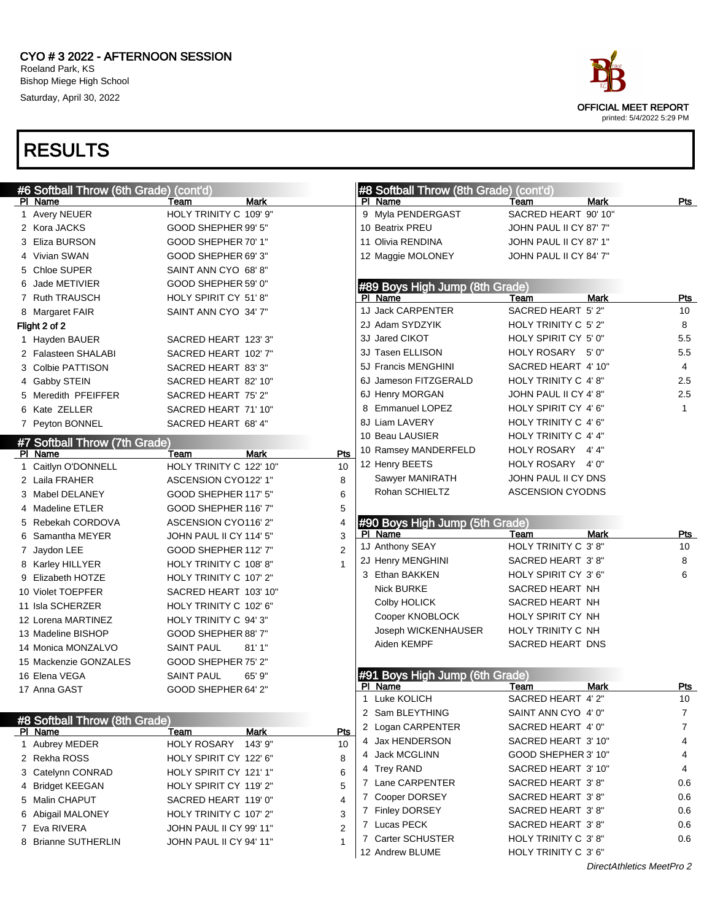# CYO # 3 2022 - AFTERNOON SESSION

Roeland Park, KS
Bishop Miege High School
Saturday, April 30, 2022

OFFICIAL MEET REPORT
printed: 5/4/2022 5:29 PM

# RESULTS

## #6 Softball Throw (6th Grade) (cont'd)

| Pl | Name | Team | Mark |
|---|---|---|---|
| 1 | Avery NEUER | HOLY TRINITY C | 109' 9" |
| 2 | Kora JACKS | GOOD SHEPHER | 99' 5" |
| 3 | Eliza BURSON | GOOD SHEPHER | 70' 1" |
| 4 | Vivian SWAN | GOOD SHEPHER | 69' 3" |
| 5 | Chloe SUPER | SAINT ANN CYO | 68' 8" |
| 6 | Jade METIVIER | GOOD SHEPHER | 59' 0" |
| 7 | Ruth TRAUSCH | HOLY SPIRIT CY | 51' 8" |
| 8 | Margaret FAIR | SAINT ANN CYO | 34' 7" |

**Flight 2 of 2**

| Pl | Name | Team | Mark |
|---|---|---|---|
| 1 | Hayden BAUER | SACRED HEART | 123' 3" |
| 2 | Falasteen SHALABI | SACRED HEART | 102' 7" |
| 3 | Colbie PATTISON | SACRED HEART | 83' 3" |
| 4 | Gabby STEIN | SACRED HEART | 82' 10" |
| 5 | Meredith PFEIFFER | SACRED HEART | 75' 2" |
| 6 | Kate ZELLER | SACRED HEART | 71' 10" |
| 7 | Peyton BONNEL | SACRED HEART | 68' 4" |

## #7 Softball Throw (7th Grade)

| Pl | Name | Team | Mark | Pts |
|---|---|---|---|---|
| 1 | Caitlyn O'DONNELL | HOLY TRINITY C | 122' 10" | 10 |
| 2 | Laila FRAHER | ASCENSION CYO | 122' 1" | 8 |
| 3 | Mabel DELANEY | GOOD SHEPHER | 117' 5" | 6 |
| 4 | Madeline ETLER | GOOD SHEPHER | 116' 7" | 5 |
| 5 | Rebekah CORDOVA | ASCENSION CYO | 116' 2" | 4 |
| 6 | Samantha MEYER | JOHN PAUL II CY | 114' 5" | 3 |
| 7 | Jaydon LEE | GOOD SHEPHER | 112' 7" | 2 |
| 8 | Karley HILLYER | HOLY TRINITY C | 108' 8" | 1 |
| 9 | Elizabeth HOTZE | HOLY TRINITY C | 107' 2" | |
| 10 | Violet TOEPFER | SACRED HEART | 103' 10" | |
| 11 | Isla SCHERZER | HOLY TRINITY C | 102' 6" | |
| 12 | Lorena MARTINEZ | HOLY TRINITY C | 94' 3" | |
| 13 | Madeline BISHOP | GOOD SHEPHER | 88' 7" | |
| 14 | Monica MONZALVO | SAINT PAUL | 81' 1" | |
| 15 | Mackenzie GONZALES | GOOD SHEPHER | 75' 2" | |
| 16 | Elena VEGA | SAINT PAUL | 65' 9" | |
| 17 | Anna GAST | GOOD SHEPHER | 64' 2" | |

## #8 Softball Throw (8th Grade)

| Pl | Name | Team | Mark | Pts |
|---|---|---|---|---|
| 1 | Aubrey MEDER | HOLY ROSARY | 143' 9" | 10 |
| 2 | Rekha ROSS | HOLY SPIRIT CY | 122' 6" | 8 |
| 3 | Catelynn CONRAD | HOLY SPIRIT CY | 121' 1" | 6 |
| 4 | Bridget KEEGAN | HOLY SPIRIT CY | 119' 2" | 5 |
| 5 | Malin CHAPUT | SACRED HEART | 119' 0" | 4 |
| 6 | Abigail MALONEY | HOLY TRINITY C | 107' 2" | 3 |
| 7 | Eva RIVERA | JOHN PAUL II CY | 99' 11" | 2 |
| 8 | Brianne SUTHERLIN | JOHN PAUL II CY | 94' 11" | 1 |
| 9 | Myla PENDERGAST | SACRED HEART | 90' 10" | |
| 10 | Beatrix PREU | JOHN PAUL II CY | 87' 7" | |
| 11 | Olivia RENDINA | JOHN PAUL II CY | 87' 1" | |
| 12 | Maggie MOLONEY | JOHN PAUL II CY | 84' 7" | |

## #89 Boys High Jump (8th Grade)

| Pl | Name | Team | Mark | Pts |
|---|---|---|---|---|
| 1J | Jack CARPENTER | SACRED HEART | 5' 2" | 10 |
| 2J | Adam SYDZYIK | HOLY TRINITY C | 5' 2" | 8 |
| 3J | Jared CIKOT | HOLY SPIRIT CY | 5' 0" | 5.5 |
| 3J | Tasen ELLISON | HOLY ROSARY | 5' 0" | 5.5 |
| 5J | Francis MENGHINI | SACRED HEART | 4' 10" | 4 |
| 6J | Jameson FITZGERALD | HOLY TRINITY C | 4' 8" | 2.5 |
| 6J | Henry MORGAN | JOHN PAUL II CY | 4' 8" | 2.5 |
| 8 | Emmanuel LOPEZ | HOLY SPIRIT CY | 4' 6" | 1 |
| 8J | Liam LAVERY | HOLY TRINITY C | 4' 6" | |
| 10 | Beau LAUSIER | HOLY TRINITY C | 4' 4" | |
| 10 | Ramsey MANDERFELD | HOLY ROSARY | 4' 4" | |
| 12 | Henry BEETS | HOLY ROSARY | 4' 0" | |
| | Sawyer MANIRATH | JOHN PAUL II CY | DNS | |
| | Rohan SCHIELTZ | ASCENSION CYO | DNS | |

## #90 Boys High Jump (5th Grade)

| Pl | Name | Team | Mark | Pts |
|---|---|---|---|---|
| 1J | Anthony SEAY | HOLY TRINITY C | 3' 8" | 10 |
| 2J | Henry MENGHINI | SACRED HEART | 3' 8" | 8 |
| 3 | Ethan BAKKEN | HOLY SPIRIT CY | 3' 6" | 6 |
| | Nick BURKE | SACRED HEART | NH | |
| | Colby HOLICK | SACRED HEART | NH | |
| | Cooper KNOBLOCK | HOLY SPIRIT CY | NH | |
| | Joseph WICKENHAUSER | HOLY TRINITY C | NH | |
| | Aiden KEMPF | SACRED HEART | DNS | |

## #91 Boys High Jump (6th Grade)

| Pl | Name | Team | Mark | Pts |
|---|---|---|---|---|
| 1 | Luke KOLICH | SACRED HEART | 4' 2" | 10 |
| 2 | Sam BLEYTHING | SAINT ANN CYO | 4' 0" | 7 |
| 2 | Logan CARPENTER | SACRED HEART | 4' 0" | 7 |
| 4 | Jax HENDERSON | SACRED HEART | 3' 10" | 4 |
| 4 | Jack MCGLINN | GOOD SHEPHER | 3' 10" | 4 |
| 4 | Trey RAND | SACRED HEART | 3' 10" | 4 |
| 7 | Lane CARPENTER | SACRED HEART | 3' 8" | 0.6 |
| 7 | Cooper DORSEY | SACRED HEART | 3' 8" | 0.6 |
| 7 | Finley DORSEY | SACRED HEART | 3' 8" | 0.6 |
| 7 | Lucas PECK | SACRED HEART | 3' 8" | 0.6 |
| 7 | Carter SCHUSTER | HOLY TRINITY C | 3' 8" | 0.6 |
| 12 | Andrew BLUME | HOLY TRINITY C | 3' 6" | |

*DirectAthletics MeetPro 2*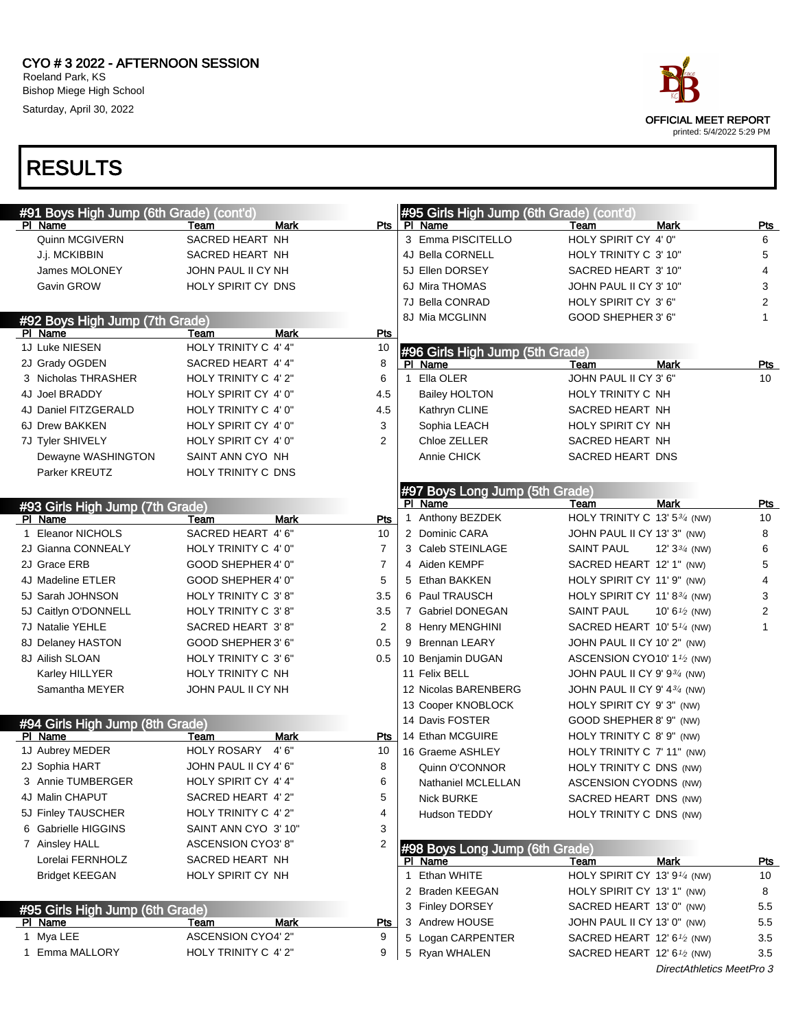# CYO # 3 2022 - AFTERNOON SESSION

Roeland Park, KS
Bishop Miege High School
Saturday, April 30, 2022

OFFICIAL MEET REPORT
printed: 5/4/2022 5:29 PM

# RESULTS

## #91 Boys High Jump (6th Grade) (cont'd)

| Pl | Name | Team | Mark | Pts |
|---|---|---|---|---|
| | Quinn MCGIVERN | SACRED HEART | NH | |
| | J.j. MCKIBBIN | SACRED HEART | NH | |
| | James MOLONEY | JOHN PAUL II CY | NH | |
| | Gavin GROW | HOLY SPIRIT CY | DNS | |

## #92 Boys High Jump (7th Grade)

| Pl | Name | Team | Mark | Pts |
|---|---|---|---|---|
| 1J | Luke NIESEN | HOLY TRINITY C | 4' 4" | 10 |
| 2J | Grady OGDEN | SACRED HEART | 4' 4" | 8 |
| 3 | Nicholas THRASHER | HOLY TRINITY C | 4' 2" | 6 |
| 4J | Joel BRADDY | HOLY SPIRIT CY | 4' 0" | 4.5 |
| 4J | Daniel FITZGERALD | HOLY TRINITY C | 4' 0" | 4.5 |
| 6J | Drew BAKKEN | HOLY SPIRIT CY | 4' 0" | 3 |
| 7J | Tyler SHIVELY | HOLY SPIRIT CY | 4' 0" | 2 |
| | Dewayne WASHINGTON | SAINT ANN CYO | NH | |
| | Parker KREUTZ | HOLY TRINITY C | DNS | |

## #93 Girls High Jump (7th Grade)

| Pl | Name | Team | Mark | Pts |
|---|---|---|---|---|
| 1 | Eleanor NICHOLS | SACRED HEART | 4' 6" | 10 |
| 2J | Gianna CONNEALY | HOLY TRINITY C | 4' 0" | 7 |
| 2J | Grace ERB | GOOD SHEPHER | 4' 0" | 7 |
| 4J | Madeline ETLER | GOOD SHEPHER | 4' 0" | 5 |
| 5J | Sarah JOHNSON | HOLY TRINITY C | 3' 8" | 3.5 |
| 5J | Caitlyn O'DONNELL | HOLY TRINITY C | 3' 8" | 3.5 |
| 7J | Natalie YEHLE | SACRED HEART | 3' 8" | 2 |
| 8J | Delaney HASTON | GOOD SHEPHER | 3' 6" | 0.5 |
| 8J | Ailish SLOAN | HOLY TRINITY C | 3' 6" | 0.5 |
| | Karley HILLYER | HOLY TRINITY C | NH | |
| | Samantha MEYER | JOHN PAUL II CY | NH | |

## #94 Girls High Jump (8th Grade)

| Pl | Name | Team | Mark | Pts |
|---|---|---|---|---|
| 1J | Aubrey MEDER | HOLY ROSARY | 4' 6" | 10 |
| 2J | Sophia HART | JOHN PAUL II CY | 4' 6" | 8 |
| 3 | Annie TUMBERGER | HOLY SPIRIT CY | 4' 4" | 6 |
| 4J | Malin CHAPUT | SACRED HEART | 4' 2" | 5 |
| 5J | Finley TAUSCHER | HOLY TRINITY C | 4' 2" | 4 |
| 6 | Gabrielle HIGGINS | SAINT ANN CYO | 3' 10" | 3 |
| 7 | Ainsley HALL | ASCENSION CYO | 3' 8" | 2 |
| | Lorelai FERNHOLZ | SACRED HEART | NH | |
| | Bridget KEEGAN | HOLY SPIRIT CY | NH | |

## #95 Girls High Jump (6th Grade)

| Pl | Name | Team | Mark | Pts |
|---|---|---|---|---|
| 1 | Mya LEE | ASCENSION CYO | 4' 2" | 9 |
| 1 | Emma MALLORY | HOLY TRINITY C | 4' 2" | 9 |
| 3 | Emma PISCITELLO | HOLY SPIRIT CY | 4' 0" | 6 |
| 4J | Bella CORNELL | HOLY TRINITY C | 3' 10" | 5 |
| 5J | Ellen DORSEY | SACRED HEART | 3' 10" | 4 |
| 6J | Mira THOMAS | JOHN PAUL II CY | 3' 10" | 3 |
| 7J | Bella CONRAD | HOLY SPIRIT CY | 3' 6" | 2 |
| 8J | Mia MCGLINN | GOOD SHEPHER | 3' 6" | 1 |

## #96 Girls High Jump (5th Grade)

| Pl | Name | Team | Mark | Pts |
|---|---|---|---|---|
| 1 | Ella OLER | JOHN PAUL II CY | 3' 6" | 10 |
| | Bailey HOLTON | HOLY TRINITY C | NH | |
| | Kathryn CLINE | SACRED HEART | NH | |
| | Sophia LEACH | HOLY SPIRIT CY | NH | |
| | Chloe ZELLER | SACRED HEART | NH | |
| | Annie CHICK | SACRED HEART | DNS | |

## #97 Boys Long Jump (5th Grade)

| Pl | Name | Team | Mark | Pts |
|---|---|---|---|---|
| 1 | Anthony BEZDEK | HOLY TRINITY C | 13' 5¾ (NW) | 10 |
| 2 | Dominic CARA | JOHN PAUL II CY | 13' 3" (NW) | 8 |
| 3 | Caleb STEINLAGE | SAINT PAUL | 12' 3¾ (NW) | 6 |
| 4 | Aiden KEMPF | SACRED HEART | 12' 1" (NW) | 5 |
| 5 | Ethan BAKKEN | HOLY SPIRIT CY | 11' 9" (NW) | 4 |
| 6 | Paul TRAUSCH | HOLY SPIRIT CY | 11' 8¾ (NW) | 3 |
| 7 | Gabriel DONEGAN | SAINT PAUL | 10' 6½ (NW) | 2 |
| 8 | Henry MENGHINI | SACRED HEART | 10' 5¼ (NW) | 1 |
| 9 | Brennan LEARY | JOHN PAUL II CY | 10' 2" (NW) | |
| 10 | Benjamin DUGAN | ASCENSION CYO | 10' 1½ (NW) | |
| 11 | Felix BELL | JOHN PAUL II CY | 9' 9¾ (NW) | |
| 12 | Nicolas BARENBERG | JOHN PAUL II CY | 9' 4¾ (NW) | |
| 13 | Cooper KNOBLOCK | HOLY SPIRIT CY | 9' 3" (NW) | |
| 14 | Davis FOSTER | GOOD SHEPHER | 8' 9" (NW) | |
| 14 | Ethan MCGUIRE | HOLY TRINITY C | 8' 9" (NW) | |
| 16 | Graeme ASHLEY | HOLY TRINITY C | 7' 11" (NW) | |
| | Quinn O'CONNOR | HOLY TRINITY C | DNS (NW) | |
| | Nathaniel MCLELLAN | ASCENSION CYO | DNS (NW) | |
| | Nick BURKE | SACRED HEART | DNS (NW) | |
| | Hudson TEDDY | HOLY TRINITY C | DNS (NW) | |

## #98 Boys Long Jump (6th Grade)

| Pl | Name | Team | Mark | Pts |
|---|---|---|---|---|
| 1 | Ethan WHITE | HOLY SPIRIT CY | 13' 9¼ (NW) | 10 |
| 2 | Braden KEEGAN | HOLY SPIRIT CY | 13' 1" (NW) | 8 |
| 3 | Finley DORSEY | SACRED HEART | 13' 0" (NW) | 5.5 |
| 3 | Andrew HOUSE | JOHN PAUL II CY | 13' 0" (NW) | 5.5 |
| 5 | Logan CARPENTER | SACRED HEART | 12' 6½ (NW) | 3.5 |
| 5 | Ryan WHALEN | SACRED HEART | 12' 6½ (NW) | 3.5 |

*DirectAthletics MeetPro 3*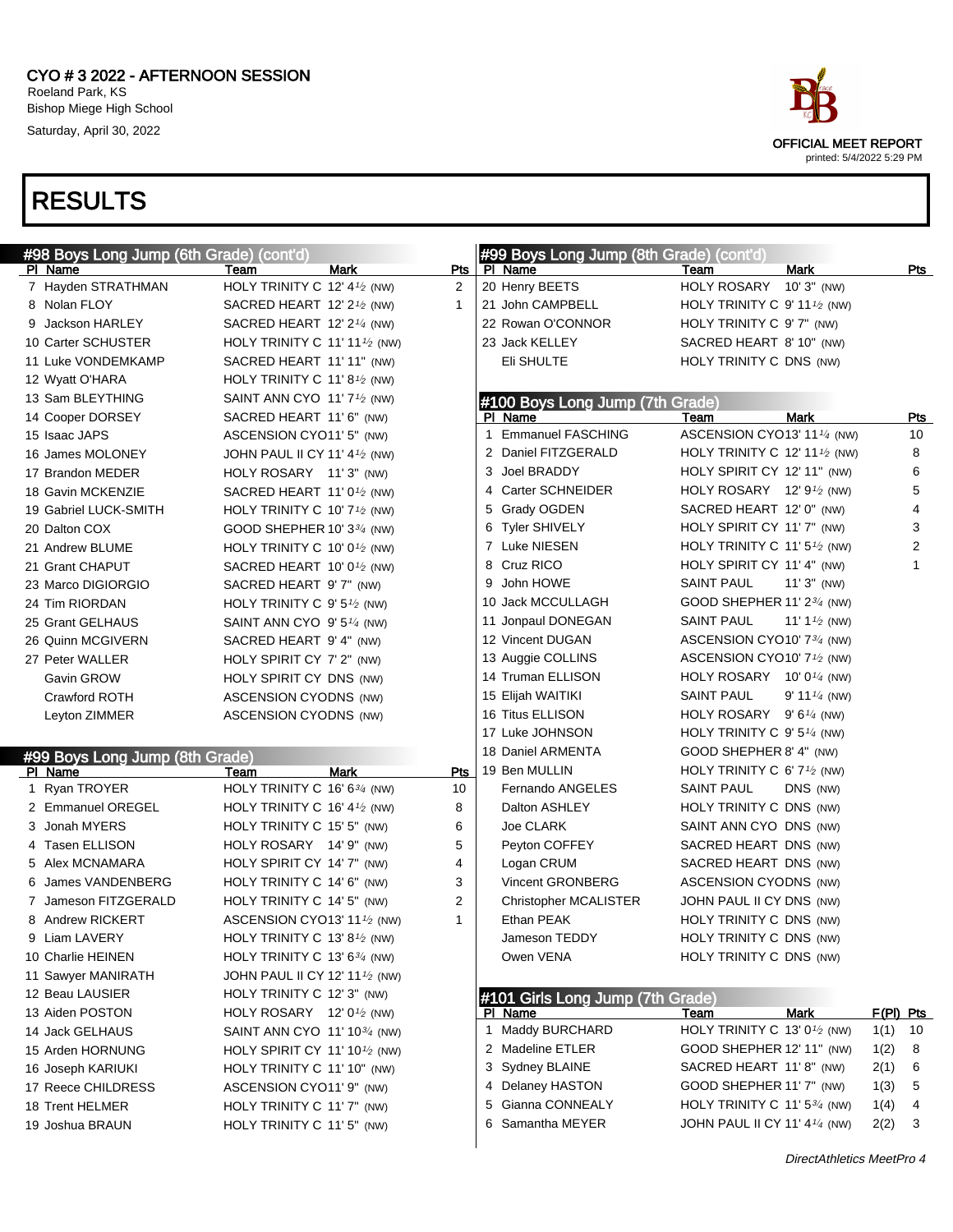CYO # 3 2022 - AFTERNOON SESSION
Roeland Park, KS
Bishop Miege High School
Saturday, April 30, 2022

OFFICIAL MEET REPORT
printed: 5/4/2022 5:29 PM

# RESULTS

## #98 Boys Long Jump (6th Grade) (cont'd)

| Pl | Name | Team | Mark | Pts |
|---|---|---|---|---|
| 7 | Hayden STRATHMAN | HOLY TRINITY C | 12' 4½ (NW) | 2 |
| 8 | Nolan FLOY | SACRED HEART | 12' 2½ (NW) | 1 |
| 9 | Jackson HARLEY | SACRED HEART | 12' 2¼ (NW) | |
| 10 | Carter SCHUSTER | HOLY TRINITY C | 11' 11½ (NW) | |
| 11 | Luke VONDEMKAMP | SACRED HEART | 11' 11" (NW) | |
| 12 | Wyatt O'HARA | HOLY TRINITY C | 11' 8½ (NW) | |
| 13 | Sam BLEYTHING | SAINT ANN CYO | 11' 7½ (NW) | |
| 14 | Cooper DORSEY | SACRED HEART | 11' 6" (NW) | |
| 15 | Isaac JAPS | ASCENSION CYO | 11' 5" (NW) | |
| 16 | James MOLONEY | JOHN PAUL II CY | 11' 4½ (NW) | |
| 17 | Brandon MEDER | HOLY ROSARY | 11' 3" (NW) | |
| 18 | Gavin MCKENZIE | SACRED HEART | 11' 0½ (NW) | |
| 19 | Gabriel LUCK-SMITH | HOLY TRINITY C | 10' 7½ (NW) | |
| 20 | Dalton COX | GOOD SHEPHER | 10' 3¾ (NW) | |
| 21 | Andrew BLUME | HOLY TRINITY C | 10' 0½ (NW) | |
| 21 | Grant CHAPUT | SACRED HEART | 10' 0½ (NW) | |
| 23 | Marco DIGIORGIO | SACRED HEART | 9' 7" (NW) | |
| 24 | Tim RIORDAN | HOLY TRINITY C | 9' 5½ (NW) | |
| 25 | Grant GELHAUS | SAINT ANN CYO | 9' 5¼ (NW) | |
| 26 | Quinn MCGIVERN | SACRED HEART | 9' 4" (NW) | |
| 27 | Peter WALLER | HOLY SPIRIT CY | 7' 2" (NW) | |
| | Gavin GROW | HOLY SPIRIT CY | DNS (NW) | |
| | Crawford ROTH | ASCENSION CYO | DNS (NW) | |
| | Leyton ZIMMER | ASCENSION CYO | DNS (NW) | |

## #99 Boys Long Jump (8th Grade)

| Pl | Name | Team | Mark | Pts |
|---|---|---|---|---|
| 1 | Ryan TROYER | HOLY TRINITY C | 16' 6¾ (NW) | 10 |
| 2 | Emmanuel OREGEL | HOLY TRINITY C | 16' 4½ (NW) | 8 |
| 3 | Jonah MYERS | HOLY TRINITY C | 15' 5" (NW) | 6 |
| 4 | Tasen ELLISON | HOLY ROSARY | 14' 9" (NW) | 5 |
| 5 | Alex MCNAMARA | HOLY SPIRIT CY | 14' 7" (NW) | 4 |
| 6 | James VANDENBERG | HOLY TRINITY C | 14' 6" (NW) | 3 |
| 7 | Jameson FITZGERALD | HOLY TRINITY C | 14' 5" (NW) | 2 |
| 8 | Andrew RICKERT | ASCENSION CYO | 13' 11½ (NW) | 1 |
| 9 | Liam LAVERY | HOLY TRINITY C | 13' 8½ (NW) | |
| 10 | Charlie HEINEN | HOLY TRINITY C | 13' 6¾ (NW) | |
| 11 | Sawyer MANIRATH | JOHN PAUL II CY | 12' 11½ (NW) | |
| 12 | Beau LAUSIER | HOLY TRINITY C | 12' 3" (NW) | |
| 13 | Aiden POSTON | HOLY ROSARY | 12' 0½ (NW) | |
| 14 | Jack GELHAUS | SAINT ANN CYO | 11' 10¾ (NW) | |
| 15 | Arden HORNUNG | HOLY SPIRIT CY | 11' 10½ (NW) | |
| 16 | Joseph KARIUKI | HOLY TRINITY C | 11' 10" (NW) | |
| 17 | Reece CHILDRESS | ASCENSION CYO | 11' 9" (NW) | |
| 18 | Trent HELMER | HOLY TRINITY C | 11' 7" (NW) | |
| 19 | Joshua BRAUN | HOLY TRINITY C | 11' 5" (NW) | |
| 20 | Henry BEETS | HOLY ROSARY | 10' 3" (NW) | |
| 21 | John CAMPBELL | HOLY TRINITY C | 9' 11½ (NW) | |
| 22 | Rowan O'CONNOR | HOLY TRINITY C | 9' 7" (NW) | |
| 23 | Jack KELLEY | SACRED HEART | 8' 10" (NW) | |
| | Eli SHULTE | HOLY TRINITY C | DNS (NW) | |

## #100 Boys Long Jump (7th Grade)

| Pl | Name | Team | Mark | Pts |
|---|---|---|---|---|
| 1 | Emmanuel FASCHING | ASCENSION CYO | 13' 11¼ (NW) | 10 |
| 2 | Daniel FITZGERALD | HOLY TRINITY C | 12' 11½ (NW) | 8 |
| 3 | Joel BRADDY | HOLY SPIRIT CY | 12' 11" (NW) | 6 |
| 4 | Carter SCHNEIDER | HOLY ROSARY | 12' 9½ (NW) | 5 |
| 5 | Grady OGDEN | SACRED HEART | 12' 0" (NW) | 4 |
| 6 | Tyler SHIVELY | HOLY SPIRIT CY | 11' 7" (NW) | 3 |
| 7 | Luke NIESEN | HOLY TRINITY C | 11' 5½ (NW) | 2 |
| 8 | Cruz RICO | HOLY SPIRIT CY | 11' 4" (NW) | 1 |
| 9 | John HOWE | SAINT PAUL | 11' 3" (NW) | |
| 10 | Jack MCCULLAGH | GOOD SHEPHER | 11' 2¾ (NW) | |
| 11 | Jonpaul DONEGAN | SAINT PAUL | 11' 1½ (NW) | |
| 12 | Vincent DUGAN | ASCENSION CYO | 10' 7¾ (NW) | |
| 13 | Auggie COLLINS | ASCENSION CYO | 10' 7½ (NW) | |
| 14 | Truman ELLISON | HOLY ROSARY | 10' 0¼ (NW) | |
| 15 | Elijah WAITIKI | SAINT PAUL | 9' 11¼ (NW) | |
| 16 | Titus ELLISON | HOLY ROSARY | 9' 6¼ (NW) | |
| 17 | Luke JOHNSON | HOLY TRINITY C | 9' 5¼ (NW) | |
| 18 | Daniel ARMENTA | GOOD SHEPHER | 8' 4" (NW) | |
| 19 | Ben MULLIN | HOLY TRINITY C | 6' 7½ (NW) | |
| | Fernando ANGELES | SAINT PAUL | DNS (NW) | |
| | Dalton ASHLEY | HOLY TRINITY C | DNS (NW) | |
| | Joe CLARK | SAINT ANN CYO | DNS (NW) | |
| | Peyton COFFEY | SACRED HEART | DNS (NW) | |
| | Logan CRUM | SACRED HEART | DNS (NW) | |
| | Vincent GRONBERG | ASCENSION CYO | DNS (NW) | |
| | Christopher MCALISTER | JOHN PAUL II CY | DNS (NW) | |
| | Ethan PEAK | HOLY TRINITY C | DNS (NW) | |
| | Jameson TEDDY | HOLY TRINITY C | DNS (NW) | |
| | Owen VENA | HOLY TRINITY C | DNS (NW) | |

## #101 Girls Long Jump (7th Grade)

| Pl | Name | Team | Mark | F(Pl) | Pts |
|---|---|---|---|---|---|
| 1 | Maddy BURCHARD | HOLY TRINITY C | 13' 0½ (NW) | 1(1) | 10 |
| 2 | Madeline ETLER | GOOD SHEPHER | 12' 11" (NW) | 1(2) | 8 |
| 3 | Sydney BLAINE | SACRED HEART | 11' 8" (NW) | 2(1) | 6 |
| 4 | Delaney HASTON | GOOD SHEPHER | 11' 7" (NW) | 1(3) | 5 |
| 5 | Gianna CONNEALY | HOLY TRINITY C | 11' 5¾ (NW) | 1(4) | 4 |
| 6 | Samantha MEYER | JOHN PAUL II CY | 11' 4¼ (NW) | 2(2) | 3 |

DirectAthletics MeetPro 4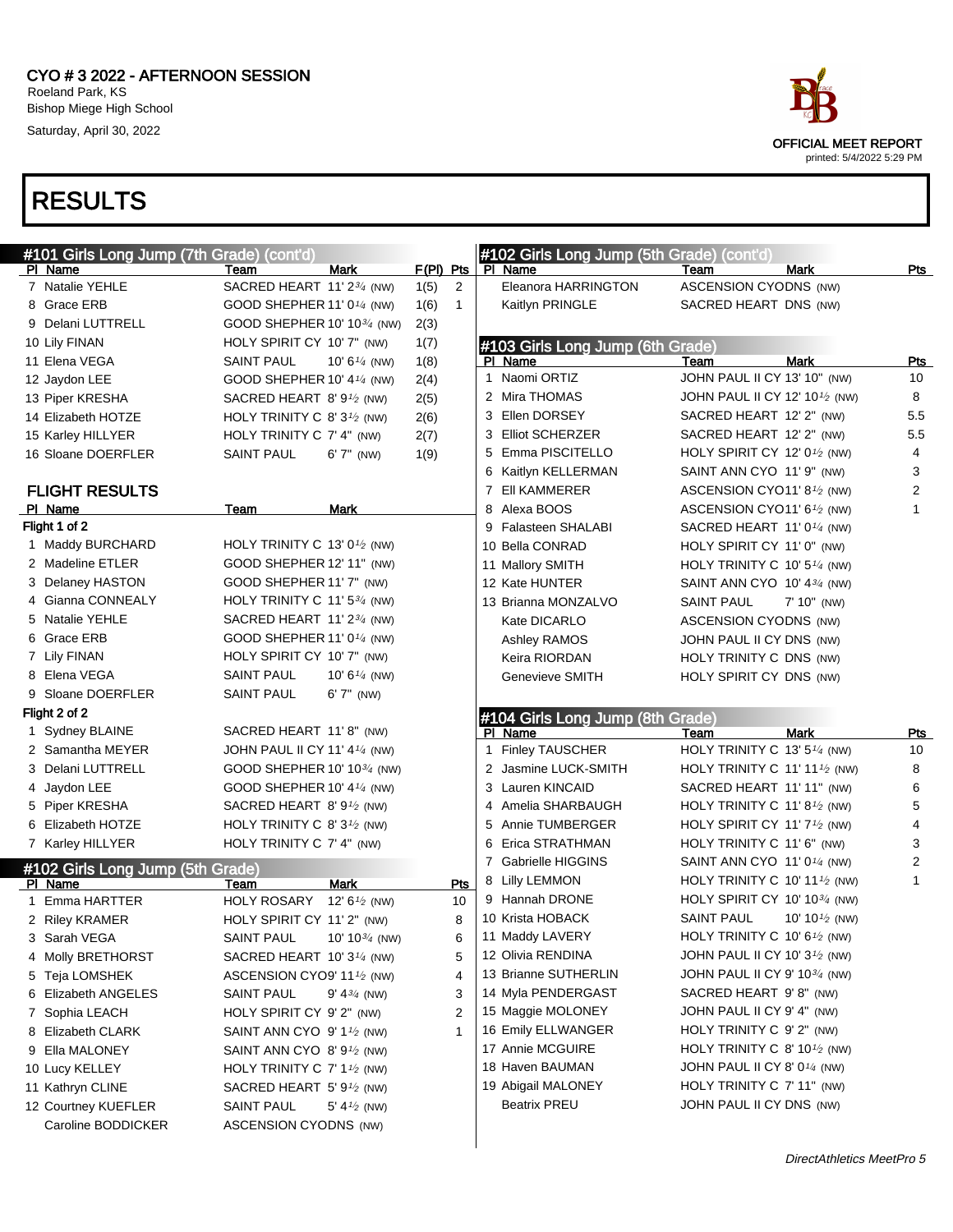CYO # 3 2022 - AFTERNOON SESSION
Roeland Park, KS
Bishop Miege High School
Saturday, April 30, 2022

OFFICIAL MEET REPORT
printed: 5/4/2022 5:29 PM

# RESULTS

## #101 Girls Long Jump (7th Grade) (cont'd)

| Pl | Name | Team | Mark | F(Pl) | Pts |
|---|---|---|---|---|---|
| 7 | Natalie YEHLE | SACRED HEART | 11' 2¾ (NW) | 1(5) | 2 |
| 8 | Grace ERB | GOOD SHEPHER | 11' 0¼ (NW) | 1(6) | 1 |
| 9 | Delani LUTTRELL | GOOD SHEPHER | 10' 10¾ (NW) | 2(3) | |
| 10 | Lily FINAN | HOLY SPIRIT CY | 10' 7" (NW) | 1(7) | |
| 11 | Elena VEGA | SAINT PAUL | 10' 6¼ (NW) | 1(8) | |
| 12 | Jaydon LEE | GOOD SHEPHER | 10' 4¼ (NW) | 2(4) | |
| 13 | Piper KRESHA | SACRED HEART | 8' 9½ (NW) | 2(5) | |
| 14 | Elizabeth HOTZE | HOLY TRINITY C | 8' 3½ (NW) | 2(6) | |
| 15 | Karley HILLYER | HOLY TRINITY C | 7' 4" (NW) | 2(7) | |
| 16 | Sloane DOERFLER | SAINT PAUL | 6' 7" (NW) | 1(9) | |

### FLIGHT RESULTS

| Pl | Name | Team | Mark |
|---|---|---|---|
| **Flight 1 of 2** | | | |
| 1 | Maddy BURCHARD | HOLY TRINITY C | 13' 0½ (NW) |
| 2 | Madeline ETLER | GOOD SHEPHER | 12' 11" (NW) |
| 3 | Delaney HASTON | GOOD SHEPHER | 11' 7" (NW) |
| 4 | Gianna CONNEALY | HOLY TRINITY C | 11' 5¾ (NW) |
| 5 | Natalie YEHLE | SACRED HEART | 11' 2¾ (NW) |
| 6 | Grace ERB | GOOD SHEPHER | 11' 0¼ (NW) |
| 7 | Lily FINAN | HOLY SPIRIT CY | 10' 7" (NW) |
| 8 | Elena VEGA | SAINT PAUL | 10' 6¼ (NW) |
| 9 | Sloane DOERFLER | SAINT PAUL | 6' 7" (NW) |
| **Flight 2 of 2** | | | |
| 1 | Sydney BLAINE | SACRED HEART | 11' 8" (NW) |
| 2 | Samantha MEYER | JOHN PAUL II CY | 11' 4¼ (NW) |
| 3 | Delani LUTTRELL | GOOD SHEPHER | 10' 10¾ (NW) |
| 4 | Jaydon LEE | GOOD SHEPHER | 10' 4¼ (NW) |
| 5 | Piper KRESHA | SACRED HEART | 8' 9½ (NW) |
| 6 | Elizabeth HOTZE | HOLY TRINITY C | 8' 3½ (NW) |
| 7 | Karley HILLYER | HOLY TRINITY C | 7' 4" (NW) |

## #102 Girls Long Jump (5th Grade)

| Pl | Name | Team | Mark | Pts |
|---|---|---|---|---|
| 1 | Emma HARTTER | HOLY ROSARY | 12' 6½ (NW) | 10 |
| 2 | Riley KRAMER | HOLY SPIRIT CY | 11' 2" (NW) | 8 |
| 3 | Sarah VEGA | SAINT PAUL | 10' 10¾ (NW) | 6 |
| 4 | Molly BRETHORST | SACRED HEART | 10' 3¼ (NW) | 5 |
| 5 | Teja LOMSHEK | ASCENSION CYO | 9' 11½ (NW) | 4 |
| 6 | Elizabeth ANGELES | SAINT PAUL | 9' 4¾ (NW) | 3 |
| 7 | Sophia LEACH | HOLY SPIRIT CY | 9' 2" (NW) | 2 |
| 8 | Elizabeth CLARK | SAINT ANN CYO | 9' 1½ (NW) | 1 |
| 9 | Ella MALONEY | SAINT ANN CYO | 8' 9½ (NW) | |
| 10 | Lucy KELLEY | HOLY TRINITY C | 7' 1½ (NW) | |
| 11 | Kathryn CLINE | SACRED HEART | 5' 9½ (NW) | |
| 12 | Courtney KUEFLER | SAINT PAUL | 5' 4½ (NW) | |
| | Caroline BODDICKER | ASCENSION CYO | DNS (NW) | |
| | Eleanora HARRINGTON | ASCENSION CYO | DNS (NW) | |
| | Kaitlyn PRINGLE | SACRED HEART | DNS (NW) | |

## #103 Girls Long Jump (6th Grade)

| Pl | Name | Team | Mark | Pts |
|---|---|---|---|---|
| 1 | Naomi ORTIZ | JOHN PAUL II CY | 13' 10" (NW) | 10 |
| 2 | Mira THOMAS | JOHN PAUL II CY | 12' 10½ (NW) | 8 |
| 3 | Ellen DORSEY | SACRED HEART | 12' 2" (NW) | 5.5 |
| 3 | Elliot SCHERZER | SACRED HEART | 12' 2" (NW) | 5.5 |
| 5 | Emma PISCITELLO | HOLY SPIRIT CY | 12' 0½ (NW) | 4 |
| 6 | Kaitlyn KELLERMAN | SAINT ANN CYO | 11' 9" (NW) | 3 |
| 7 | Ell KAMMERER | ASCENSION CYO | 11' 8½ (NW) | 2 |
| 8 | Alexa BOOS | ASCENSION CYO | 11' 6½ (NW) | 1 |
| 9 | Falasteen SHALABI | SACRED HEART | 11' 0¼ (NW) | |
| 10 | Bella CONRAD | HOLY SPIRIT CY | 11' 0" (NW) | |
| 11 | Mallory SMITH | HOLY TRINITY C | 10' 5¼ (NW) | |
| 12 | Kate HUNTER | SAINT ANN CYO | 10' 4¾ (NW) | |
| 13 | Brianna MONZALVO | SAINT PAUL | 7' 10" (NW) | |
| | Kate DICARLO | ASCENSION CYO | DNS (NW) | |
| | Ashley RAMOS | JOHN PAUL II CY | DNS (NW) | |
| | Keira RIORDAN | HOLY TRINITY C | DNS (NW) | |
| | Genevieve SMITH | HOLY SPIRIT CY | DNS (NW) | |

## #104 Girls Long Jump (8th Grade)

| Pl | Name | Team | Mark | Pts |
|---|---|---|---|---|
| 1 | Finley TAUSCHER | HOLY TRINITY C | 13' 5¼ (NW) | 10 |
| 2 | Jasmine LUCK-SMITH | HOLY TRINITY C | 11' 11½ (NW) | 8 |
| 3 | Lauren KINCAID | SACRED HEART | 11' 11" (NW) | 6 |
| 4 | Amelia SHARBAUGH | HOLY TRINITY C | 11' 8½ (NW) | 5 |
| 5 | Annie TUMBERGER | HOLY SPIRIT CY | 11' 7½ (NW) | 4 |
| 6 | Erica STRATHMAN | HOLY TRINITY C | 11' 6" (NW) | 3 |
| 7 | Gabrielle HIGGINS | SAINT ANN CYO | 11' 0¼ (NW) | 2 |
| 8 | Lilly LEMMON | HOLY TRINITY C | 10' 11½ (NW) | 1 |
| 9 | Hannah DRONE | HOLY SPIRIT CY | 10' 10¾ (NW) | |
| 10 | Krista HOBACK | SAINT PAUL | 10' 10½ (NW) | |
| 11 | Maddy LAVERY | HOLY TRINITY C | 10' 6½ (NW) | |
| 12 | Olivia RENDINA | JOHN PAUL II CY | 10' 3½ (NW) | |
| 13 | Brianne SUTHERLIN | JOHN PAUL II CY | 9' 10¾ (NW) | |
| 14 | Myla PENDERGAST | SACRED HEART | 9' 8" (NW) | |
| 15 | Maggie MOLONEY | JOHN PAUL II CY | 9' 4" (NW) | |
| 16 | Emily ELLWANGER | HOLY TRINITY C | 9' 2" (NW) | |
| 17 | Annie MCGUIRE | HOLY TRINITY C | 8' 10½ (NW) | |
| 18 | Haven BAUMAN | JOHN PAUL II CY | 8' 0¼ (NW) | |
| 19 | Abigail MALONEY | HOLY TRINITY C | 7' 11" (NW) | |
| | Beatrix PREU | JOHN PAUL II CY | DNS (NW) | |

DirectAthletics MeetPro 5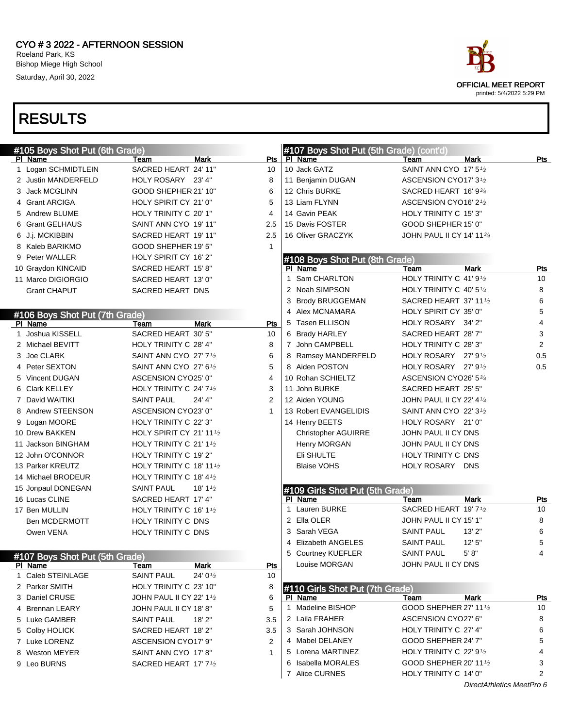CYO # 3 2022 - AFTERNOON SESSION
Roeland Park, KS
Bishop Miege High School
Saturday, April 30, 2022

OFFICIAL MEET REPORT
printed: 5/4/2022 5:29 PM

# RESULTS

## #105 Boys Shot Put (6th Grade)

| Pl | Name | Team | Mark | Pts |
|---|---|---|---|---|
| 1 | Logan SCHMIDTLEIN | SACRED HEART | 24' 11" | 10 |
| 2 | Justin MANDERFELD | HOLY ROSARY | 23' 4" | 8 |
| 3 | Jack MCGLINN | GOOD SHEPHER | 21' 10" | 6 |
| 4 | Grant ARCIGA | HOLY SPIRIT CY | 21' 0" | 5 |
| 5 | Andrew BLUME | HOLY TRINITY C | 20' 1" | 4 |
| 6 | Grant GELHAUS | SAINT ANN CYO | 19' 11" | 2.5 |
| 6 | J.j. MCKIBBIN | SACRED HEART | 19' 11" | 2.5 |
| 8 | Kaleb BARIKMO | GOOD SHEPHER | 19' 5" | 1 |
| 9 | Peter WALLER | HOLY SPIRIT CY | 16' 2" | |
| 10 | Graydon KINCAID | SACRED HEART | 15' 8" | |
| 11 | Marco DIGIORGIO | SACRED HEART | 13' 0" | |
| | Grant CHAPUT | SACRED HEART | DNS | |

## #106 Boys Shot Put (7th Grade)

| Pl | Name | Team | Mark | Pts |
|---|---|---|---|---|
| 1 | Joshua KISSELL | SACRED HEART | 30' 5" | 10 |
| 2 | Michael BEVITT | HOLY TRINITY C | 28' 4" | 8 |
| 3 | Joe CLARK | SAINT ANN CYO | 27' 7½ | 6 |
| 4 | Peter SEXTON | SAINT ANN CYO | 27' 6½ | 5 |
| 5 | Vincent DUGAN | ASCENSION CYO | 25' 0" | 4 |
| 6 | Clark KELLEY | HOLY TRINITY C | 24' 7½ | 3 |
| 7 | David WAITIKI | SAINT PAUL | 24' 4" | 2 |
| 8 | Andrew STEENSON | ASCENSION CYO | 23' 0" | 1 |
| 9 | Logan MOORE | HOLY TRINITY C | 22' 3" | |
| 10 | Drew BAKKEN | HOLY SPIRIT CY | 21' 11½ | |
| 11 | Jackson BINGHAM | HOLY TRINITY C | 21' 1½ | |
| 12 | John O'CONNOR | HOLY TRINITY C | 19' 2" | |
| 13 | Parker KREUTZ | HOLY TRINITY C | 18' 11½ | |
| 14 | Michael BRODEUR | HOLY TRINITY C | 18' 4½ | |
| 15 | Jonpaul DONEGAN | SAINT PAUL | 18' 1½ | |
| 16 | Lucas CLINE | SACRED HEART | 17' 4" | |
| 17 | Ben MULLIN | HOLY TRINITY C | 16' 1½ | |
| | Ben MCDERMOTT | HOLY TRINITY C | DNS | |
| | Owen VENA | HOLY TRINITY C | DNS | |

## #107 Boys Shot Put (5th Grade)

| Pl | Name | Team | Mark | Pts |
|---|---|---|---|---|
| 1 | Caleb STEINLAGE | SAINT PAUL | 24' 0½ | 10 |
| 2 | Parker SMITH | HOLY TRINITY C | 23' 10" | 8 |
| 3 | Daniel CRUSE | JOHN PAUL II CY | 22' 1½ | 6 |
| 4 | Brennan LEARY | JOHN PAUL II CY | 18' 8" | 5 |
| 5 | Luke GAMBER | SAINT PAUL | 18' 2" | 3.5 |
| 5 | Colby HOLICK | SACRED HEART | 18' 2" | 3.5 |
| 7 | Luke LORENZ | ASCENSION CYO | 17' 9" | 2 |
| 8 | Weston MEYER | SAINT ANN CYO | 17' 8" | 1 |
| 9 | Leo BURNS | SACRED HEART | 17' 7½ | |
| 10 | Jack GATZ | SAINT ANN CYO | 17' 5½ | |
| 11 | Benjamin DUGAN | ASCENSION CYO | 17' 3½ | |
| 12 | Chris BURKE | SACRED HEART | 16' 9¾ | |
| 13 | Liam FLYNN | ASCENSION CYO | 16' 2½ | |
| 14 | Gavin PEAK | HOLY TRINITY C | 15' 3" | |
| 15 | Davis FOSTER | GOOD SHEPHER | 15' 0" | |
| 16 | Oliver GRACZYK | JOHN PAUL II CY | 14' 11¾ | |

## #108 Boys Shot Put (8th Grade)

| Pl | Name | Team | Mark | Pts |
|---|---|---|---|---|
| 1 | Sam CHARLTON | HOLY TRINITY C | 41' 9½ | 10 |
| 2 | Noah SIMPSON | HOLY TRINITY C | 40' 5¼ | 8 |
| 3 | Brody BRUGGEMAN | SACRED HEART | 37' 11½ | 6 |
| 4 | Alex MCNAMARA | HOLY SPIRIT CY | 35' 0" | 5 |
| 5 | Tasen ELLISON | HOLY ROSARY | 34' 2" | 4 |
| 6 | Brady HARLEY | SACRED HEART | 28' 7" | 3 |
| 7 | John CAMPBELL | HOLY TRINITY C | 28' 3" | 2 |
| 8 | Ramsey MANDERFELD | HOLY ROSARY | 27' 9½ | 0.5 |
| 8 | Aiden POSTON | HOLY ROSARY | 27' 9½ | 0.5 |
| 10 | Rohan SCHIELTZ | ASCENSION CYO | 26' 5¾ | |
| 11 | John BURKE | SACRED HEART | 25' 5" | |
| 12 | Aiden YOUNG | JOHN PAUL II CY | 22' 4¼ | |
| 13 | Robert EVANGELIDIS | SAINT ANN CYO | 22' 3½ | |
| 14 | Henry BEETS | HOLY ROSARY | 21' 0" | |
| | Christopher AGUIRRE | JOHN PAUL II CY | DNS | |
| | Henry MORGAN | JOHN PAUL II CY | DNS | |
| | Eli SHULTE | HOLY TRINITY C | DNS | |
| | Blaise VOHS | HOLY ROSARY | DNS | |

## #109 Girls Shot Put (5th Grade)

| Pl | Name | Team | Mark | Pts |
|---|---|---|---|---|
| 1 | Lauren BURKE | SACRED HEART | 19' 7½ | 10 |
| 2 | Ella OLER | JOHN PAUL II CY | 15' 1" | 8 |
| 3 | Sarah VEGA | SAINT PAUL | 13' 2" | 6 |
| 4 | Elizabeth ANGELES | SAINT PAUL | 12' 5" | 5 |
| 5 | Courtney KUEFLER | SAINT PAUL | 5' 8" | 4 |
| | Louise MORGAN | JOHN PAUL II CY | DNS | |

## #110 Girls Shot Put (7th Grade)

| Pl | Name | Team | Mark | Pts |
|---|---|---|---|---|
| 1 | Madeline BISHOP | GOOD SHEPHER | 27' 11½ | 10 |
| 2 | Laila FRAHER | ASCENSION CYO | 27' 6" | 8 |
| 3 | Sarah JOHNSON | HOLY TRINITY C | 27' 4" | 6 |
| 4 | Mabel DELANEY | GOOD SHEPHER | 24' 7" | 5 |
| 5 | Lorena MARTINEZ | HOLY TRINITY C | 22' 9½ | 4 |
| 6 | Isabella MORALES | GOOD SHEPHER | 20' 11½ | 3 |
| 7 | Alice CURNES | HOLY TRINITY C | 14' 0" | 2 |

*DirectAthletics MeetPro 6*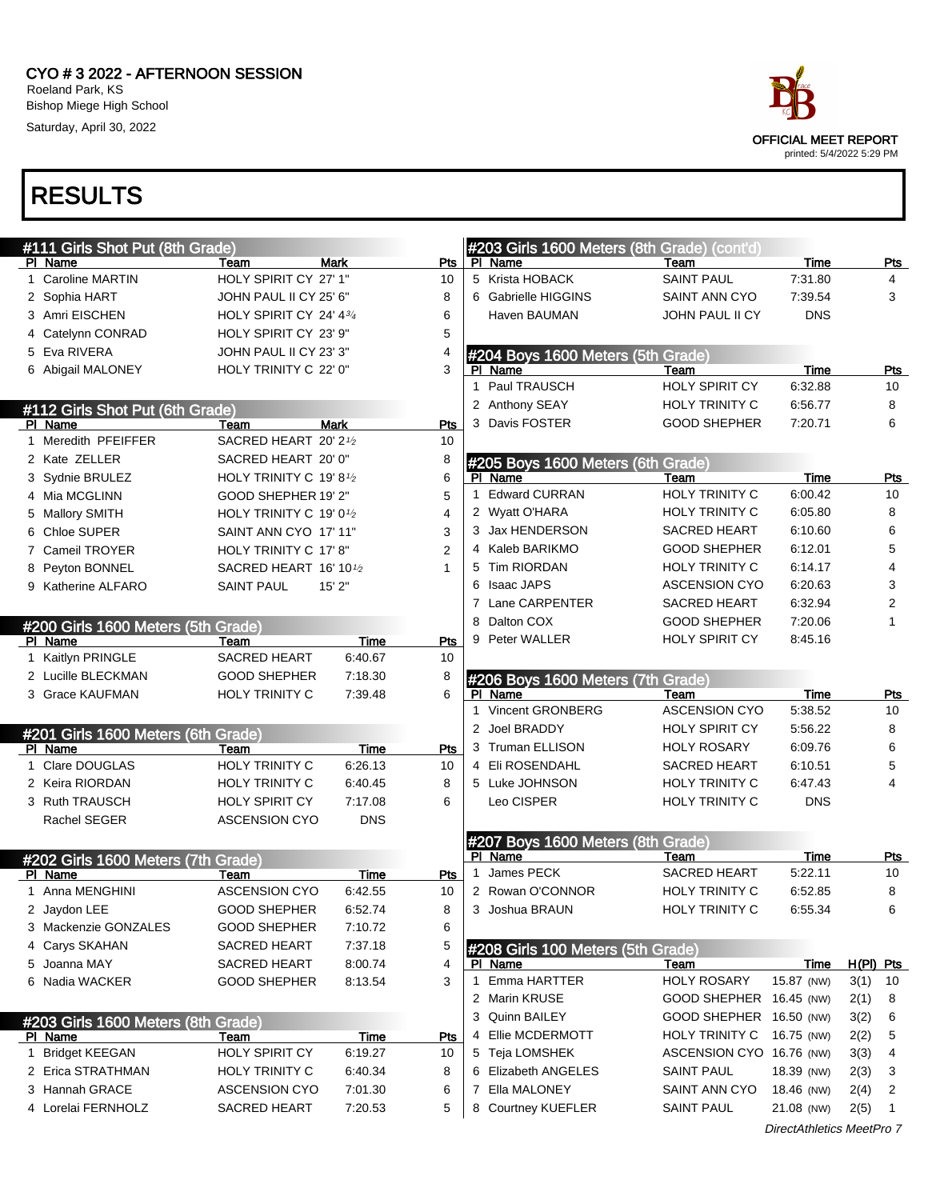CYO # 3 2022 - AFTERNOON SESSION
Roeland Park, KS
Bishop Miege High School
Saturday, April 30, 2022

OFFICIAL MEET REPORT
printed: 5/4/2022 5:29 PM

# RESULTS

## #111 Girls Shot Put (8th Grade)

| Pl | Name | Team | Mark | Pts |
|---|---|---|---|---|
| 1 | Caroline MARTIN | HOLY SPIRIT CY | 27' 1" | 10 |
| 2 | Sophia HART | JOHN PAUL II CY | 25' 6" | 8 |
| 3 | Amri EISCHEN | HOLY SPIRIT CY | 24' 4¾ | 6 |
| 4 | Catelynn CONRAD | HOLY SPIRIT CY | 23' 9" | 5 |
| 5 | Eva RIVERA | JOHN PAUL II CY | 23' 3" | 4 |
| 6 | Abigail MALONEY | HOLY TRINITY C | 22' 0" | 3 |

## #112 Girls Shot Put (6th Grade)

| Pl | Name | Team | Mark | Pts |
|---|---|---|---|---|
| 1 | Meredith PFEIFFER | SACRED HEART | 20' 2½ | 10 |
| 2 | Kate ZELLER | SACRED HEART | 20' 0" | 8 |
| 3 | Sydnie BRULEZ | HOLY TRINITY C | 19' 8½ | 6 |
| 4 | Mia MCGLINN | GOOD SHEPHER | 19' 2" | 5 |
| 5 | Mallory SMITH | HOLY TRINITY C | 19' 0½ | 4 |
| 6 | Chloe SUPER | SAINT ANN CYO | 17' 11" | 3 |
| 7 | Cameil TROYER | HOLY TRINITY C | 17' 8" | 2 |
| 8 | Peyton BONNEL | SACRED HEART | 16' 10½ | 1 |
| 9 | Katherine ALFARO | SAINT PAUL | 15' 2" | |

## #200 Girls 1600 Meters (5th Grade)

| Pl | Name | Team | Time | Pts |
|---|---|---|---|---|
| 1 | Kaitlyn PRINGLE | SACRED HEART | 6:40.67 | 10 |
| 2 | Lucille BLECKMAN | GOOD SHEPHER | 7:18.30 | 8 |
| 3 | Grace KAUFMAN | HOLY TRINITY C | 7:39.48 | 6 |

## #201 Girls 1600 Meters (6th Grade)

| Pl | Name | Team | Time | Pts |
|---|---|---|---|---|
| 1 | Clare DOUGLAS | HOLY TRINITY C | 6:26.13 | 10 |
| 2 | Keira RIORDAN | HOLY TRINITY C | 6:40.45 | 8 |
| 3 | Ruth TRAUSCH | HOLY SPIRIT CY | 7:17.08 | 6 |
| | Rachel SEGER | ASCENSION CYO | DNS | |

## #202 Girls 1600 Meters (7th Grade)

| Pl | Name | Team | Time | Pts |
|---|---|---|---|---|
| 1 | Anna MENGHINI | ASCENSION CYO | 6:42.55 | 10 |
| 2 | Jaydon LEE | GOOD SHEPHER | 6:52.74 | 8 |
| 3 | Mackenzie GONZALES | GOOD SHEPHER | 7:10.72 | 6 |
| 4 | Carys SKAHAN | SACRED HEART | 7:37.18 | 5 |
| 5 | Joanna MAY | SACRED HEART | 8:00.74 | 4 |
| 6 | Nadia WACKER | GOOD SHEPHER | 8:13.54 | 3 |

## #203 Girls 1600 Meters (8th Grade)

| Pl | Name | Team | Time | Pts |
|---|---|---|---|---|
| 1 | Bridget KEEGAN | HOLY SPIRIT CY | 6:19.27 | 10 |
| 2 | Erica STRATHMAN | HOLY TRINITY C | 6:40.34 | 8 |
| 3 | Hannah GRACE | ASCENSION CYO | 7:01.30 | 6 |
| 4 | Lorelai FERNHOLZ | SACRED HEART | 7:20.53 | 5 |
| 5 | Krista HOBACK | SAINT PAUL | 7:31.80 | 4 |
| 6 | Gabrielle HIGGINS | SAINT ANN CYO | 7:39.54 | 3 |
| | Haven BAUMAN | JOHN PAUL II CY | DNS | |

## #204 Boys 1600 Meters (5th Grade)

| Pl | Name | Team | Time | Pts |
|---|---|---|---|---|
| 1 | Paul TRAUSCH | HOLY SPIRIT CY | 6:32.88 | 10 |
| 2 | Anthony SEAY | HOLY TRINITY C | 6:56.77 | 8 |
| 3 | Davis FOSTER | GOOD SHEPHER | 7:20.71 | 6 |

## #205 Boys 1600 Meters (6th Grade)

| Pl | Name | Team | Time | Pts |
|---|---|---|---|---|
| 1 | Edward CURRAN | HOLY TRINITY C | 6:00.42 | 10 |
| 2 | Wyatt O'HARA | HOLY TRINITY C | 6:05.80 | 8 |
| 3 | Jax HENDERSON | SACRED HEART | 6:10.60 | 6 |
| 4 | Kaleb BARIKMO | GOOD SHEPHER | 6:12.01 | 5 |
| 5 | Tim RIORDAN | HOLY TRINITY C | 6:14.17 | 4 |
| 6 | Isaac JAPS | ASCENSION CYO | 6:20.63 | 3 |
| 7 | Lane CARPENTER | SACRED HEART | 6:32.94 | 2 |
| 8 | Dalton COX | GOOD SHEPHER | 7:20.06 | 1 |
| 9 | Peter WALLER | HOLY SPIRIT CY | 8:45.16 | |

## #206 Boys 1600 Meters (7th Grade)

| Pl | Name | Team | Time | Pts |
|---|---|---|---|---|
| 1 | Vincent GRONBERG | ASCENSION CYO | 5:38.52 | 10 |
| 2 | Joel BRADDY | HOLY SPIRIT CY | 5:56.22 | 8 |
| 3 | Truman ELLISON | HOLY ROSARY | 6:09.76 | 6 |
| 4 | Eli ROSENDAHL | SACRED HEART | 6:10.51 | 5 |
| 5 | Luke JOHNSON | HOLY TRINITY C | 6:47.43 | 4 |
| | Leo CISPER | HOLY TRINITY C | DNS | |

## #207 Boys 1600 Meters (8th Grade)

| Pl | Name | Team | Time | Pts |
|---|---|---|---|---|
| 1 | James PECK | SACRED HEART | 5:22.11 | 10 |
| 2 | Rowan O'CONNOR | HOLY TRINITY C | 6:52.85 | 8 |
| 3 | Joshua BRAUN | HOLY TRINITY C | 6:55.34 | 6 |

## #208 Girls 100 Meters (5th Grade)

| Pl | Name | Team | Time | H(Pl) | Pts |
|---|---|---|---|---|---|
| 1 | Emma HARTTER | HOLY ROSARY | 15.87 (NW) | 3(1) | 10 |
| 2 | Marin KRUSE | GOOD SHEPHER | 16.45 (NW) | 2(1) | 8 |
| 3 | Quinn BAILEY | GOOD SHEPHER | 16.50 (NW) | 3(2) | 6 |
| 4 | Ellie MCDERMOTT | HOLY TRINITY C | 16.75 (NW) | 2(2) | 5 |
| 5 | Teja LOMSHEK | ASCENSION CYO | 16.76 (NW) | 3(3) | 4 |
| 6 | Elizabeth ANGELES | SAINT PAUL | 18.39 (NW) | 2(3) | 3 |
| 7 | Ella MALONEY | SAINT ANN CYO | 18.46 (NW) | 2(4) | 2 |
| 8 | Courtney KUEFLER | SAINT PAUL | 21.08 (NW) | 2(5) | 1 |

DirectAthletics MeetPro 7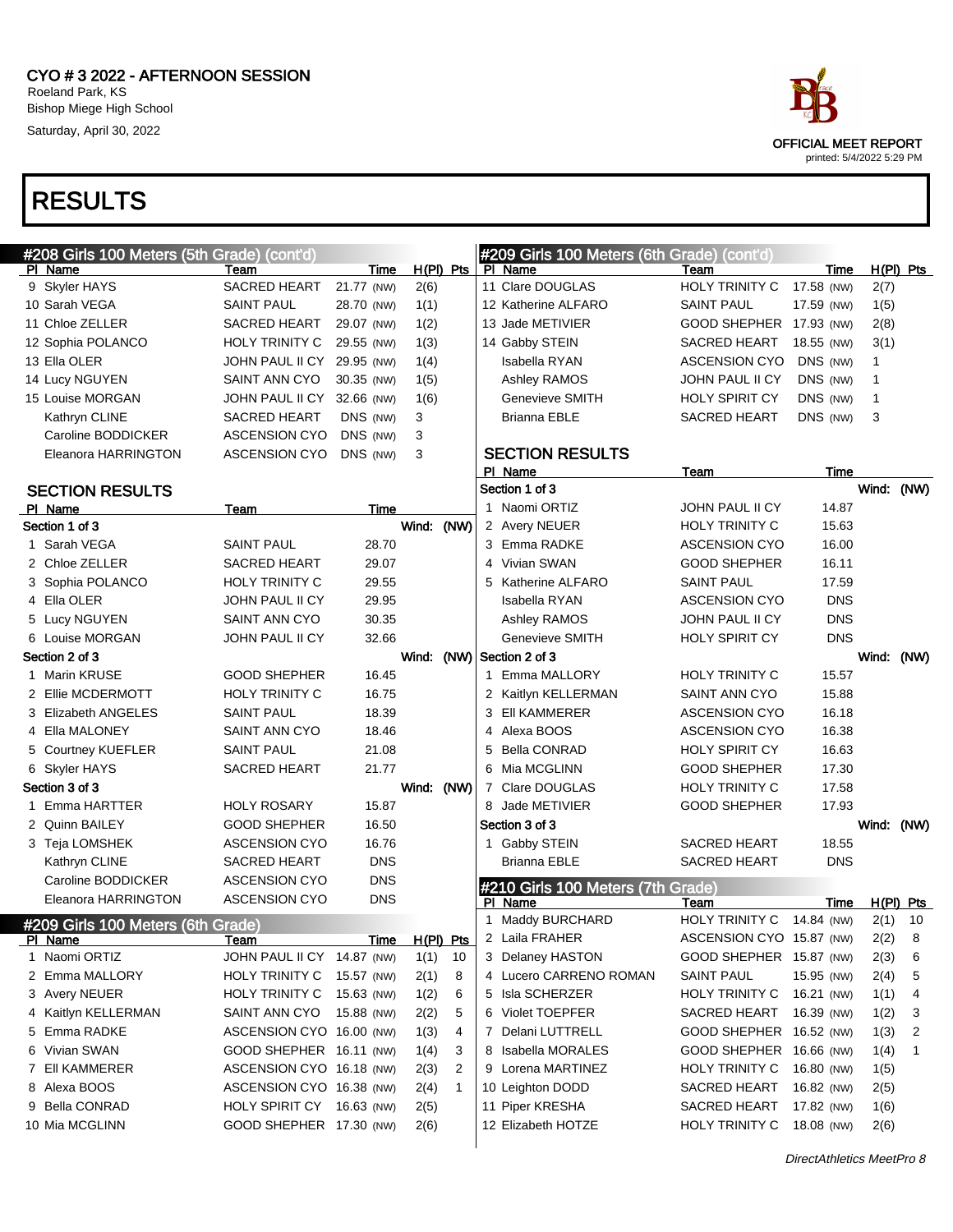# CYO # 3 2022 - AFTERNOON SESSION

Roeland Park, KS
Bishop Miege High School
Saturday, April 30, 2022

OFFICIAL MEET REPORT
printed: 5/4/2022 5:29 PM

# RESULTS

## #208 Girls 100 Meters (5th Grade) (cont'd)

| Pl | Name | Team | Time | | H(Pl) | Pts |
|---|---|---|---|---|---|---|
| 9 | Skyler HAYS | SACRED HEART | 21.77 | (NW) | 2(6) | |
| 10 | Sarah VEGA | SAINT PAUL | 28.70 | (NW) | 1(1) | |
| 11 | Chloe ZELLER | SACRED HEART | 29.07 | (NW) | 1(2) | |
| 12 | Sophia POLANCO | HOLY TRINITY C | 29.55 | (NW) | 1(3) | |
| 13 | Ella OLER | JOHN PAUL II CY | 29.95 | (NW) | 1(4) | |
| 14 | Lucy NGUYEN | SAINT ANN CYO | 30.35 | (NW) | 1(5) | |
| 15 | Louise MORGAN | JOHN PAUL II CY | 32.66 | (NW) | 1(6) | |
| | Kathryn CLINE | SACRED HEART | DNS | (NW) | 3 | |
| | Caroline BODDICKER | ASCENSION CYO | DNS | (NW) | 3 | |
| | Eleanora HARRINGTON | ASCENSION CYO | DNS | (NW) | 3 | |

### SECTION RESULTS

| Pl | Name | Team | Time |
|---|---|---|---|
| **Section 1 of 3** | | | Wind: (NW) |
| 1 | Sarah VEGA | SAINT PAUL | 28.70 |
| 2 | Chloe ZELLER | SACRED HEART | 29.07 |
| 3 | Sophia POLANCO | HOLY TRINITY C | 29.55 |
| 4 | Ella OLER | JOHN PAUL II CY | 29.95 |
| 5 | Lucy NGUYEN | SAINT ANN CYO | 30.35 |
| 6 | Louise MORGAN | JOHN PAUL II CY | 32.66 |
| **Section 2 of 3** | | | Wind: (NW) |
| 1 | Marin KRUSE | GOOD SHEPHER | 16.45 |
| 2 | Ellie MCDERMOTT | HOLY TRINITY C | 16.75 |
| 3 | Elizabeth ANGELES | SAINT PAUL | 18.39 |
| 4 | Ella MALONEY | SAINT ANN CYO | 18.46 |
| 5 | Courtney KUEFLER | SAINT PAUL | 21.08 |
| 6 | Skyler HAYS | SACRED HEART | 21.77 |
| **Section 3 of 3** | | | Wind: (NW) |
| 1 | Emma HARTTER | HOLY ROSARY | 15.87 |
| 2 | Quinn BAILEY | GOOD SHEPHER | 16.50 |
| 3 | Teja LOMSHEK | ASCENSION CYO | 16.76 |
| | Kathryn CLINE | SACRED HEART | DNS |
| | Caroline BODDICKER | ASCENSION CYO | DNS |
| | Eleanora HARRINGTON | ASCENSION CYO | DNS |

## #209 Girls 100 Meters (6th Grade)

| Pl | Name | Team | Time | | H(Pl) | Pts |
|---|---|---|---|---|---|---|
| 1 | Naomi ORTIZ | JOHN PAUL II CY | 14.87 | (NW) | 1(1) | 10 |
| 2 | Emma MALLORY | HOLY TRINITY C | 15.57 | (NW) | 2(1) | 8 |
| 3 | Avery NEUER | HOLY TRINITY C | 15.63 | (NW) | 1(2) | 6 |
| 4 | Kaitlyn KELLERMAN | SAINT ANN CYO | 15.88 | (NW) | 2(2) | 5 |
| 5 | Emma RADKE | ASCENSION CYO | 16.00 | (NW) | 1(3) | 4 |
| 6 | Vivian SWAN | GOOD SHEPHER | 16.11 | (NW) | 1(4) | 3 |
| 7 | Ell KAMMERER | ASCENSION CYO | 16.18 | (NW) | 2(3) | 2 |
| 8 | Alexa BOOS | ASCENSION CYO | 16.38 | (NW) | 2(4) | 1 |
| 9 | Bella CONRAD | HOLY SPIRIT CY | 16.63 | (NW) | 2(5) | |
| 10 | Mia MCGLINN | GOOD SHEPHER | 17.30 | (NW) | 2(6) | |
| 11 | Clare DOUGLAS | HOLY TRINITY C | 17.58 | (NW) | 2(7) | |
| 12 | Katherine ALFARO | SAINT PAUL | 17.59 | (NW) | 1(5) | |
| 13 | Jade METIVIER | GOOD SHEPHER | 17.93 | (NW) | 2(8) | |
| 14 | Gabby STEIN | SACRED HEART | 18.55 | (NW) | 3(1) | |
| | Isabella RYAN | ASCENSION CYO | DNS | (NW) | 1 | |
| | Ashley RAMOS | JOHN PAUL II CY | DNS | (NW) | 1 | |
| | Genevieve SMITH | HOLY SPIRIT CY | DNS | (NW) | 1 | |
| | Brianna EBLE | SACRED HEART | DNS | (NW) | 3 | |

### SECTION RESULTS

| Pl | Name | Team | Time |
|---|---|---|---|
| **Section 1 of 3** | | | Wind: (NW) |
| 1 | Naomi ORTIZ | JOHN PAUL II CY | 14.87 |
| 2 | Avery NEUER | HOLY TRINITY C | 15.63 |
| 3 | Emma RADKE | ASCENSION CYO | 16.00 |
| 4 | Vivian SWAN | GOOD SHEPHER | 16.11 |
| 5 | Katherine ALFARO | SAINT PAUL | 17.59 |
| | Isabella RYAN | ASCENSION CYO | DNS |
| | Ashley RAMOS | JOHN PAUL II CY | DNS |
| | Genevieve SMITH | HOLY SPIRIT CY | DNS |
| **Section 2 of 3** | | | Wind: (NW) |
| 1 | Emma MALLORY | HOLY TRINITY C | 15.57 |
| 2 | Kaitlyn KELLERMAN | SAINT ANN CYO | 15.88 |
| 3 | Ell KAMMERER | ASCENSION CYO | 16.18 |
| 4 | Alexa BOOS | ASCENSION CYO | 16.38 |
| 5 | Bella CONRAD | HOLY SPIRIT CY | 16.63 |
| 6 | Mia MCGLINN | GOOD SHEPHER | 17.30 |
| 7 | Clare DOUGLAS | HOLY TRINITY C | 17.58 |
| 8 | Jade METIVIER | GOOD SHEPHER | 17.93 |
| **Section 3 of 3** | | | Wind: (NW) |
| 1 | Gabby STEIN | SACRED HEART | 18.55 |
| | Brianna EBLE | SACRED HEART | DNS |

## #210 Girls 100 Meters (7th Grade)

| Pl | Name | Team | Time | | H(Pl) | Pts |
|---|---|---|---|---|---|---|
| 1 | Maddy BURCHARD | HOLY TRINITY C | 14.84 | (NW) | 2(1) | 10 |
| 2 | Laila FRAHER | ASCENSION CYO | 15.87 | (NW) | 2(2) | 8 |
| 3 | Delaney HASTON | GOOD SHEPHER | 15.87 | (NW) | 2(3) | 6 |
| 4 | Lucero CARRENO ROMAN | SAINT PAUL | 15.95 | (NW) | 2(4) | 5 |
| 5 | Isla SCHERZER | HOLY TRINITY C | 16.21 | (NW) | 1(1) | 4 |
| 6 | Violet TOEPFER | SACRED HEART | 16.39 | (NW) | 1(2) | 3 |
| 7 | Delani LUTTRELL | GOOD SHEPHER | 16.52 | (NW) | 1(3) | 2 |
| 8 | Isabella MORALES | GOOD SHEPHER | 16.66 | (NW) | 1(4) | 1 |
| 9 | Lorena MARTINEZ | HOLY TRINITY C | 16.80 | (NW) | 1(5) | |
| 10 | Leighton DODD | SACRED HEART | 16.82 | (NW) | 2(5) | |
| 11 | Piper KRESHA | SACRED HEART | 17.82 | (NW) | 1(6) | |
| 12 | Elizabeth HOTZE | HOLY TRINITY C | 18.08 | (NW) | 2(6) | |

*DirectAthletics MeetPro 8*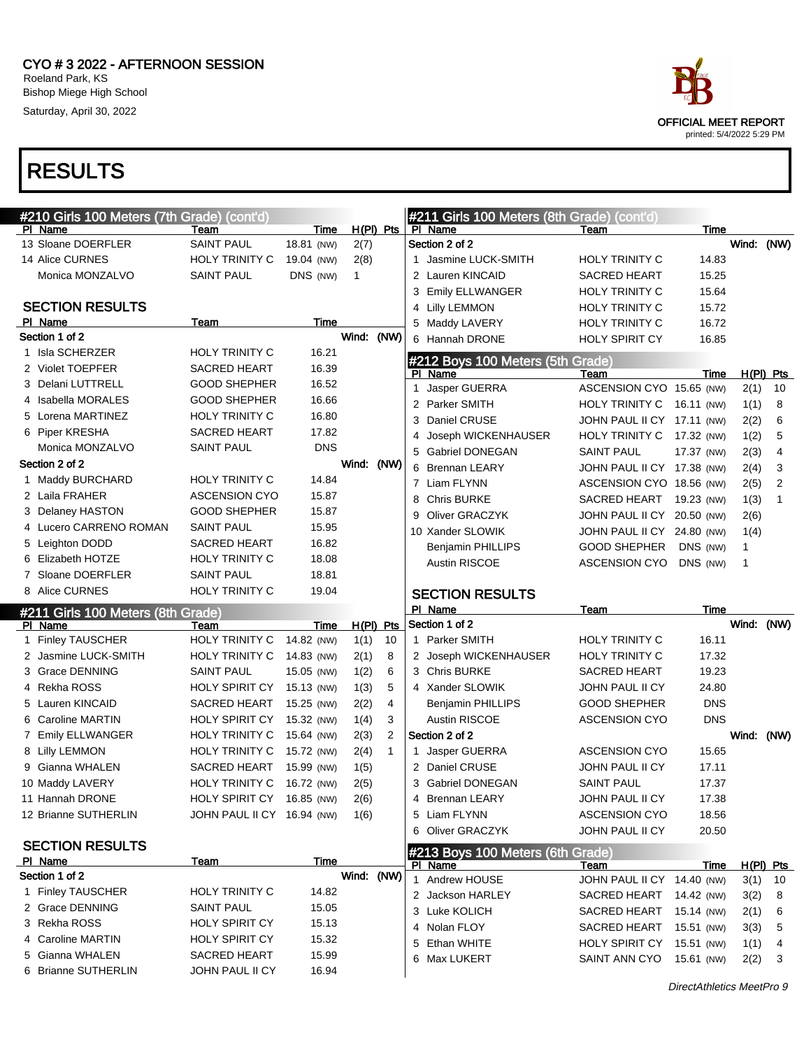CYO # 3 2022 - AFTERNOON SESSION
Roeland Park, KS
Bishop Miege High School
Saturday, April 30, 2022

OFFICIAL MEET REPORT
printed: 5/4/2022 5:29 PM

# RESULTS

## #210 Girls 100 Meters (7th Grade) (cont'd)

| Pl | Name | Team | Time | H(Pl) | Pts |
|---|---|---|---|---|---|
| 13 | Sloane DOERFLER | SAINT PAUL | 18.81 (NW) | 2(7) | |
| 14 | Alice CURNES | HOLY TRINITY C | 19.04 (NW) | 2(8) | |
| | Monica MONZALVO | SAINT PAUL | DNS (NW) | 1 | |

### SECTION RESULTS

| Pl | Name | Team | Time |
|---|---|---|---|
| Section 1 of 2 | | | Wind: (NW) |
| 1 | Isla SCHERZER | HOLY TRINITY C | 16.21 |
| 2 | Violet TOEPFER | SACRED HEART | 16.39 |
| 3 | Delani LUTTRELL | GOOD SHEPHER | 16.52 |
| 4 | Isabella MORALES | GOOD SHEPHER | 16.66 |
| 5 | Lorena MARTINEZ | HOLY TRINITY C | 16.80 |
| 6 | Piper KRESHA | SACRED HEART | 17.82 |
| | Monica MONZALVO | SAINT PAUL | DNS |
| Section 2 of 2 | | | Wind: (NW) |
| 1 | Maddy BURCHARD | HOLY TRINITY C | 14.84 |
| 2 | Laila FRAHER | ASCENSION CYO | 15.87 |
| 3 | Delaney HASTON | GOOD SHEPHER | 15.87 |
| 4 | Lucero CARRENO ROMAN | SAINT PAUL | 15.95 |
| 5 | Leighton DODD | SACRED HEART | 16.82 |
| 6 | Elizabeth HOTZE | HOLY TRINITY C | 18.08 |
| 7 | Sloane DOERFLER | SAINT PAUL | 18.81 |
| 8 | Alice CURNES | HOLY TRINITY C | 19.04 |

## #211 Girls 100 Meters (8th Grade)

| Pl | Name | Team | Time | H(Pl) | Pts |
|---|---|---|---|---|---|
| 1 | Finley TAUSCHER | HOLY TRINITY C | 14.82 (NW) | 1(1) | 10 |
| 2 | Jasmine LUCK-SMITH | HOLY TRINITY C | 14.83 (NW) | 2(1) | 8 |
| 3 | Grace DENNING | SAINT PAUL | 15.05 (NW) | 1(2) | 6 |
| 4 | Rekha ROSS | HOLY SPIRIT CY | 15.13 (NW) | 1(3) | 5 |
| 5 | Lauren KINCAID | SACRED HEART | 15.25 (NW) | 2(2) | 4 |
| 6 | Caroline MARTIN | HOLY SPIRIT CY | 15.32 (NW) | 1(4) | 3 |
| 7 | Emily ELLWANGER | HOLY TRINITY C | 15.64 (NW) | 2(3) | 2 |
| 8 | Lilly LEMMON | HOLY TRINITY C | 15.72 (NW) | 2(4) | 1 |
| 9 | Gianna WHALEN | SACRED HEART | 15.99 (NW) | 1(5) | |
| 10 | Maddy LAVERY | HOLY TRINITY C | 16.72 (NW) | 2(5) | |
| 11 | Hannah DRONE | HOLY SPIRIT CY | 16.85 (NW) | 2(6) | |
| 12 | Brianne SUTHERLIN | JOHN PAUL II CY | 16.94 (NW) | 1(6) | |

### SECTION RESULTS

| Pl | Name | Team | Time |
|---|---|---|---|
| Section 1 of 2 | | | Wind: (NW) |
| 1 | Finley TAUSCHER | HOLY TRINITY C | 14.82 |
| 2 | Grace DENNING | SAINT PAUL | 15.05 |
| 3 | Rekha ROSS | HOLY SPIRIT CY | 15.13 |
| 4 | Caroline MARTIN | HOLY SPIRIT CY | 15.32 |
| 5 | Gianna WHALEN | SACRED HEART | 15.99 |
| 6 | Brianne SUTHERLIN | JOHN PAUL II CY | 16.94 |
| Section 2 of 2 | | | Wind: (NW) |
| 1 | Jasmine LUCK-SMITH | HOLY TRINITY C | 14.83 |
| 2 | Lauren KINCAID | SACRED HEART | 15.25 |
| 3 | Emily ELLWANGER | HOLY TRINITY C | 15.64 |
| 4 | Lilly LEMMON | HOLY TRINITY C | 15.72 |
| 5 | Maddy LAVERY | HOLY TRINITY C | 16.72 |
| 6 | Hannah DRONE | HOLY SPIRIT CY | 16.85 |

## #212 Boys 100 Meters (5th Grade)

| Pl | Name | Team | Time | H(Pl) | Pts |
|---|---|---|---|---|---|
| 1 | Jasper GUERRA | ASCENSION CYO | 15.65 (NW) | 2(1) | 10 |
| 2 | Parker SMITH | HOLY TRINITY C | 16.11 (NW) | 1(1) | 8 |
| 3 | Daniel CRUSE | JOHN PAUL II CY | 17.11 (NW) | 2(2) | 6 |
| 4 | Joseph WICKENHAUSER | HOLY TRINITY C | 17.32 (NW) | 1(2) | 5 |
| 5 | Gabriel DONEGAN | SAINT PAUL | 17.37 (NW) | 2(3) | 4 |
| 6 | Brennan LEARY | JOHN PAUL II CY | 17.38 (NW) | 2(4) | 3 |
| 7 | Liam FLYNN | ASCENSION CYO | 18.56 (NW) | 2(5) | 2 |
| 8 | Chris BURKE | SACRED HEART | 19.23 (NW) | 1(3) | 1 |
| 9 | Oliver GRACZYK | JOHN PAUL II CY | 20.50 (NW) | 2(6) | |
| 10 | Xander SLOWIK | JOHN PAUL II CY | 24.80 (NW) | 1(4) | |
| | Benjamin PHILLIPS | GOOD SHEPHER | DNS (NW) | 1 | |
| | Austin RISCOE | ASCENSION CYO | DNS (NW) | 1 | |

### SECTION RESULTS

| Pl | Name | Team | Time |
|---|---|---|---|
| Section 1 of 2 | | | Wind: (NW) |
| 1 | Parker SMITH | HOLY TRINITY C | 16.11 |
| 2 | Joseph WICKENHAUSER | HOLY TRINITY C | 17.32 |
| 3 | Chris BURKE | SACRED HEART | 19.23 |
| 4 | Xander SLOWIK | JOHN PAUL II CY | 24.80 |
| | Benjamin PHILLIPS | GOOD SHEPHER | DNS |
| | Austin RISCOE | ASCENSION CYO | DNS |
| Section 2 of 2 | | | Wind: (NW) |
| 1 | Jasper GUERRA | ASCENSION CYO | 15.65 |
| 2 | Daniel CRUSE | JOHN PAUL II CY | 17.11 |
| 3 | Gabriel DONEGAN | SAINT PAUL | 17.37 |
| 4 | Brennan LEARY | JOHN PAUL II CY | 17.38 |
| 5 | Liam FLYNN | ASCENSION CYO | 18.56 |
| 6 | Oliver GRACZYK | JOHN PAUL II CY | 20.50 |

## #213 Boys 100 Meters (6th Grade)

| Pl | Name | Team | Time | H(Pl) | Pts |
|---|---|---|---|---|---|
| 1 | Andrew HOUSE | JOHN PAUL II CY | 14.40 (NW) | 3(1) | 10 |
| 2 | Jackson HARLEY | SACRED HEART | 14.42 (NW) | 3(2) | 8 |
| 3 | Luke KOLICH | SACRED HEART | 15.14 (NW) | 2(1) | 6 |
| 4 | Nolan FLOY | SACRED HEART | 15.51 (NW) | 3(3) | 5 |
| 5 | Ethan WHITE | HOLY SPIRIT CY | 15.51 (NW) | 1(1) | 4 |
| 6 | Max LUKERT | SAINT ANN CYO | 15.61 (NW) | 2(2) | 3 |

DirectAthletics MeetPro 9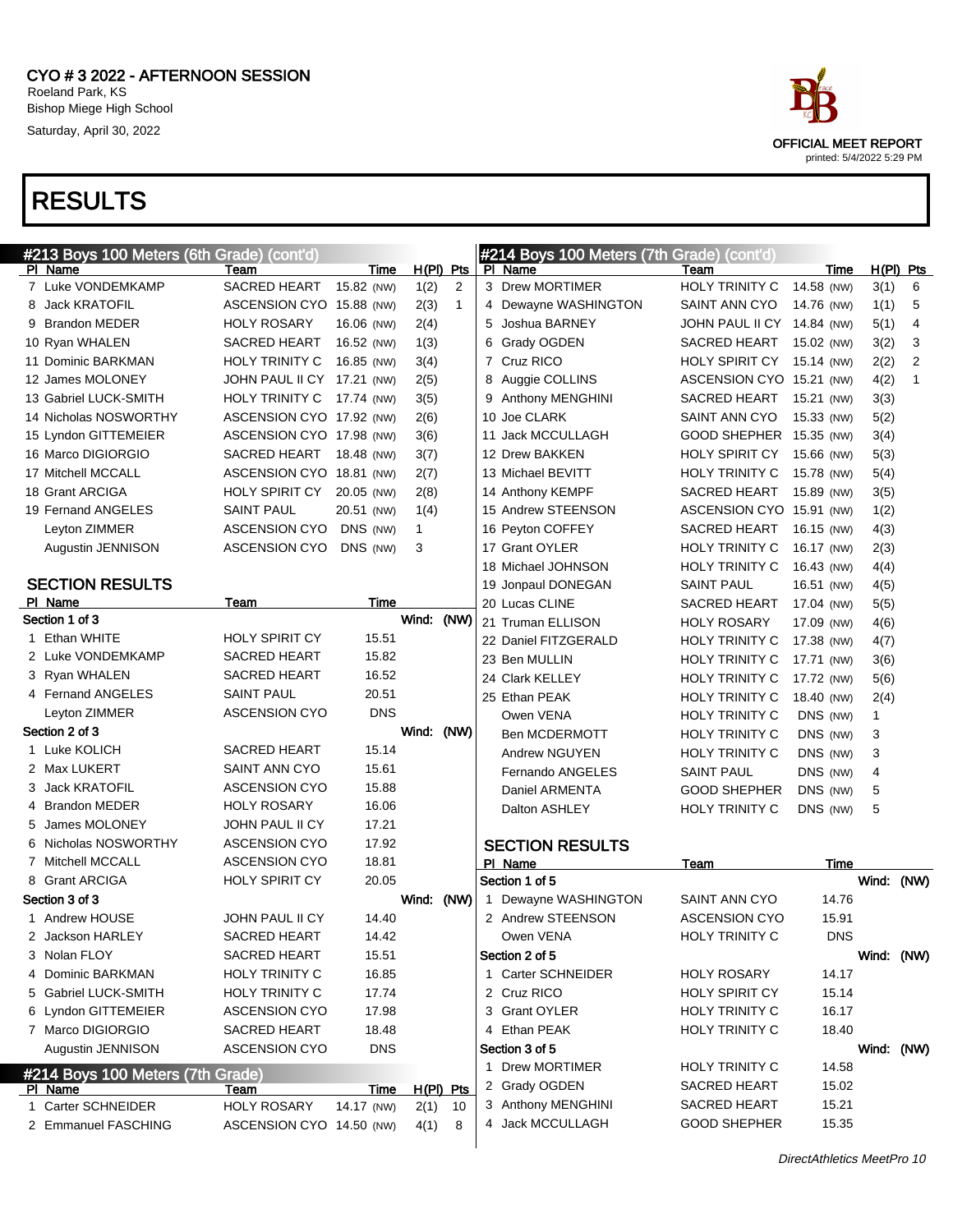# CYO # 3 2022 - AFTERNOON SESSION

Roeland Park, KS
Bishop Miege High School
Saturday, April 30, 2022

OFFICIAL MEET REPORT
printed: 5/4/2022 5:29 PM

# RESULTS

## #213 Boys 100 Meters (6th Grade) (cont'd)

| Pl | Name | Team | Time | | H(Pl) | Pts |
|---|---|---|---|---|---|---|
| 7 | Luke VONDEMKAMP | SACRED HEART | 15.82 | (NW) | 1(2) | 2 |
| 8 | Jack KRATOFIL | ASCENSION CYO | 15.88 | (NW) | 2(3) | 1 |
| 9 | Brandon MEDER | HOLY ROSARY | 16.06 | (NW) | 2(4) | |
| 10 | Ryan WHALEN | SACRED HEART | 16.52 | (NW) | 1(3) | |
| 11 | Dominic BARKMAN | HOLY TRINITY C | 16.85 | (NW) | 3(4) | |
| 12 | James MOLONEY | JOHN PAUL II CY | 17.21 | (NW) | 2(5) | |
| 13 | Gabriel LUCK-SMITH | HOLY TRINITY C | 17.74 | (NW) | 3(5) | |
| 14 | Nicholas NOSWORTHY | ASCENSION CYO | 17.92 | (NW) | 2(6) | |
| 15 | Lyndon GITTEMEIER | ASCENSION CYO | 17.98 | (NW) | 3(6) | |
| 16 | Marco DIGIORGIO | SACRED HEART | 18.48 | (NW) | 3(7) | |
| 17 | Mitchell MCCALL | ASCENSION CYO | 18.81 | (NW) | 2(7) | |
| 18 | Grant ARCIGA | HOLY SPIRIT CY | 20.05 | (NW) | 2(8) | |
| 19 | Fernand ANGELES | SAINT PAUL | 20.51 | (NW) | 1(4) | |
| | Leyton ZIMMER | ASCENSION CYO | DNS | (NW) | 1 | |
| | Augustin JENNISON | ASCENSION CYO | DNS | (NW) | 3 | |

### SECTION RESULTS

| Pl | Name | Team | Time |
|---|---|---|---|
| **Section 1 of 3** | | | **Wind: (NW)** |
| 1 | Ethan WHITE | HOLY SPIRIT CY | 15.51 |
| 2 | Luke VONDEMKAMP | SACRED HEART | 15.82 |
| 3 | Ryan WHALEN | SACRED HEART | 16.52 |
| 4 | Fernand ANGELES | SAINT PAUL | 20.51 |
| | Leyton ZIMMER | ASCENSION CYO | DNS |
| **Section 2 of 3** | | | **Wind: (NW)** |
| 1 | Luke KOLICH | SACRED HEART | 15.14 |
| 2 | Max LUKERT | SAINT ANN CYO | 15.61 |
| 3 | Jack KRATOFIL | ASCENSION CYO | 15.88 |
| 4 | Brandon MEDER | HOLY ROSARY | 16.06 |
| 5 | James MOLONEY | JOHN PAUL II CY | 17.21 |
| 6 | Nicholas NOSWORTHY | ASCENSION CYO | 17.92 |
| 7 | Mitchell MCCALL | ASCENSION CYO | 18.81 |
| 8 | Grant ARCIGA | HOLY SPIRIT CY | 20.05 |
| **Section 3 of 3** | | | **Wind: (NW)** |
| 1 | Andrew HOUSE | JOHN PAUL II CY | 14.40 |
| 2 | Jackson HARLEY | SACRED HEART | 14.42 |
| 3 | Nolan FLOY | SACRED HEART | 15.51 |
| 4 | Dominic BARKMAN | HOLY TRINITY C | 16.85 |
| 5 | Gabriel LUCK-SMITH | HOLY TRINITY C | 17.74 |
| 6 | Lyndon GITTEMEIER | ASCENSION CYO | 17.98 |
| 7 | Marco DIGIORGIO | SACRED HEART | 18.48 |
| | Augustin JENNISON | ASCENSION CYO | DNS |

## #214 Boys 100 Meters (7th Grade)

| Pl | Name | Team | Time | | H(Pl) | Pts |
|---|---|---|---|---|---|---|
| 1 | Carter SCHNEIDER | HOLY ROSARY | 14.17 | (NW) | 2(1) | 10 |
| 2 | Emmanuel FASCHING | ASCENSION CYO | 14.50 | (NW) | 4(1) | 8 |
| 3 | Drew MORTIMER | HOLY TRINITY C | 14.58 | (NW) | 3(1) | 6 |
| 4 | Dewayne WASHINGTON | SAINT ANN CYO | 14.76 | (NW) | 1(1) | 5 |
| 5 | Joshua BARNEY | JOHN PAUL II CY | 14.84 | (NW) | 5(1) | 4 |
| 6 | Grady OGDEN | SACRED HEART | 15.02 | (NW) | 3(2) | 3 |
| 7 | Cruz RICO | HOLY SPIRIT CY | 15.14 | (NW) | 2(2) | 2 |
| 8 | Auggie COLLINS | ASCENSION CYO | 15.21 | (NW) | 4(2) | 1 |
| 9 | Anthony MENGHINI | SACRED HEART | 15.21 | (NW) | 3(3) | |
| 10 | Joe CLARK | SAINT ANN CYO | 15.33 | (NW) | 5(2) | |
| 11 | Jack MCCULLAGH | GOOD SHEPHER | 15.35 | (NW) | 3(4) | |
| 12 | Drew BAKKEN | HOLY SPIRIT CY | 15.66 | (NW) | 5(3) | |
| 13 | Michael BEVITT | HOLY TRINITY C | 15.78 | (NW) | 5(4) | |
| 14 | Anthony KEMPF | SACRED HEART | 15.89 | (NW) | 3(5) | |
| 15 | Andrew STEENSON | ASCENSION CYO | 15.91 | (NW) | 1(2) | |
| 16 | Peyton COFFEY | SACRED HEART | 16.15 | (NW) | 4(3) | |
| 17 | Grant OYLER | HOLY TRINITY C | 16.17 | (NW) | 2(3) | |
| 18 | Michael JOHNSON | HOLY TRINITY C | 16.43 | (NW) | 4(4) | |
| 19 | Jonpaul DONEGAN | SAINT PAUL | 16.51 | (NW) | 4(5) | |
| 20 | Lucas CLINE | SACRED HEART | 17.04 | (NW) | 5(5) | |
| 21 | Truman ELLISON | HOLY ROSARY | 17.09 | (NW) | 4(6) | |
| 22 | Daniel FITZGERALD | HOLY TRINITY C | 17.38 | (NW) | 4(7) | |
| 23 | Ben MULLIN | HOLY TRINITY C | 17.71 | (NW) | 3(6) | |
| 24 | Clark KELLEY | HOLY TRINITY C | 17.72 | (NW) | 5(6) | |
| 25 | Ethan PEAK | HOLY TRINITY C | 18.40 | (NW) | 2(4) | |
| | Owen VENA | HOLY TRINITY C | DNS | (NW) | 1 | |
| | Ben MCDERMOTT | HOLY TRINITY C | DNS | (NW) | 3 | |
| | Andrew NGUYEN | HOLY TRINITY C | DNS | (NW) | 3 | |
| | Fernando ANGELES | SAINT PAUL | DNS | (NW) | 4 | |
| | Daniel ARMENTA | GOOD SHEPHER | DNS | (NW) | 5 | |
| | Dalton ASHLEY | HOLY TRINITY C | DNS | (NW) | 5 | |

### SECTION RESULTS

| Pl | Name | Team | Time |
|---|---|---|---|
| **Section 1 of 5** | | | **Wind: (NW)** |
| 1 | Dewayne WASHINGTON | SAINT ANN CYO | 14.76 |
| 2 | Andrew STEENSON | ASCENSION CYO | 15.91 |
| | Owen VENA | HOLY TRINITY C | DNS |
| **Section 2 of 5** | | | **Wind: (NW)** |
| 1 | Carter SCHNEIDER | HOLY ROSARY | 14.17 |
| 2 | Cruz RICO | HOLY SPIRIT CY | 15.14 |
| 3 | Grant OYLER | HOLY TRINITY C | 16.17 |
| 4 | Ethan PEAK | HOLY TRINITY C | 18.40 |
| **Section 3 of 5** | | | **Wind: (NW)** |
| 1 | Drew MORTIMER | HOLY TRINITY C | 14.58 |
| 2 | Grady OGDEN | SACRED HEART | 15.02 |
| 3 | Anthony MENGHINI | SACRED HEART | 15.21 |
| 4 | Jack MCCULLAGH | GOOD SHEPHER | 15.35 |

*DirectAthletics MeetPro 10*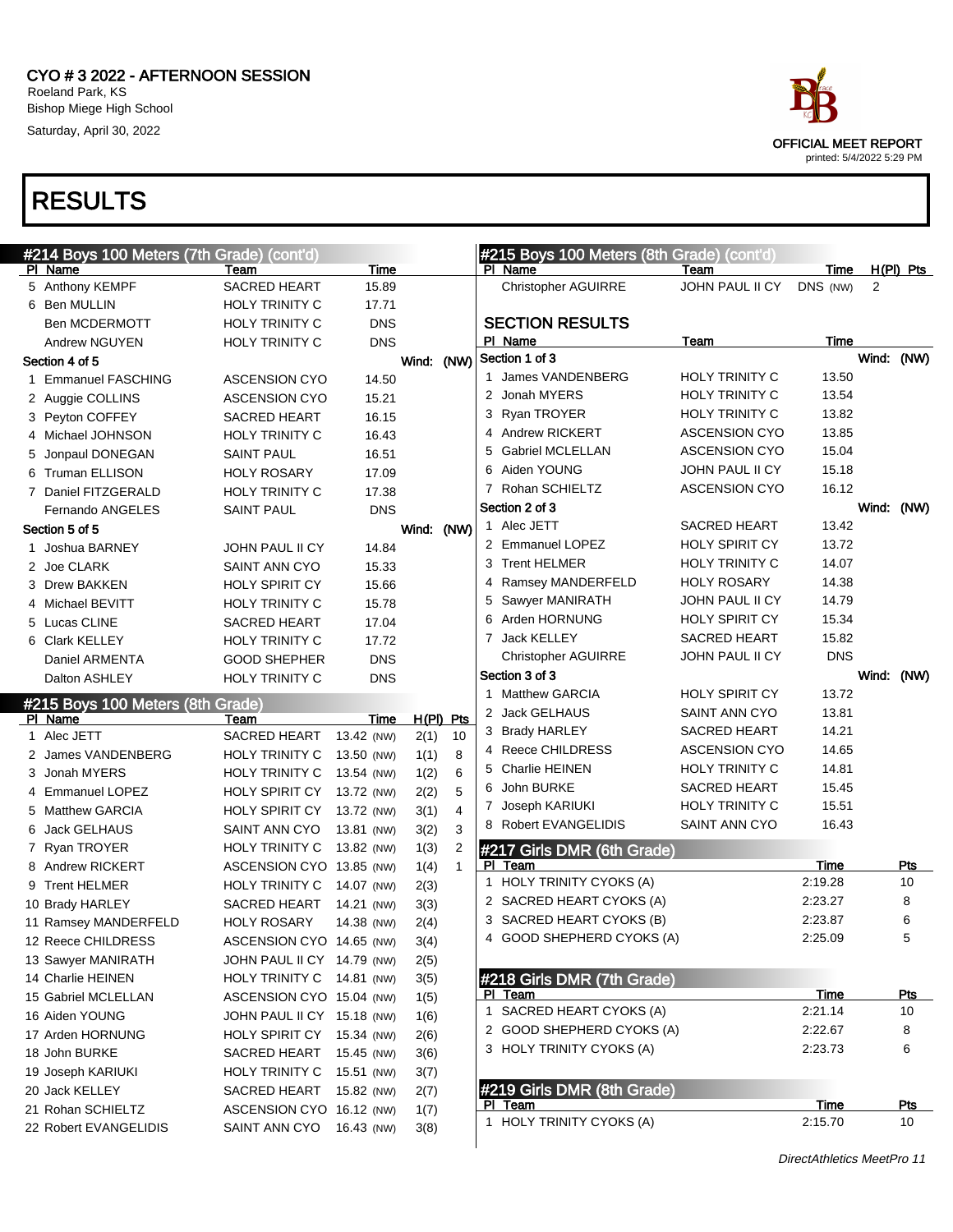# CYO # 3 2022 - AFTERNOON SESSION

Roeland Park, KS
Bishop Miege High School
Saturday, April 30, 2022

OFFICIAL MEET REPORT
printed: 5/4/2022 5:29 PM

# RESULTS

## #214 Boys 100 Meters (7th Grade) (cont'd)

| Pl | Name | Team | Time |
|---|---|---|---|
| 5 | Anthony KEMPF | SACRED HEART | 15.89 |
| 6 | Ben MULLIN | HOLY TRINITY C | 17.71 |
| | Ben MCDERMOTT | HOLY TRINITY C | DNS |
| | Andrew NGUYEN | HOLY TRINITY C | DNS |

**Section 4 of 5** — Wind: (NW)

| Pl | Name | Team | Time |
|---|---|---|---|
| 1 | Emmanuel FASCHING | ASCENSION CYO | 14.50 |
| 2 | Auggie COLLINS | ASCENSION CYO | 15.21 |
| 3 | Peyton COFFEY | SACRED HEART | 16.15 |
| 4 | Michael JOHNSON | HOLY TRINITY C | 16.43 |
| 5 | Jonpaul DONEGAN | SAINT PAUL | 16.51 |
| 6 | Truman ELLISON | HOLY ROSARY | 17.09 |
| 7 | Daniel FITZGERALD | HOLY TRINITY C | 17.38 |
| | Fernando ANGELES | SAINT PAUL | DNS |

**Section 5 of 5** — Wind: (NW)

| Pl | Name | Team | Time |
|---|---|---|---|
| 1 | Joshua BARNEY | JOHN PAUL II CY | 14.84 |
| 2 | Joe CLARK | SAINT ANN CYO | 15.33 |
| 3 | Drew BAKKEN | HOLY SPIRIT CY | 15.66 |
| 4 | Michael BEVITT | HOLY TRINITY C | 15.78 |
| 5 | Lucas CLINE | SACRED HEART | 17.04 |
| 6 | Clark KELLEY | HOLY TRINITY C | 17.72 |
| | Daniel ARMENTA | GOOD SHEPHER | DNS |
| | Dalton ASHLEY | HOLY TRINITY C | DNS |

## #215 Boys 100 Meters (8th Grade)

| Pl | Name | Team | Time | H(Pl) | Pts |
|---|---|---|---|---|---|
| 1 | Alec JETT | SACRED HEART | 13.42 (NW) | 2(1) | 10 |
| 2 | James VANDENBERG | HOLY TRINITY C | 13.50 (NW) | 1(1) | 8 |
| 3 | Jonah MYERS | HOLY TRINITY C | 13.54 (NW) | 1(2) | 6 |
| 4 | Emmanuel LOPEZ | HOLY SPIRIT CY | 13.72 (NW) | 2(2) | 5 |
| 5 | Matthew GARCIA | HOLY SPIRIT CY | 13.72 (NW) | 3(1) | 4 |
| 6 | Jack GELHAUS | SAINT ANN CYO | 13.81 (NW) | 3(2) | 3 |
| 7 | Ryan TROYER | HOLY TRINITY C | 13.82 (NW) | 1(3) | 2 |
| 8 | Andrew RICKERT | ASCENSION CYO | 13.85 (NW) | 1(4) | 1 |
| 9 | Trent HELMER | HOLY TRINITY C | 14.07 (NW) | 2(3) | |
| 10 | Brady HARLEY | SACRED HEART | 14.21 (NW) | 3(3) | |
| 11 | Ramsey MANDERFELD | HOLY ROSARY | 14.38 (NW) | 2(4) | |
| 12 | Reece CHILDRESS | ASCENSION CYO | 14.65 (NW) | 3(4) | |
| 13 | Sawyer MANIRATH | JOHN PAUL II CY | 14.79 (NW) | 2(5) | |
| 14 | Charlie HEINEN | HOLY TRINITY C | 14.81 (NW) | 3(5) | |
| 15 | Gabriel MCLELLAN | ASCENSION CYO | 15.04 (NW) | 1(5) | |
| 16 | Aiden YOUNG | JOHN PAUL II CY | 15.18 (NW) | 1(6) | |
| 17 | Arden HORNUNG | HOLY SPIRIT CY | 15.34 (NW) | 2(6) | |
| 18 | John BURKE | SACRED HEART | 15.45 (NW) | 3(6) | |
| 19 | Joseph KARIUKI | HOLY TRINITY C | 15.51 (NW) | 3(7) | |
| 20 | Jack KELLEY | SACRED HEART | 15.82 (NW) | 2(7) | |
| 21 | Rohan SCHIELTZ | ASCENSION CYO | 16.12 (NW) | 1(7) | |
| 22 | Robert EVANGELIDIS | SAINT ANN CYO | 16.43 (NW) | 3(8) | |
| | Christopher AGUIRRE | JOHN PAUL II CY | DNS (NW) | 2 | |

### SECTION RESULTS

**Section 1 of 3** — Wind: (NW)

| Pl | Name | Team | Time |
|---|---|---|---|
| 1 | James VANDENBERG | HOLY TRINITY C | 13.50 |
| 2 | Jonah MYERS | HOLY TRINITY C | 13.54 |
| 3 | Ryan TROYER | HOLY TRINITY C | 13.82 |
| 4 | Andrew RICKERT | ASCENSION CYO | 13.85 |
| 5 | Gabriel MCLELLAN | ASCENSION CYO | 15.04 |
| 6 | Aiden YOUNG | JOHN PAUL II CY | 15.18 |
| 7 | Rohan SCHIELTZ | ASCENSION CYO | 16.12 |

**Section 2 of 3** — Wind: (NW)

| Pl | Name | Team | Time |
|---|---|---|---|
| 1 | Alec JETT | SACRED HEART | 13.42 |
| 2 | Emmanuel LOPEZ | HOLY SPIRIT CY | 13.72 |
| 3 | Trent HELMER | HOLY TRINITY C | 14.07 |
| 4 | Ramsey MANDERFELD | HOLY ROSARY | 14.38 |
| 5 | Sawyer MANIRATH | JOHN PAUL II CY | 14.79 |
| 6 | Arden HORNUNG | HOLY SPIRIT CY | 15.34 |
| 7 | Jack KELLEY | SACRED HEART | 15.82 |
| | Christopher AGUIRRE | JOHN PAUL II CY | DNS |

**Section 3 of 3** — Wind: (NW)

| Pl | Name | Team | Time |
|---|---|---|---|
| 1 | Matthew GARCIA | HOLY SPIRIT CY | 13.72 |
| 2 | Jack GELHAUS | SAINT ANN CYO | 13.81 |
| 3 | Brady HARLEY | SACRED HEART | 14.21 |
| 4 | Reece CHILDRESS | ASCENSION CYO | 14.65 |
| 5 | Charlie HEINEN | HOLY TRINITY C | 14.81 |
| 6 | John BURKE | SACRED HEART | 15.45 |
| 7 | Joseph KARIUKI | HOLY TRINITY C | 15.51 |
| 8 | Robert EVANGELIDIS | SAINT ANN CYO | 16.43 |

## #217 Girls DMR (6th Grade)

| Pl | Team | Time | Pts |
|---|---|---|---|
| 1 | HOLY TRINITY CYOKS (A) | 2:19.28 | 10 |
| 2 | SACRED HEART CYOKS (A) | 2:23.27 | 8 |
| 3 | SACRED HEART CYOKS (B) | 2:23.87 | 6 |
| 4 | GOOD SHEPHERD CYOKS (A) | 2:25.09 | 5 |

## #218 Girls DMR (7th Grade)

| Pl | Team | Time | Pts |
|---|---|---|---|
| 1 | SACRED HEART CYOKS (A) | 2:21.14 | 10 |
| 2 | GOOD SHEPHERD CYOKS (A) | 2:22.67 | 8 |
| 3 | HOLY TRINITY CYOKS (A) | 2:23.73 | 6 |

## #219 Girls DMR (8th Grade)

| Pl | Team | Time | Pts |
|---|---|---|---|
| 1 | HOLY TRINITY CYOKS (A) | 2:15.70 | 10 |

DirectAthletics MeetPro 11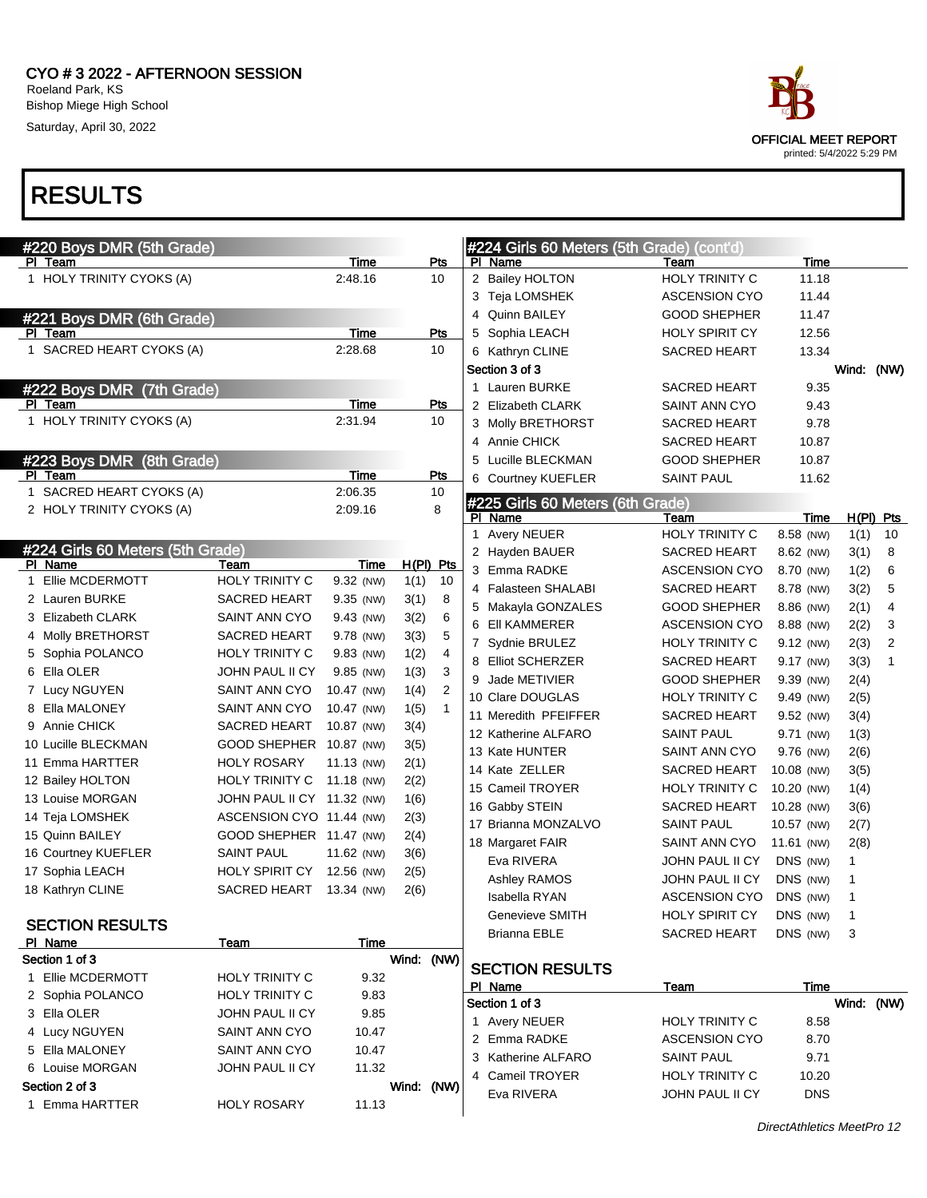# CYO # 3 2022 - AFTERNOON SESSION

Roeland Park, KS
Bishop Miege High School
Saturday, April 30, 2022

OFFICIAL MEET REPORT
printed: 5/4/2022 5:29 PM

# RESULTS

## #220 Boys DMR (5th Grade)

| Pl | Team | Time | Pts |
|---|---|---|---|
| 1 | HOLY TRINITY CYOKS (A) | 2:48.16 | 10 |

## #221 Boys DMR (6th Grade)

| Pl | Team | Time | Pts |
|---|---|---|---|
| 1 | SACRED HEART CYOKS (A) | 2:28.68 | 10 |

## #222 Boys DMR (7th Grade)

| Pl | Team | Time | Pts |
|---|---|---|---|
| 1 | HOLY TRINITY CYOKS (A) | 2:31.94 | 10 |

## #223 Boys DMR (8th Grade)

| Pl | Team | Time | Pts |
|---|---|---|---|
| 1 | SACRED HEART CYOKS (A) | 2:06.35 | 10 |
| 2 | HOLY TRINITY CYOKS (A) | 2:09.16 | 8 |

## #224 Girls 60 Meters (5th Grade)

| Pl | Name | Team | Time | | H(Pl) | Pts |
|---|---|---|---|---|---|---|
| 1 | Ellie MCDERMOTT | HOLY TRINITY C | 9.32 | (NW) | 1(1) | 10 |
| 2 | Lauren BURKE | SACRED HEART | 9.35 | (NW) | 3(1) | 8 |
| 3 | Elizabeth CLARK | SAINT ANN CYO | 9.43 | (NW) | 3(2) | 6 |
| 4 | Molly BRETHORST | SACRED HEART | 9.78 | (NW) | 3(3) | 5 |
| 5 | Sophia POLANCO | HOLY TRINITY C | 9.83 | (NW) | 1(2) | 4 |
| 6 | Ella OLER | JOHN PAUL II CY | 9.85 | (NW) | 1(3) | 3 |
| 7 | Lucy NGUYEN | SAINT ANN CYO | 10.47 | (NW) | 1(4) | 2 |
| 8 | Ella MALONEY | SAINT ANN CYO | 10.47 | (NW) | 1(5) | 1 |
| 9 | Annie CHICK | SACRED HEART | 10.87 | (NW) | 3(4) | |
| 10 | Lucille BLECKMAN | GOOD SHEPHER | 10.87 | (NW) | 3(5) | |
| 11 | Emma HARTTER | HOLY ROSARY | 11.13 | (NW) | 2(1) | |
| 12 | Bailey HOLTON | HOLY TRINITY C | 11.18 | (NW) | 2(2) | |
| 13 | Louise MORGAN | JOHN PAUL II CY | 11.32 | (NW) | 1(6) | |
| 14 | Teja LOMSHEK | ASCENSION CYO | 11.44 | (NW) | 2(3) | |
| 15 | Quinn BAILEY | GOOD SHEPHER | 11.47 | (NW) | 2(4) | |
| 16 | Courtney KUEFLER | SAINT PAUL | 11.62 | (NW) | 3(6) | |
| 17 | Sophia LEACH | HOLY SPIRIT CY | 12.56 | (NW) | 2(5) | |
| 18 | Kathryn CLINE | SACRED HEART | 13.34 | (NW) | 2(6) | |

### SECTION RESULTS

**Section 1 of 3** — Wind: (NW)

| Pl | Name | Team | Time |
|---|---|---|---|
| 1 | Ellie MCDERMOTT | HOLY TRINITY C | 9.32 |
| 2 | Sophia POLANCO | HOLY TRINITY C | 9.83 |
| 3 | Ella OLER | JOHN PAUL II CY | 9.85 |
| 4 | Lucy NGUYEN | SAINT ANN CYO | 10.47 |
| 5 | Ella MALONEY | SAINT ANN CYO | 10.47 |
| 6 | Louise MORGAN | JOHN PAUL II CY | 11.32 |

**Section 2 of 3** — Wind: (NW)

| Pl | Name | Team | Time |
|---|---|---|---|
| 1 | Emma HARTTER | HOLY ROSARY | 11.13 |
| 2 | Bailey HOLTON | HOLY TRINITY C | 11.18 |
| 3 | Teja LOMSHEK | ASCENSION CYO | 11.44 |
| 4 | Quinn BAILEY | GOOD SHEPHER | 11.47 |
| 5 | Sophia LEACH | HOLY SPIRIT CY | 12.56 |
| 6 | Kathryn CLINE | SACRED HEART | 13.34 |

**Section 3 of 3** — Wind: (NW)

| Pl | Name | Team | Time |
|---|---|---|---|
| 1 | Lauren BURKE | SACRED HEART | 9.35 |
| 2 | Elizabeth CLARK | SAINT ANN CYO | 9.43 |
| 3 | Molly BRETHORST | SACRED HEART | 9.78 |
| 4 | Annie CHICK | SACRED HEART | 10.87 |
| 5 | Lucille BLECKMAN | GOOD SHEPHER | 10.87 |
| 6 | Courtney KUEFLER | SAINT PAUL | 11.62 |

## #225 Girls 60 Meters (6th Grade)

| Pl | Name | Team | Time | | H(Pl) | Pts |
|---|---|---|---|---|---|---|
| 1 | Avery NEUER | HOLY TRINITY C | 8.58 | (NW) | 1(1) | 10 |
| 2 | Hayden BAUER | SACRED HEART | 8.62 | (NW) | 3(1) | 8 |
| 3 | Emma RADKE | ASCENSION CYO | 8.70 | (NW) | 1(2) | 6 |
| 4 | Falasteen SHALABI | SACRED HEART | 8.78 | (NW) | 3(2) | 5 |
| 5 | Makayla GONZALES | GOOD SHEPHER | 8.86 | (NW) | 2(1) | 4 |
| 6 | Ell KAMMERER | ASCENSION CYO | 8.88 | (NW) | 2(2) | 3 |
| 7 | Sydnie BRULEZ | HOLY TRINITY C | 9.12 | (NW) | 2(3) | 2 |
| 8 | Elliot SCHERZER | SACRED HEART | 9.17 | (NW) | 3(3) | 1 |
| 9 | Jade METIVIER | GOOD SHEPHER | 9.39 | (NW) | 2(4) | |
| 10 | Clare DOUGLAS | HOLY TRINITY C | 9.49 | (NW) | 2(5) | |
| 11 | Meredith PFEIFFER | SACRED HEART | 9.52 | (NW) | 3(4) | |
| 12 | Katherine ALFARO | SAINT PAUL | 9.71 | (NW) | 1(3) | |
| 13 | Kate HUNTER | SAINT ANN CYO | 9.76 | (NW) | 2(6) | |
| 14 | Kate ZELLER | SACRED HEART | 10.08 | (NW) | 3(5) | |
| 15 | Cameil TROYER | HOLY TRINITY C | 10.20 | (NW) | 1(4) | |
| 16 | Gabby STEIN | SACRED HEART | 10.28 | (NW) | 3(6) | |
| 17 | Brianna MONZALVO | SAINT PAUL | 10.57 | (NW) | 2(7) | |
| 18 | Margaret FAIR | SAINT ANN CYO | 11.61 | (NW) | 2(8) | |
| | Eva RIVERA | JOHN PAUL II CY | DNS | (NW) | 1 | |
| | Ashley RAMOS | JOHN PAUL II CY | DNS | (NW) | 1 | |
| | Isabella RYAN | ASCENSION CYO | DNS | (NW) | 1 | |
| | Genevieve SMITH | HOLY SPIRIT CY | DNS | (NW) | 1 | |
| | Brianna EBLE | SACRED HEART | DNS | (NW) | 3 | |

### SECTION RESULTS

**Section 1 of 3** — Wind: (NW)

| Pl | Name | Team | Time |
|---|---|---|---|
| 1 | Avery NEUER | HOLY TRINITY C | 8.58 |
| 2 | Emma RADKE | ASCENSION CYO | 8.70 |
| 3 | Katherine ALFARO | SAINT PAUL | 9.71 |
| 4 | Cameil TROYER | HOLY TRINITY C | 10.20 |
| | Eva RIVERA | JOHN PAUL II CY | DNS |

DirectAthletics MeetPro 12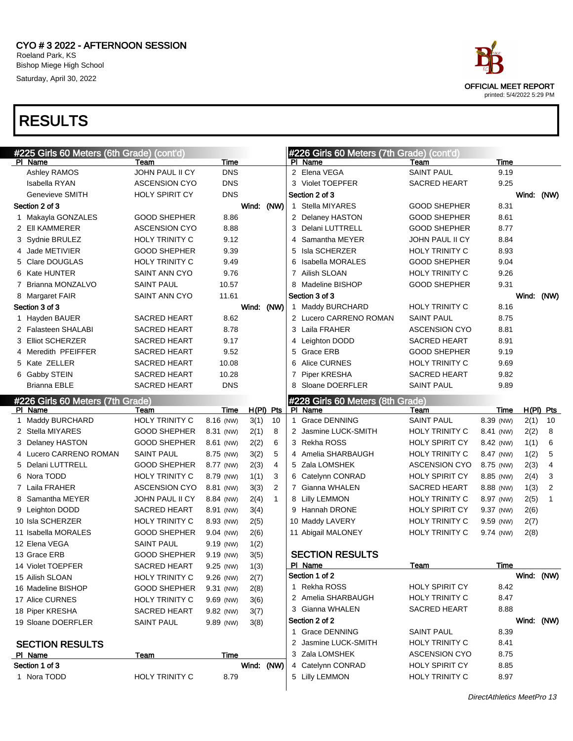# CYO # 3 2022 - AFTERNOON SESSION

Roeland Park, KS
Bishop Miege High School
Saturday, April 30, 2022

OFFICIAL MEET REPORT
printed: 5/4/2022 5:29 PM

# RESULTS

## #225 Girls 60 Meters (6th Grade) (cont'd)

| Pl | Name | Team | Time |
|---|---|---|---|
| | Ashley RAMOS | JOHN PAUL II CY | DNS |
| | Isabella RYAN | ASCENSION CYO | DNS |
| | Genevieve SMITH | HOLY SPIRIT CY | DNS |
| **Section 2 of 3** | | | Wind: (NW) |
| 1 | Makayla GONZALES | GOOD SHEPHER | 8.86 |
| 2 | Ell KAMMERER | ASCENSION CYO | 8.88 |
| 3 | Sydnie BRULEZ | HOLY TRINITY C | 9.12 |
| 4 | Jade METIVIER | GOOD SHEPHER | 9.39 |
| 5 | Clare DOUGLAS | HOLY TRINITY C | 9.49 |
| 6 | Kate HUNTER | SAINT ANN CYO | 9.76 |
| 7 | Brianna MONZALVO | SAINT PAUL | 10.57 |
| 8 | Margaret FAIR | SAINT ANN CYO | 11.61 |
| **Section 3 of 3** | | | Wind: (NW) |
| 1 | Hayden BAUER | SACRED HEART | 8.62 |
| 2 | Falasteen SHALABI | SACRED HEART | 8.78 |
| 3 | Elliot SCHERZER | SACRED HEART | 9.17 |
| 4 | Meredith PFEIFFER | SACRED HEART | 9.52 |
| 5 | Kate ZELLER | SACRED HEART | 10.08 |
| 6 | Gabby STEIN | SACRED HEART | 10.28 |
| | Brianna EBLE | SACRED HEART | DNS |

## #226 Girls 60 Meters (7th Grade)

| Pl | Name | Team | Time | H(Pl) | Pts |
|---|---|---|---|---|---|
| 1 | Maddy BURCHARD | HOLY TRINITY C | 8.16 (NW) | 3(1) | 10 |
| 2 | Stella MIYARES | GOOD SHEPHER | 8.31 (NW) | 2(1) | 8 |
| 3 | Delaney HASTON | GOOD SHEPHER | 8.61 (NW) | 2(2) | 6 |
| 4 | Lucero CARRENO ROMAN | SAINT PAUL | 8.75 (NW) | 3(2) | 5 |
| 5 | Delani LUTTRELL | GOOD SHEPHER | 8.77 (NW) | 2(3) | 4 |
| 6 | Nora TODD | HOLY TRINITY C | 8.79 (NW) | 1(1) | 3 |
| 7 | Laila FRAHER | ASCENSION CYO | 8.81 (NW) | 3(3) | 2 |
| 8 | Samantha MEYER | JOHN PAUL II CY | 8.84 (NW) | 2(4) | 1 |
| 9 | Leighton DODD | SACRED HEART | 8.91 (NW) | 3(4) | |
| 10 | Isla SCHERZER | HOLY TRINITY C | 8.93 (NW) | 2(5) | |
| 11 | Isabella MORALES | GOOD SHEPHER | 9.04 (NW) | 2(6) | |
| 12 | Elena VEGA | SAINT PAUL | 9.19 (NW) | 1(2) | |
| 13 | Grace ERB | GOOD SHEPHER | 9.19 (NW) | 3(5) | |
| 14 | Violet TOEPFER | SACRED HEART | 9.25 (NW) | 1(3) | |
| 15 | Ailish SLOAN | HOLY TRINITY C | 9.26 (NW) | 2(7) | |
| 16 | Madeline BISHOP | GOOD SHEPHER | 9.31 (NW) | 2(8) | |
| 17 | Alice CURNES | HOLY TRINITY C | 9.69 (NW) | 3(6) | |
| 18 | Piper KRESHA | SACRED HEART | 9.82 (NW) | 3(7) | |
| 19 | Sloane DOERFLER | SAINT PAUL | 9.89 (NW) | 3(8) | |

### SECTION RESULTS

| Pl | Name | Team | Time |
|---|---|---|---|
| **Section 1 of 3** | | | Wind: (NW) |
| 1 | Nora TODD | HOLY TRINITY C | 8.79 |
| 2 | Elena VEGA | SAINT PAUL | 9.19 |
| 3 | Violet TOEPFER | SACRED HEART | 9.25 |
| **Section 2 of 3** | | | Wind: (NW) |
| 1 | Stella MIYARES | GOOD SHEPHER | 8.31 |
| 2 | Delaney HASTON | GOOD SHEPHER | 8.61 |
| 3 | Delani LUTTRELL | GOOD SHEPHER | 8.77 |
| 4 | Samantha MEYER | JOHN PAUL II CY | 8.84 |
| 5 | Isla SCHERZER | HOLY TRINITY C | 8.93 |
| 6 | Isabella MORALES | GOOD SHEPHER | 9.04 |
| 7 | Ailish SLOAN | HOLY TRINITY C | 9.26 |
| 8 | Madeline BISHOP | GOOD SHEPHER | 9.31 |
| **Section 3 of 3** | | | Wind: (NW) |
| 1 | Maddy BURCHARD | HOLY TRINITY C | 8.16 |
| 2 | Lucero CARRENO ROMAN | SAINT PAUL | 8.75 |
| 3 | Laila FRAHER | ASCENSION CYO | 8.81 |
| 4 | Leighton DODD | SACRED HEART | 8.91 |
| 5 | Grace ERB | GOOD SHEPHER | 9.19 |
| 6 | Alice CURNES | HOLY TRINITY C | 9.69 |
| 7 | Piper KRESHA | SACRED HEART | 9.82 |
| 8 | Sloane DOERFLER | SAINT PAUL | 9.89 |

## #228 Girls 60 Meters (8th Grade)

| Pl | Name | Team | Time | H(Pl) | Pts |
|---|---|---|---|---|---|
| 1 | Grace DENNING | SAINT PAUL | 8.39 (NW) | 2(1) | 10 |
| 2 | Jasmine LUCK-SMITH | HOLY TRINITY C | 8.41 (NW) | 2(2) | 8 |
| 3 | Rekha ROSS | HOLY SPIRIT CY | 8.42 (NW) | 1(1) | 6 |
| 4 | Amelia SHARBAUGH | HOLY TRINITY C | 8.47 (NW) | 1(2) | 5 |
| 5 | Zala LOMSHEK | ASCENSION CYO | 8.75 (NW) | 2(3) | 4 |
| 6 | Catelynn CONRAD | HOLY SPIRIT CY | 8.85 (NW) | 2(4) | 3 |
| 7 | Gianna WHALEN | SACRED HEART | 8.88 (NW) | 1(3) | 2 |
| 8 | Lilly LEMMON | HOLY TRINITY C | 8.97 (NW) | 2(5) | 1 |
| 9 | Hannah DRONE | HOLY SPIRIT CY | 9.37 (NW) | 2(6) | |
| 10 | Maddy LAVERY | HOLY TRINITY C | 9.59 (NW) | 2(7) | |
| 11 | Abigail MALONEY | HOLY TRINITY C | 9.74 (NW) | 2(8) | |

### SECTION RESULTS

| Pl | Name | Team | Time |
|---|---|---|---|
| **Section 1 of 2** | | | Wind: (NW) |
| 1 | Rekha ROSS | HOLY SPIRIT CY | 8.42 |
| 2 | Amelia SHARBAUGH | HOLY TRINITY C | 8.47 |
| 3 | Gianna WHALEN | SACRED HEART | 8.88 |
| **Section 2 of 2** | | | Wind: (NW) |
| 1 | Grace DENNING | SAINT PAUL | 8.39 |
| 2 | Jasmine LUCK-SMITH | HOLY TRINITY C | 8.41 |
| 3 | Zala LOMSHEK | ASCENSION CYO | 8.75 |
| 4 | Catelynn CONRAD | HOLY SPIRIT CY | 8.85 |
| 5 | Lilly LEMMON | HOLY TRINITY C | 8.97 |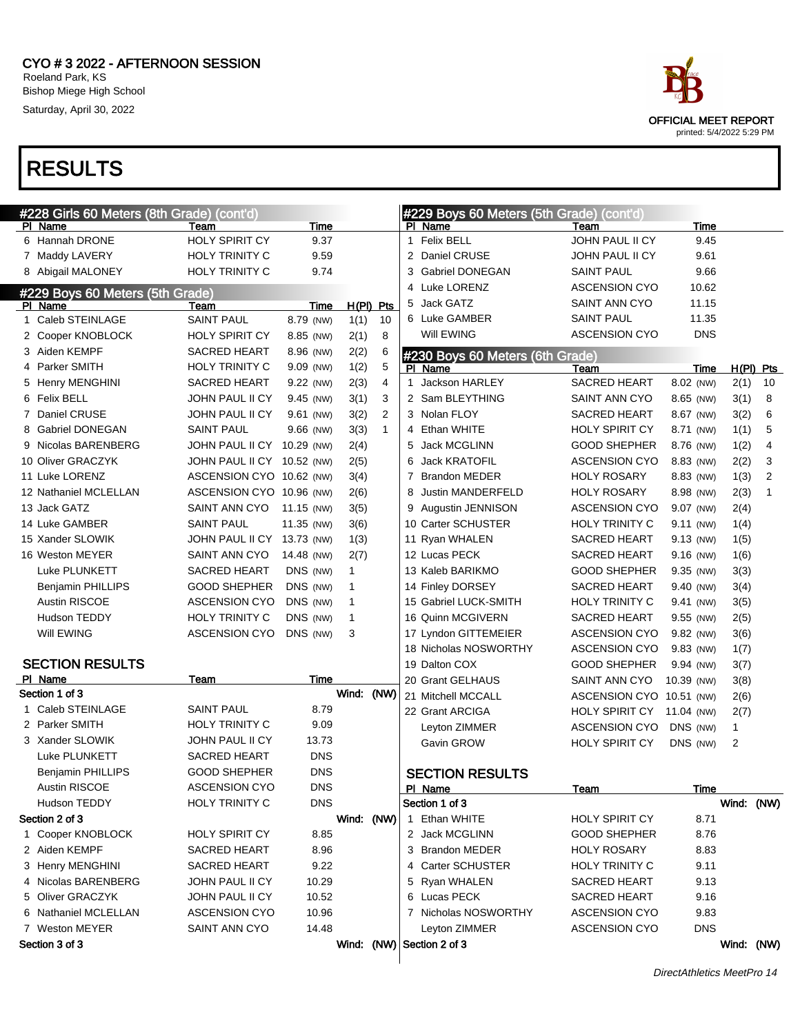# CYO # 3 2022 - AFTERNOON SESSION

Roeland Park, KS
Bishop Miege High School
Saturday, April 30, 2022

OFFICIAL MEET REPORT
printed: 5/4/2022 5:29 PM

# RESULTS

## #228 Girls 60 Meters (8th Grade) (cont'd)

| Pl | Name | Team | Time |
|---|---|---|---|
| 6 | Hannah DRONE | HOLY SPIRIT CY | 9.37 |
| 7 | Maddy LAVERY | HOLY TRINITY C | 9.59 |
| 8 | Abigail MALONEY | HOLY TRINITY C | 9.74 |

## #229 Boys 60 Meters (5th Grade)

| Pl | Name | Team | Time | H(Pl) | Pts |
|---|---|---|---|---|---|
| 1 | Caleb STEINLAGE | SAINT PAUL | 8.79 (NW) | 1(1) | 10 |
| 2 | Cooper KNOBLOCK | HOLY SPIRIT CY | 8.85 (NW) | 2(1) | 8 |
| 3 | Aiden KEMPF | SACRED HEART | 8.96 (NW) | 2(2) | 6 |
| 4 | Parker SMITH | HOLY TRINITY C | 9.09 (NW) | 1(2) | 5 |
| 5 | Henry MENGHINI | SACRED HEART | 9.22 (NW) | 2(3) | 4 |
| 6 | Felix BELL | JOHN PAUL II CY | 9.45 (NW) | 3(1) | 3 |
| 7 | Daniel CRUSE | JOHN PAUL II CY | 9.61 (NW) | 3(2) | 2 |
| 8 | Gabriel DONEGAN | SAINT PAUL | 9.66 (NW) | 3(3) | 1 |
| 9 | Nicolas BARENBERG | JOHN PAUL II CY | 10.29 (NW) | 2(4) | |
| 10 | Oliver GRACZYK | JOHN PAUL II CY | 10.52 (NW) | 2(5) | |
| 11 | Luke LORENZ | ASCENSION CYO | 10.62 (NW) | 3(4) | |
| 12 | Nathaniel MCLELLAN | ASCENSION CYO | 10.96 (NW) | 2(6) | |
| 13 | Jack GATZ | SAINT ANN CYO | 11.15 (NW) | 3(5) | |
| 14 | Luke GAMBER | SAINT PAUL | 11.35 (NW) | 3(6) | |
| 15 | Xander SLOWIK | JOHN PAUL II CY | 13.73 (NW) | 1(3) | |
| 16 | Weston MEYER | SAINT ANN CYO | 14.48 (NW) | 2(7) | |
| | Luke PLUNKETT | SACRED HEART | DNS (NW) | 1 | |
| | Benjamin PHILLIPS | GOOD SHEPHER | DNS (NW) | 1 | |
| | Austin RISCOE | ASCENSION CYO | DNS (NW) | 1 | |
| | Hudson TEDDY | HOLY TRINITY C | DNS (NW) | 1 | |
| | Will EWING | ASCENSION CYO | DNS (NW) | 3 | |

### SECTION RESULTS

| Pl | Name | Team | Time |
|---|---|---|---|
| **Section 1 of 3** | | | Wind: (NW) |
| 1 | Caleb STEINLAGE | SAINT PAUL | 8.79 |
| 2 | Parker SMITH | HOLY TRINITY C | 9.09 |
| 3 | Xander SLOWIK | JOHN PAUL II CY | 13.73 |
| | Luke PLUNKETT | SACRED HEART | DNS |
| | Benjamin PHILLIPS | GOOD SHEPHER | DNS |
| | Austin RISCOE | ASCENSION CYO | DNS |
| | Hudson TEDDY | HOLY TRINITY C | DNS |
| **Section 2 of 3** | | | Wind: (NW) |
| 1 | Cooper KNOBLOCK | HOLY SPIRIT CY | 8.85 |
| 2 | Aiden KEMPF | SACRED HEART | 8.96 |
| 3 | Henry MENGHINI | SACRED HEART | 9.22 |
| 4 | Nicolas BARENBERG | JOHN PAUL II CY | 10.29 |
| 5 | Oliver GRACZYK | JOHN PAUL II CY | 10.52 |
| 6 | Nathaniel MCLELLAN | ASCENSION CYO | 10.96 |
| 7 | Weston MEYER | SAINT ANN CYO | 14.48 |
| **Section 3 of 3** | | | Wind: (NW) |

## #229 Boys 60 Meters (5th Grade) (cont'd)

| Pl | Name | Team | Time |
|---|---|---|---|
| 1 | Felix BELL | JOHN PAUL II CY | 9.45 |
| 2 | Daniel CRUSE | JOHN PAUL II CY | 9.61 |
| 3 | Gabriel DONEGAN | SAINT PAUL | 9.66 |
| 4 | Luke LORENZ | ASCENSION CYO | 10.62 |
| 5 | Jack GATZ | SAINT ANN CYO | 11.15 |
| 6 | Luke GAMBER | SAINT PAUL | 11.35 |
| | Will EWING | ASCENSION CYO | DNS |

## #230 Boys 60 Meters (6th Grade)

| Pl | Name | Team | Time | H(Pl) | Pts |
|---|---|---|---|---|---|
| 1 | Jackson HARLEY | SACRED HEART | 8.02 (NW) | 2(1) | 10 |
| 2 | Sam BLEYTHING | SAINT ANN CYO | 8.65 (NW) | 3(1) | 8 |
| 3 | Nolan FLOY | SACRED HEART | 8.67 (NW) | 3(2) | 6 |
| 4 | Ethan WHITE | HOLY SPIRIT CY | 8.71 (NW) | 1(1) | 5 |
| 5 | Jack MCGLINN | GOOD SHEPHER | 8.76 (NW) | 1(2) | 4 |
| 6 | Jack KRATOFIL | ASCENSION CYO | 8.83 (NW) | 2(2) | 3 |
| 7 | Brandon MEDER | HOLY ROSARY | 8.83 (NW) | 1(3) | 2 |
| 8 | Justin MANDERFELD | HOLY ROSARY | 8.98 (NW) | 2(3) | 1 |
| 9 | Augustin JENNISON | ASCENSION CYO | 9.07 (NW) | 2(4) | |
| 10 | Carter SCHUSTER | HOLY TRINITY C | 9.11 (NW) | 1(4) | |
| 11 | Ryan WHALEN | SACRED HEART | 9.13 (NW) | 1(5) | |
| 12 | Lucas PECK | SACRED HEART | 9.16 (NW) | 1(6) | |
| 13 | Kaleb BARIKMO | GOOD SHEPHER | 9.35 (NW) | 3(3) | |
| 14 | Finley DORSEY | SACRED HEART | 9.40 (NW) | 3(4) | |
| 15 | Gabriel LUCK-SMITH | HOLY TRINITY C | 9.41 (NW) | 3(5) | |
| 16 | Quinn MCGIVERN | SACRED HEART | 9.55 (NW) | 2(5) | |
| 17 | Lyndon GITTEMEIER | ASCENSION CYO | 9.82 (NW) | 3(6) | |
| 18 | Nicholas NOSWORTHY | ASCENSION CYO | 9.83 (NW) | 1(7) | |
| 19 | Dalton COX | GOOD SHEPHER | 9.94 (NW) | 3(7) | |
| 20 | Grant GELHAUS | SAINT ANN CYO | 10.39 (NW) | 3(8) | |
| 21 | Mitchell MCCALL | ASCENSION CYO | 10.51 (NW) | 2(6) | |
| 22 | Grant ARCIGA | HOLY SPIRIT CY | 11.04 (NW) | 2(7) | |
| | Leyton ZIMMER | ASCENSION CYO | DNS (NW) | 1 | |
| | Gavin GROW | HOLY SPIRIT CY | DNS (NW) | 2 | |

### SECTION RESULTS

| Pl | Name | Team | Time |
|---|---|---|---|
| **Section 1 of 3** | | | Wind: (NW) |
| 1 | Ethan WHITE | HOLY SPIRIT CY | 8.71 |
| 2 | Jack MCGLINN | GOOD SHEPHER | 8.76 |
| 3 | Brandon MEDER | HOLY ROSARY | 8.83 |
| 4 | Carter SCHUSTER | HOLY TRINITY C | 9.11 |
| 5 | Ryan WHALEN | SACRED HEART | 9.13 |
| 6 | Lucas PECK | SACRED HEART | 9.16 |
| 7 | Nicholas NOSWORTHY | ASCENSION CYO | 9.83 |
| | Leyton ZIMMER | ASCENSION CYO | DNS |
| **Section 2 of 3** | | | Wind: (NW) |

*DirectAthletics MeetPro 14*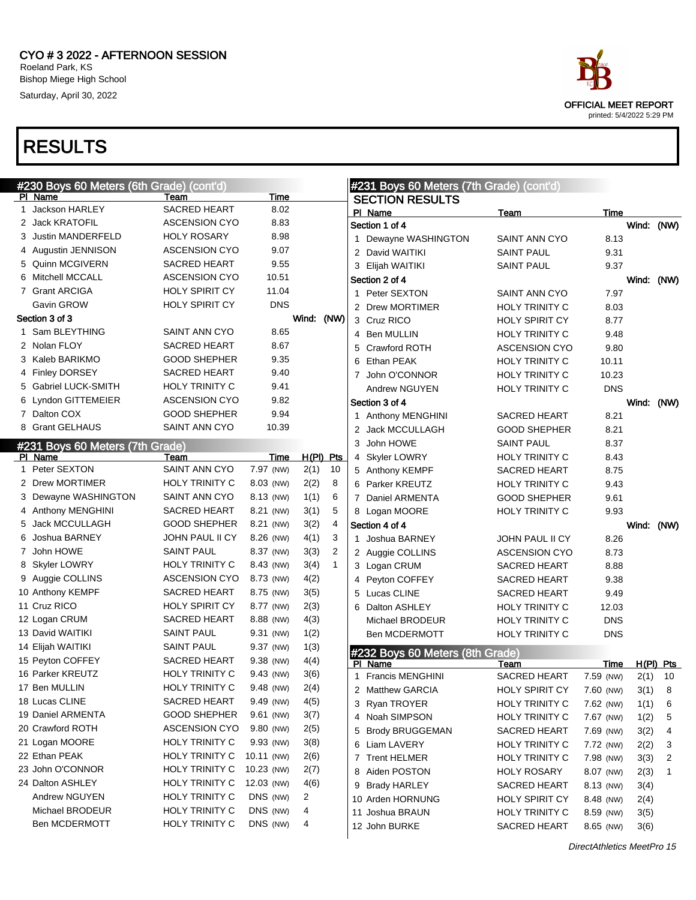CYO # 3 2022 - AFTERNOON SESSION
Roeland Park, KS
Bishop Miege High School
Saturday, April 30, 2022

OFFICIAL MEET REPORT
printed: 5/4/2022 5:29 PM

# RESULTS

## #230 Boys 60 Meters (6th Grade) (cont'd)

| Pl | Name | Team | Time |
|---|---|---|---|
| 1 | Jackson HARLEY | SACRED HEART | 8.02 |
| 2 | Jack KRATOFIL | ASCENSION CYO | 8.83 |
| 3 | Justin MANDERFELD | HOLY ROSARY | 8.98 |
| 4 | Augustin JENNISON | ASCENSION CYO | 9.07 |
| 5 | Quinn MCGIVERN | SACRED HEART | 9.55 |
| 6 | Mitchell MCCALL | ASCENSION CYO | 10.51 |
| 7 | Grant ARCIGA | HOLY SPIRIT CY | 11.04 |
| | Gavin GROW | HOLY SPIRIT CY | DNS |

**Section 3 of 3** Wind: (NW)

| Pl | Name | Team | Time |
|---|---|---|---|
| 1 | Sam BLEYTHING | SAINT ANN CYO | 8.65 |
| 2 | Nolan FLOY | SACRED HEART | 8.67 |
| 3 | Kaleb BARIKMO | GOOD SHEPHER | 9.35 |
| 4 | Finley DORSEY | SACRED HEART | 9.40 |
| 5 | Gabriel LUCK-SMITH | HOLY TRINITY C | 9.41 |
| 6 | Lyndon GITTEMEIER | ASCENSION CYO | 9.82 |
| 7 | Dalton COX | GOOD SHEPHER | 9.94 |
| 8 | Grant GELHAUS | SAINT ANN CYO | 10.39 |

## #231 Boys 60 Meters (7th Grade)

| Pl | Name | Team | Time | | H(Pl) | Pts |
|---|---|---|---|---|---|---|
| 1 | Peter SEXTON | SAINT ANN CYO | 7.97 | (NW) | 2(1) | 10 |
| 2 | Drew MORTIMER | HOLY TRINITY C | 8.03 | (NW) | 2(2) | 8 |
| 3 | Dewayne WASHINGTON | SAINT ANN CYO | 8.13 | (NW) | 1(1) | 6 |
| 4 | Anthony MENGHINI | SACRED HEART | 8.21 | (NW) | 3(1) | 5 |
| 5 | Jack MCCULLAGH | GOOD SHEPHER | 8.21 | (NW) | 3(2) | 4 |
| 6 | Joshua BARNEY | JOHN PAUL II CY | 8.26 | (NW) | 4(1) | 3 |
| 7 | John HOWE | SAINT PAUL | 8.37 | (NW) | 3(3) | 2 |
| 8 | Skyler LOWRY | HOLY TRINITY C | 8.43 | (NW) | 3(4) | 1 |
| 9 | Auggie COLLINS | ASCENSION CYO | 8.73 | (NW) | 4(2) | |
| 10 | Anthony KEMPF | SACRED HEART | 8.75 | (NW) | 3(5) | |
| 11 | Cruz RICO | HOLY SPIRIT CY | 8.77 | (NW) | 2(3) | |
| 12 | Logan CRUM | SACRED HEART | 8.88 | (NW) | 4(3) | |
| 13 | David WAITIKI | SAINT PAUL | 9.31 | (NW) | 1(2) | |
| 14 | Elijah WAITIKI | SAINT PAUL | 9.37 | (NW) | 1(3) | |
| 15 | Peyton COFFEY | SACRED HEART | 9.38 | (NW) | 4(4) | |
| 16 | Parker KREUTZ | HOLY TRINITY C | 9.43 | (NW) | 3(6) | |
| 17 | Ben MULLIN | HOLY TRINITY C | 9.48 | (NW) | 2(4) | |
| 18 | Lucas CLINE | SACRED HEART | 9.49 | (NW) | 4(5) | |
| 19 | Daniel ARMENTA | GOOD SHEPHER | 9.61 | (NW) | 3(7) | |
| 20 | Crawford ROTH | ASCENSION CYO | 9.80 | (NW) | 2(5) | |
| 21 | Logan MOORE | HOLY TRINITY C | 9.93 | (NW) | 3(8) | |
| 22 | Ethan PEAK | HOLY TRINITY C | 10.11 | (NW) | 2(6) | |
| 23 | John O'CONNOR | HOLY TRINITY C | 10.23 | (NW) | 2(7) | |
| 24 | Dalton ASHLEY | HOLY TRINITY C | 12.03 | (NW) | 4(6) | |
| | Andrew NGUYEN | HOLY TRINITY C | DNS | (NW) | 2 | |
| | Michael BRODEUR | HOLY TRINITY C | DNS | (NW) | 4 | |
| | Ben MCDERMOTT | HOLY TRINITY C | DNS | (NW) | 4 | |

## #231 Boys 60 Meters (7th Grade) (cont'd)

### SECTION RESULTS

**Section 1 of 4** Wind: (NW)

| Pl | Name | Team | Time |
|---|---|---|---|
| 1 | Dewayne WASHINGTON | SAINT ANN CYO | 8.13 |
| 2 | David WAITIKI | SAINT PAUL | 9.31 |
| 3 | Elijah WAITIKI | SAINT PAUL | 9.37 |

**Section 2 of 4** Wind: (NW)

| Pl | Name | Team | Time |
|---|---|---|---|
| 1 | Peter SEXTON | SAINT ANN CYO | 7.97 |
| 2 | Drew MORTIMER | HOLY TRINITY C | 8.03 |
| 3 | Cruz RICO | HOLY SPIRIT CY | 8.77 |
| 4 | Ben MULLIN | HOLY TRINITY C | 9.48 |
| 5 | Crawford ROTH | ASCENSION CYO | 9.80 |
| 6 | Ethan PEAK | HOLY TRINITY C | 10.11 |
| 7 | John O'CONNOR | HOLY TRINITY C | 10.23 |
| | Andrew NGUYEN | HOLY TRINITY C | DNS |

**Section 3 of 4** Wind: (NW)

| Pl | Name | Team | Time |
|---|---|---|---|
| 1 | Anthony MENGHINI | SACRED HEART | 8.21 |
| 2 | Jack MCCULLAGH | GOOD SHEPHER | 8.21 |
| 3 | John HOWE | SAINT PAUL | 8.37 |
| 4 | Skyler LOWRY | HOLY TRINITY C | 8.43 |
| 5 | Anthony KEMPF | SACRED HEART | 8.75 |
| 6 | Parker KREUTZ | HOLY TRINITY C | 9.43 |
| 7 | Daniel ARMENTA | GOOD SHEPHER | 9.61 |
| 8 | Logan MOORE | HOLY TRINITY C | 9.93 |

**Section 4 of 4** Wind: (NW)

| Pl | Name | Team | Time |
|---|---|---|---|
| 1 | Joshua BARNEY | JOHN PAUL II CY | 8.26 |
| 2 | Auggie COLLINS | ASCENSION CYO | 8.73 |
| 3 | Logan CRUM | SACRED HEART | 8.88 |
| 4 | Peyton COFFEY | SACRED HEART | 9.38 |
| 5 | Lucas CLINE | SACRED HEART | 9.49 |
| 6 | Dalton ASHLEY | HOLY TRINITY C | 12.03 |
| | Michael BRODEUR | HOLY TRINITY C | DNS |
| | Ben MCDERMOTT | HOLY TRINITY C | DNS |

## #232 Boys 60 Meters (8th Grade)

| Pl | Name | Team | Time | | H(Pl) | Pts |
|---|---|---|---|---|---|---|
| 1 | Francis MENGHINI | SACRED HEART | 7.59 | (NW) | 2(1) | 10 |
| 2 | Matthew GARCIA | HOLY SPIRIT CY | 7.60 | (NW) | 3(1) | 8 |
| 3 | Ryan TROYER | HOLY TRINITY C | 7.62 | (NW) | 1(1) | 6 |
| 4 | Noah SIMPSON | HOLY TRINITY C | 7.67 | (NW) | 1(2) | 5 |
| 5 | Brody BRUGGEMAN | SACRED HEART | 7.69 | (NW) | 3(2) | 4 |
| 6 | Liam LAVERY | HOLY TRINITY C | 7.72 | (NW) | 2(2) | 3 |
| 7 | Trent HELMER | HOLY TRINITY C | 7.98 | (NW) | 3(3) | 2 |
| 8 | Aiden POSTON | HOLY ROSARY | 8.07 | (NW) | 2(3) | 1 |
| 9 | Brady HARLEY | SACRED HEART | 8.13 | (NW) | 3(4) | |
| 10 | Arden HORNUNG | HOLY SPIRIT CY | 8.48 | (NW) | 2(4) | |
| 11 | Joshua BRAUN | HOLY TRINITY C | 8.59 | (NW) | 3(5) | |
| 12 | John BURKE | SACRED HEART | 8.65 | (NW) | 3(6) | |

*DirectAthletics MeetPro 15*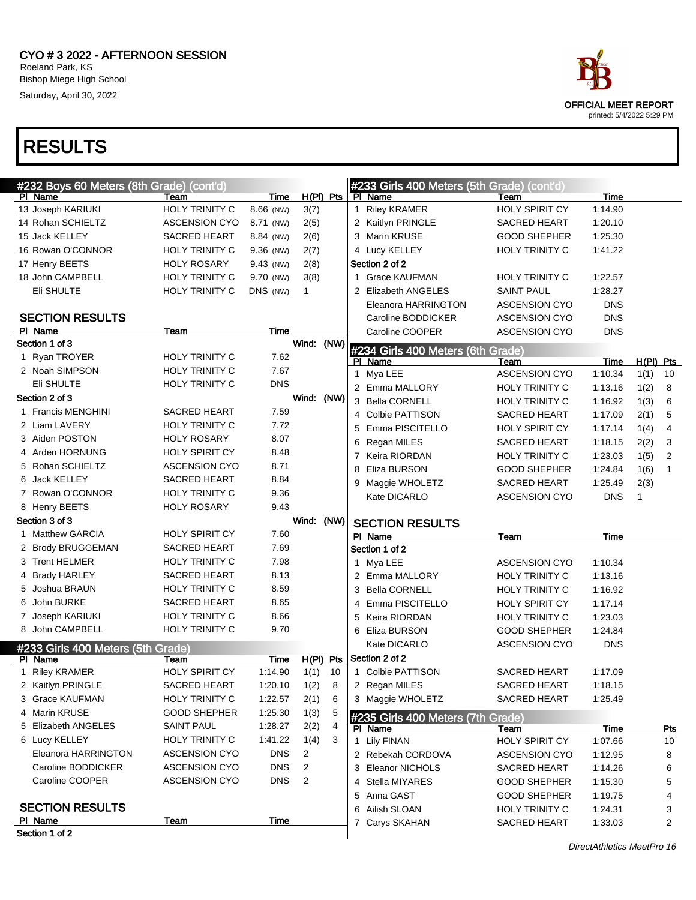CYO # 3 2022 - AFTERNOON SESSION
Roeland Park, KS
Bishop Miege High School
Saturday, April 30, 2022

OFFICIAL MEET REPORT
printed: 5/4/2022 5:29 PM

# RESULTS

## #232 Boys 60 Meters (8th Grade) (cont'd)

| Pl | Name | Team | Time | | H(Pl) | Pts |
|---|---|---|---|---|---|---|
| 13 | Joseph KARIUKI | HOLY TRINITY C | 8.66 | (NW) | 3(7) | |
| 14 | Rohan SCHIELTZ | ASCENSION CYO | 8.71 | (NW) | 2(5) | |
| 15 | Jack KELLEY | SACRED HEART | 8.84 | (NW) | 2(6) | |
| 16 | Rowan O'CONNOR | HOLY TRINITY C | 9.36 | (NW) | 2(7) | |
| 17 | Henry BEETS | HOLY ROSARY | 9.43 | (NW) | 2(8) | |
| 18 | John CAMPBELL | HOLY TRINITY C | 9.70 | (NW) | 3(8) | |
| | Eli SHULTE | HOLY TRINITY C | DNS | (NW) | 1 | |

### SECTION RESULTS

| Pl | Name | Team | Time |
|---|---|---|---|
| **Section 1 of 3** | | Wind: (NW) | |
| 1 | Ryan TROYER | HOLY TRINITY C | 7.62 |
| 2 | Noah SIMPSON | HOLY TRINITY C | 7.67 |
| | Eli SHULTE | HOLY TRINITY C | DNS |
| **Section 2 of 3** | | Wind: (NW) | |
| 1 | Francis MENGHINI | SACRED HEART | 7.59 |
| 2 | Liam LAVERY | HOLY TRINITY C | 7.72 |
| 3 | Aiden POSTON | HOLY ROSARY | 8.07 |
| 4 | Arden HORNUNG | HOLY SPIRIT CY | 8.48 |
| 5 | Rohan SCHIELTZ | ASCENSION CYO | 8.71 |
| 6 | Jack KELLEY | SACRED HEART | 8.84 |
| 7 | Rowan O'CONNOR | HOLY TRINITY C | 9.36 |
| 8 | Henry BEETS | HOLY ROSARY | 9.43 |
| **Section 3 of 3** | | Wind: (NW) | |
| 1 | Matthew GARCIA | HOLY SPIRIT CY | 7.60 |
| 2 | Brody BRUGGEMAN | SACRED HEART | 7.69 |
| 3 | Trent HELMER | HOLY TRINITY C | 7.98 |
| 4 | Brady HARLEY | SACRED HEART | 8.13 |
| 5 | Joshua BRAUN | HOLY TRINITY C | 8.59 |
| 6 | John BURKE | SACRED HEART | 8.65 |
| 7 | Joseph KARIUKI | HOLY TRINITY C | 8.66 |
| 8 | John CAMPBELL | HOLY TRINITY C | 9.70 |

## #233 Girls 400 Meters (5th Grade)

| Pl | Name | Team | Time | H(Pl) | Pts |
|---|---|---|---|---|---|
| 1 | Riley KRAMER | HOLY SPIRIT CY | 1:14.90 | 1(1) | 10 |
| 2 | Kaitlyn PRINGLE | SACRED HEART | 1:20.10 | 1(2) | 8 |
| 3 | Grace KAUFMAN | HOLY TRINITY C | 1:22.57 | 2(1) | 6 |
| 4 | Marin KRUSE | GOOD SHEPHER | 1:25.30 | 1(3) | 5 |
| 5 | Elizabeth ANGELES | SAINT PAUL | 1:28.27 | 2(2) | 4 |
| 6 | Lucy KELLEY | HOLY TRINITY C | 1:41.22 | 1(4) | 3 |
| | Eleanora HARRINGTON | ASCENSION CYO | DNS | 2 | |
| | Caroline BODDICKER | ASCENSION CYO | DNS | 2 | |
| | Caroline COOPER | ASCENSION CYO | DNS | 2 | |

### SECTION RESULTS

| Pl | Name | Team | Time |
|---|---|---|---|
| **Section 1 of 2** | | | |
| 1 | Riley KRAMER | HOLY SPIRIT CY | 1:14.90 |
| 2 | Kaitlyn PRINGLE | SACRED HEART | 1:20.10 |
| 3 | Marin KRUSE | GOOD SHEPHER | 1:25.30 |
| 4 | Lucy KELLEY | HOLY TRINITY C | 1:41.22 |
| **Section 2 of 2** | | | |
| 1 | Grace KAUFMAN | HOLY TRINITY C | 1:22.57 |
| 2 | Elizabeth ANGELES | SAINT PAUL | 1:28.27 |
| | Eleanora HARRINGTON | ASCENSION CYO | DNS |
| | Caroline BODDICKER | ASCENSION CYO | DNS |
| | Caroline COOPER | ASCENSION CYO | DNS |

## #234 Girls 400 Meters (6th Grade)

| Pl | Name | Team | Time | H(Pl) | Pts |
|---|---|---|---|---|---|
| 1 | Mya LEE | ASCENSION CYO | 1:10.34 | 1(1) | 10 |
| 2 | Emma MALLORY | HOLY TRINITY C | 1:13.16 | 1(2) | 8 |
| 3 | Bella CORNELL | HOLY TRINITY C | 1:16.92 | 1(3) | 6 |
| 4 | Colbie PATTISON | SACRED HEART | 1:17.09 | 2(1) | 5 |
| 5 | Emma PISCITELLO | HOLY SPIRIT CY | 1:17.14 | 1(4) | 4 |
| 6 | Regan MILES | SACRED HEART | 1:18.15 | 2(2) | 3 |
| 7 | Keira RIORDAN | HOLY TRINITY C | 1:23.03 | 1(5) | 2 |
| 8 | Eliza BURSON | GOOD SHEPHER | 1:24.84 | 1(6) | 1 |
| 9 | Maggie WHOLETZ | SACRED HEART | 1:25.49 | 2(3) | |
| | Kate DICARLO | ASCENSION CYO | DNS | 1 | |

### SECTION RESULTS

| Pl | Name | Team | Time |
|---|---|---|---|
| **Section 1 of 2** | | | |
| 1 | Mya LEE | ASCENSION CYO | 1:10.34 |
| 2 | Emma MALLORY | HOLY TRINITY C | 1:13.16 |
| 3 | Bella CORNELL | HOLY TRINITY C | 1:16.92 |
| 4 | Emma PISCITELLO | HOLY SPIRIT CY | 1:17.14 |
| 5 | Keira RIORDAN | HOLY TRINITY C | 1:23.03 |
| 6 | Eliza BURSON | GOOD SHEPHER | 1:24.84 |
| | Kate DICARLO | ASCENSION CYO | DNS |
| **Section 2 of 2** | | | |
| 1 | Colbie PATTISON | SACRED HEART | 1:17.09 |
| 2 | Regan MILES | SACRED HEART | 1:18.15 |
| 3 | Maggie WHOLETZ | SACRED HEART | 1:25.49 |

## #235 Girls 400 Meters (7th Grade)

| Pl | Name | Team | Time | Pts |
|---|---|---|---|---|
| 1 | Lily FINAN | HOLY SPIRIT CY | 1:07.66 | 10 |
| 2 | Rebekah CORDOVA | ASCENSION CYO | 1:12.95 | 8 |
| 3 | Eleanor NICHOLS | SACRED HEART | 1:14.26 | 6 |
| 4 | Stella MIYARES | GOOD SHEPHER | 1:15.30 | 5 |
| 5 | Anna GAST | GOOD SHEPHER | 1:19.75 | 4 |
| 6 | Ailish SLOAN | HOLY TRINITY C | 1:24.31 | 3 |
| 7 | Carys SKAHAN | SACRED HEART | 1:33.03 | 2 |

DirectAthletics MeetPro 16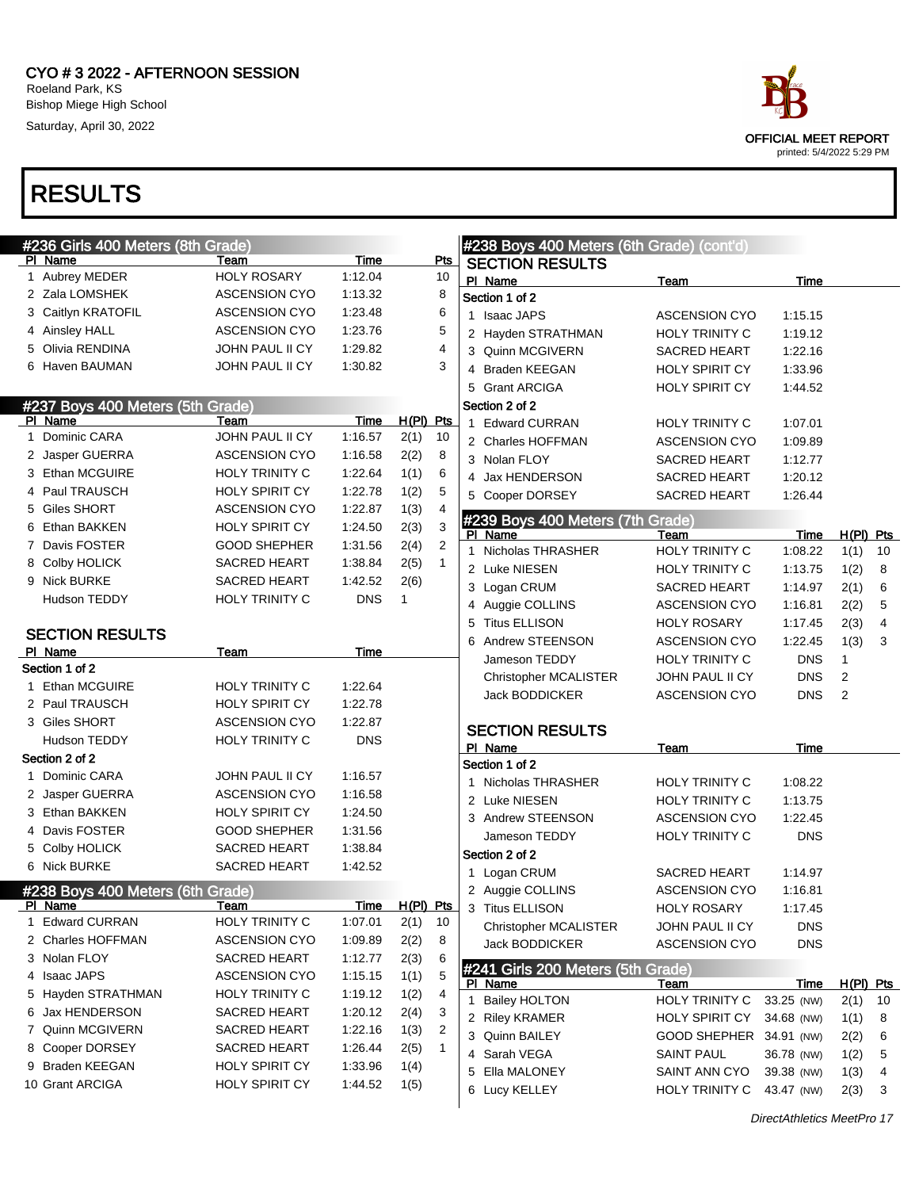CYO # 3 2022 - AFTERNOON SESSION
Roeland Park, KS
Bishop Miege High School
Saturday, April 30, 2022

OFFICIAL MEET REPORT
printed: 5/4/2022 5:29 PM

# RESULTS

## #236 Girls 400 Meters (8th Grade)

| Pl | Name | Team | Time | Pts |
|---|---|---|---|---|
| 1 | Aubrey MEDER | HOLY ROSARY | 1:12.04 | 10 |
| 2 | Zala LOMSHEK | ASCENSION CYO | 1:13.32 | 8 |
| 3 | Caitlyn KRATOFIL | ASCENSION CYO | 1:23.48 | 6 |
| 4 | Ainsley HALL | ASCENSION CYO | 1:23.76 | 5 |
| 5 | Olivia RENDINA | JOHN PAUL II CY | 1:29.82 | 4 |
| 6 | Haven BAUMAN | JOHN PAUL II CY | 1:30.82 | 3 |

## #237 Boys 400 Meters (5th Grade)

| Pl | Name | Team | Time | H(Pl) | Pts |
|---|---|---|---|---|---|
| 1 | Dominic CARA | JOHN PAUL II CY | 1:16.57 | 2(1) | 10 |
| 2 | Jasper GUERRA | ASCENSION CYO | 1:16.58 | 2(2) | 8 |
| 3 | Ethan MCGUIRE | HOLY TRINITY C | 1:22.64 | 1(1) | 6 |
| 4 | Paul TRAUSCH | HOLY SPIRIT CY | 1:22.78 | 1(2) | 5 |
| 5 | Giles SHORT | ASCENSION CYO | 1:22.87 | 1(3) | 4 |
| 6 | Ethan BAKKEN | HOLY SPIRIT CY | 1:24.50 | 2(3) | 3 |
| 7 | Davis FOSTER | GOOD SHEPHER | 1:31.56 | 2(4) | 2 |
| 8 | Colby HOLICK | SACRED HEART | 1:38.84 | 2(5) | 1 |
| 9 | Nick BURKE | SACRED HEART | 1:42.52 | 2(6) | |
| | Hudson TEDDY | HOLY TRINITY C | DNS | 1 | |

### SECTION RESULTS

| Pl | Name | Team | Time |
|---|---|---|---|
| Section 1 of 2 | | | |
| 1 | Ethan MCGUIRE | HOLY TRINITY C | 1:22.64 |
| 2 | Paul TRAUSCH | HOLY SPIRIT CY | 1:22.78 |
| 3 | Giles SHORT | ASCENSION CYO | 1:22.87 |
| | Hudson TEDDY | HOLY TRINITY C | DNS |
| Section 2 of 2 | | | |
| 1 | Dominic CARA | JOHN PAUL II CY | 1:16.57 |
| 2 | Jasper GUERRA | ASCENSION CYO | 1:16.58 |
| 3 | Ethan BAKKEN | HOLY SPIRIT CY | 1:24.50 |
| 4 | Davis FOSTER | GOOD SHEPHER | 1:31.56 |
| 5 | Colby HOLICK | SACRED HEART | 1:38.84 |
| 6 | Nick BURKE | SACRED HEART | 1:42.52 |

## #238 Boys 400 Meters (6th Grade)

| Pl | Name | Team | Time | H(Pl) | Pts |
|---|---|---|---|---|---|
| 1 | Edward CURRAN | HOLY TRINITY C | 1:07.01 | 2(1) | 10 |
| 2 | Charles HOFFMAN | ASCENSION CYO | 1:09.89 | 2(2) | 8 |
| 3 | Nolan FLOY | SACRED HEART | 1:12.77 | 2(3) | 6 |
| 4 | Isaac JAPS | ASCENSION CYO | 1:15.15 | 1(1) | 5 |
| 5 | Hayden STRATHMAN | HOLY TRINITY C | 1:19.12 | 1(2) | 4 |
| 6 | Jax HENDERSON | SACRED HEART | 1:20.12 | 2(4) | 3 |
| 7 | Quinn MCGIVERN | SACRED HEART | 1:22.16 | 1(3) | 2 |
| 8 | Cooper DORSEY | SACRED HEART | 1:26.44 | 2(5) | 1 |
| 9 | Braden KEEGAN | HOLY SPIRIT CY | 1:33.96 | 1(4) | |
| 10 | Grant ARCIGA | HOLY SPIRIT CY | 1:44.52 | 1(5) | |

## #238 Boys 400 Meters (6th Grade) (cont'd)

### SECTION RESULTS

| Pl | Name | Team | Time |
|---|---|---|---|
| Section 1 of 2 | | | |
| 1 | Isaac JAPS | ASCENSION CYO | 1:15.15 |
| 2 | Hayden STRATHMAN | HOLY TRINITY C | 1:19.12 |
| 3 | Quinn MCGIVERN | SACRED HEART | 1:22.16 |
| 4 | Braden KEEGAN | HOLY SPIRIT CY | 1:33.96 |
| 5 | Grant ARCIGA | HOLY SPIRIT CY | 1:44.52 |
| Section 2 of 2 | | | |
| 1 | Edward CURRAN | HOLY TRINITY C | 1:07.01 |
| 2 | Charles HOFFMAN | ASCENSION CYO | 1:09.89 |
| 3 | Nolan FLOY | SACRED HEART | 1:12.77 |
| 4 | Jax HENDERSON | SACRED HEART | 1:20.12 |
| 5 | Cooper DORSEY | SACRED HEART | 1:26.44 |

## #239 Boys 400 Meters (7th Grade)

| Pl | Name | Team | Time | H(Pl) | Pts |
|---|---|---|---|---|---|
| 1 | Nicholas THRASHER | HOLY TRINITY C | 1:08.22 | 1(1) | 10 |
| 2 | Luke NIESEN | HOLY TRINITY C | 1:13.75 | 1(2) | 8 |
| 3 | Logan CRUM | SACRED HEART | 1:14.97 | 2(1) | 6 |
| 4 | Auggie COLLINS | ASCENSION CYO | 1:16.81 | 2(2) | 5 |
| 5 | Titus ELLISON | HOLY ROSARY | 1:17.45 | 2(3) | 4 |
| 6 | Andrew STEENSON | ASCENSION CYO | 1:22.45 | 1(3) | 3 |
| | Jameson TEDDY | HOLY TRINITY C | DNS | 1 | |
| | Christopher MCALISTER | JOHN PAUL II CY | DNS | 2 | |
| | Jack BODDICKER | ASCENSION CYO | DNS | 2 | |

### SECTION RESULTS

| Pl | Name | Team | Time |
|---|---|---|---|
| Section 1 of 2 | | | |
| 1 | Nicholas THRASHER | HOLY TRINITY C | 1:08.22 |
| 2 | Luke NIESEN | HOLY TRINITY C | 1:13.75 |
| 3 | Andrew STEENSON | ASCENSION CYO | 1:22.45 |
| | Jameson TEDDY | HOLY TRINITY C | DNS |
| Section 2 of 2 | | | |
| 1 | Logan CRUM | SACRED HEART | 1:14.97 |
| 2 | Auggie COLLINS | ASCENSION CYO | 1:16.81 |
| 3 | Titus ELLISON | HOLY ROSARY | 1:17.45 |
| | Christopher MCALISTER | JOHN PAUL II CY | DNS |
| | Jack BODDICKER | ASCENSION CYO | DNS |

## #241 Girls 200 Meters (5th Grade)

| Pl | Name | Team | Time | H(Pl) | Pts |
|---|---|---|---|---|---|
| 1 | Bailey HOLTON | HOLY TRINITY C | 33.25 (NW) | 2(1) | 10 |
| 2 | Riley KRAMER | HOLY SPIRIT CY | 34.68 (NW) | 1(1) | 8 |
| 3 | Quinn BAILEY | GOOD SHEPHER | 34.91 (NW) | 2(2) | 6 |
| 4 | Sarah VEGA | SAINT PAUL | 36.78 (NW) | 1(2) | 5 |
| 5 | Ella MALONEY | SAINT ANN CYO | 39.38 (NW) | 1(3) | 4 |
| 6 | Lucy KELLEY | HOLY TRINITY C | 43.47 (NW) | 2(3) | 3 |

DirectAthletics MeetPro 17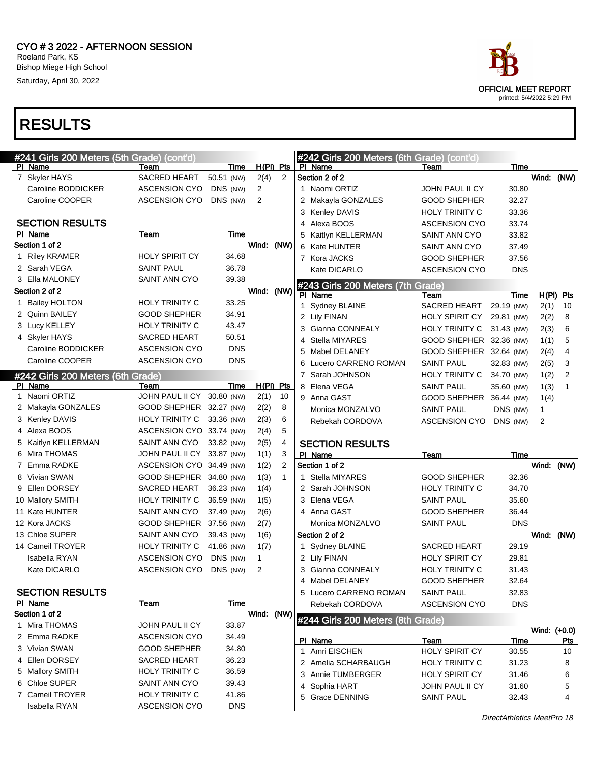# CYO # 3 2022 - AFTERNOON SESSION

Roeland Park, KS
Bishop Miege High School
Saturday, April 30, 2022

OFFICIAL MEET REPORT
printed: 5/4/2022 5:29 PM

# RESULTS

## #241 Girls 200 Meters (5th Grade) (cont'd)

| Pl | Name | Team | Time | | H(Pl) | Pts |
|---|---|---|---|---|---|---|
| 7 | Skyler HAYS | SACRED HEART | 50.51 | (NW) | 2(4) | 2 |
| | Caroline BODDICKER | ASCENSION CYO | DNS | (NW) | 2 | |
| | Caroline COOPER | ASCENSION CYO | DNS | (NW) | 2 | |

### SECTION RESULTS

| Pl | Name | Team | Time |
|---|---|---|---|
| **Section 1 of 2** | | | Wind: (NW) |
| 1 | Riley KRAMER | HOLY SPIRIT CY | 34.68 |
| 2 | Sarah VEGA | SAINT PAUL | 36.78 |
| 3 | Ella MALONEY | SAINT ANN CYO | 39.38 |
| **Section 2 of 2** | | | Wind: (NW) |
| 1 | Bailey HOLTON | HOLY TRINITY C | 33.25 |
| 2 | Quinn BAILEY | GOOD SHEPHER | 34.91 |
| 3 | Lucy KELLEY | HOLY TRINITY C | 43.47 |
| 4 | Skyler HAYS | SACRED HEART | 50.51 |
| | Caroline BODDICKER | ASCENSION CYO | DNS |
| | Caroline COOPER | ASCENSION CYO | DNS |

## #242 Girls 200 Meters (6th Grade)

| Pl | Name | Team | Time | | H(Pl) | Pts |
|---|---|---|---|---|---|---|
| 1 | Naomi ORTIZ | JOHN PAUL II CY | 30.80 | (NW) | 2(1) | 10 |
| 2 | Makayla GONZALES | GOOD SHEPHER | 32.27 | (NW) | 2(2) | 8 |
| 3 | Kenley DAVIS | HOLY TRINITY C | 33.36 | (NW) | 2(3) | 6 |
| 4 | Alexa BOOS | ASCENSION CYO | 33.74 | (NW) | 2(4) | 5 |
| 5 | Kaitlyn KELLERMAN | SAINT ANN CYO | 33.82 | (NW) | 2(5) | 4 |
| 6 | Mira THOMAS | JOHN PAUL II CY | 33.87 | (NW) | 1(1) | 3 |
| 7 | Emma RADKE | ASCENSION CYO | 34.49 | (NW) | 1(2) | 2 |
| 8 | Vivian SWAN | GOOD SHEPHER | 34.80 | (NW) | 1(3) | 1 |
| 9 | Ellen DORSEY | SACRED HEART | 36.23 | (NW) | 1(4) | |
| 10 | Mallory SMITH | HOLY TRINITY C | 36.59 | (NW) | 1(5) | |
| 11 | Kate HUNTER | SAINT ANN CYO | 37.49 | (NW) | 2(6) | |
| 12 | Kora JACKS | GOOD SHEPHER | 37.56 | (NW) | 2(7) | |
| 13 | Chloe SUPER | SAINT ANN CYO | 39.43 | (NW) | 1(6) | |
| 14 | Cameil TROYER | HOLY TRINITY C | 41.86 | (NW) | 1(7) | |
| | Isabella RYAN | ASCENSION CYO | DNS | (NW) | 1 | |
| | Kate DICARLO | ASCENSION CYO | DNS | (NW) | 2 | |

### SECTION RESULTS

| Pl | Name | Team | Time |
|---|---|---|---|
| **Section 1 of 2** | | | Wind: (NW) |
| 1 | Mira THOMAS | JOHN PAUL II CY | 33.87 |
| 2 | Emma RADKE | ASCENSION CYO | 34.49 |
| 3 | Vivian SWAN | GOOD SHEPHER | 34.80 |
| 4 | Ellen DORSEY | SACRED HEART | 36.23 |
| 5 | Mallory SMITH | HOLY TRINITY C | 36.59 |
| 6 | Chloe SUPER | SAINT ANN CYO | 39.43 |
| 7 | Cameil TROYER | HOLY TRINITY C | 41.86 |
| | Isabella RYAN | ASCENSION CYO | DNS |
| **Section 2 of 2** | | | Wind: (NW) |
| 1 | Naomi ORTIZ | JOHN PAUL II CY | 30.80 |
| 2 | Makayla GONZALES | GOOD SHEPHER | 32.27 |
| 3 | Kenley DAVIS | HOLY TRINITY C | 33.36 |
| 4 | Alexa BOOS | ASCENSION CYO | 33.74 |
| 5 | Kaitlyn KELLERMAN | SAINT ANN CYO | 33.82 |
| 6 | Kate HUNTER | SAINT ANN CYO | 37.49 |
| 7 | Kora JACKS | GOOD SHEPHER | 37.56 |
| | Kate DICARLO | ASCENSION CYO | DNS |

## #243 Girls 200 Meters (7th Grade)

| Pl | Name | Team | Time | | H(Pl) | Pts |
|---|---|---|---|---|---|---|
| 1 | Sydney BLAINE | SACRED HEART | 29.19 | (NW) | 2(1) | 10 |
| 2 | Lily FINAN | HOLY SPIRIT CY | 29.81 | (NW) | 2(2) | 8 |
| 3 | Gianna CONNEALY | HOLY TRINITY C | 31.43 | (NW) | 2(3) | 6 |
| 4 | Stella MIYARES | GOOD SHEPHER | 32.36 | (NW) | 1(1) | 5 |
| 5 | Mabel DELANEY | GOOD SHEPHER | 32.64 | (NW) | 2(4) | 4 |
| 6 | Lucero CARRENO ROMAN | SAINT PAUL | 32.83 | (NW) | 2(5) | 3 |
| 7 | Sarah JOHNSON | HOLY TRINITY C | 34.70 | (NW) | 1(2) | 2 |
| 8 | Elena VEGA | SAINT PAUL | 35.60 | (NW) | 1(3) | 1 |
| 9 | Anna GAST | GOOD SHEPHER | 36.44 | (NW) | 1(4) | |
| | Monica MONZALVO | SAINT PAUL | DNS | (NW) | 1 | |
| | Rebekah CORDOVA | ASCENSION CYO | DNS | (NW) | 2 | |

### SECTION RESULTS

| Pl | Name | Team | Time |
|---|---|---|---|
| **Section 1 of 2** | | | Wind: (NW) |
| 1 | Stella MIYARES | GOOD SHEPHER | 32.36 |
| 2 | Sarah JOHNSON | HOLY TRINITY C | 34.70 |
| 3 | Elena VEGA | SAINT PAUL | 35.60 |
| 4 | Anna GAST | GOOD SHEPHER | 36.44 |
| | Monica MONZALVO | SAINT PAUL | DNS |
| **Section 2 of 2** | | | Wind: (NW) |
| 1 | Sydney BLAINE | SACRED HEART | 29.19 |
| 2 | Lily FINAN | HOLY SPIRIT CY | 29.81 |
| 3 | Gianna CONNEALY | HOLY TRINITY C | 31.43 |
| 4 | Mabel DELANEY | GOOD SHEPHER | 32.64 |
| 5 | Lucero CARRENO ROMAN | SAINT PAUL | 32.83 |
| | Rebekah CORDOVA | ASCENSION CYO | DNS |

## #244 Girls 200 Meters (8th Grade)

Wind: (+0.0)

| Pl | Name | Team | Time | Pts |
|---|---|---|---|---|
| 1 | Amri EISCHEN | HOLY SPIRIT CY | 30.55 | 10 |
| 2 | Amelia SCHARBAUGH | HOLY TRINITY C | 31.23 | 8 |
| 3 | Annie TUMBERGER | HOLY SPIRIT CY | 31.46 | 6 |
| 4 | Sophia HART | JOHN PAUL II CY | 31.60 | 5 |
| 5 | Grace DENNING | SAINT PAUL | 32.43 | 4 |

*DirectAthletics MeetPro 18*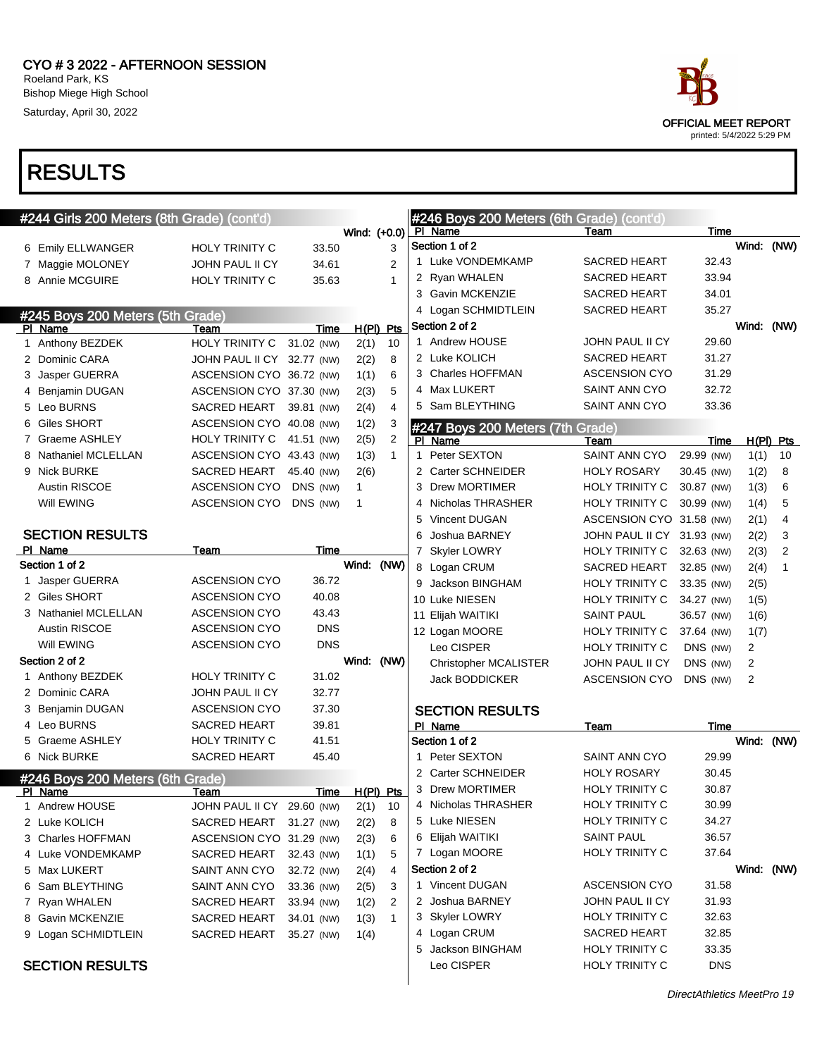# CYO # 3 2022 - AFTERNOON SESSION

Roeland Park, KS
Bishop Miege High School
Saturday, April 30, 2022

OFFICIAL MEET REPORT
printed: 5/4/2022 5:29 PM

# RESULTS

## #244 Girls 200 Meters (8th Grade) (cont'd)

Wind: (+0.0)

| Pl | Name | Team | Time | Pts |
|---|---|---|---|---|
| 6 | Emily ELLWANGER | HOLY TRINITY C | 33.50 | 3 |
| 7 | Maggie MOLONEY | JOHN PAUL II CY | 34.61 | 2 |
| 8 | Annie MCGUIRE | HOLY TRINITY C | 35.63 | 1 |

## #245 Boys 200 Meters (5th Grade)

| Pl | Name | Team | Time | H(Pl) | Pts |
|---|---|---|---|---|---|
| 1 | Anthony BEZDEK | HOLY TRINITY C | 31.02 (NW) | 2(1) | 10 |
| 2 | Dominic CARA | JOHN PAUL II CY | 32.77 (NW) | 2(2) | 8 |
| 3 | Jasper GUERRA | ASCENSION CYO | 36.72 (NW) | 1(1) | 6 |
| 4 | Benjamin DUGAN | ASCENSION CYO | 37.30 (NW) | 2(3) | 5 |
| 5 | Leo BURNS | SACRED HEART | 39.81 (NW) | 2(4) | 4 |
| 6 | Giles SHORT | ASCENSION CYO | 40.08 (NW) | 1(2) | 3 |
| 7 | Graeme ASHLEY | HOLY TRINITY C | 41.51 (NW) | 2(5) | 2 |
| 8 | Nathaniel MCLELLAN | ASCENSION CYO | 43.43 (NW) | 1(3) | 1 |
| 9 | Nick BURKE | SACRED HEART | 45.40 (NW) | 2(6) | |
| | Austin RISCOE | ASCENSION CYO | DNS (NW) | 1 | |
| | Will EWING | ASCENSION CYO | DNS (NW) | 1 | |

### SECTION RESULTS

| Pl | Name | Team | Time |
|---|---|---|---|
| **Section 1 of 2** | | | Wind: (NW) |
| 1 | Jasper GUERRA | ASCENSION CYO | 36.72 |
| 2 | Giles SHORT | ASCENSION CYO | 40.08 |
| 3 | Nathaniel MCLELLAN | ASCENSION CYO | 43.43 |
| | Austin RISCOE | ASCENSION CYO | DNS |
| | Will EWING | ASCENSION CYO | DNS |
| **Section 2 of 2** | | | Wind: (NW) |
| 1 | Anthony BEZDEK | HOLY TRINITY C | 31.02 |
| 2 | Dominic CARA | JOHN PAUL II CY | 32.77 |
| 3 | Benjamin DUGAN | ASCENSION CYO | 37.30 |
| 4 | Leo BURNS | SACRED HEART | 39.81 |
| 5 | Graeme ASHLEY | HOLY TRINITY C | 41.51 |
| 6 | Nick BURKE | SACRED HEART | 45.40 |

## #246 Boys 200 Meters (6th Grade)

| Pl | Name | Team | Time | H(Pl) | Pts |
|---|---|---|---|---|---|
| 1 | Andrew HOUSE | JOHN PAUL II CY | 29.60 (NW) | 2(1) | 10 |
| 2 | Luke KOLICH | SACRED HEART | 31.27 (NW) | 2(2) | 8 |
| 3 | Charles HOFFMAN | ASCENSION CYO | 31.29 (NW) | 2(3) | 6 |
| 4 | Luke VONDEMKAMP | SACRED HEART | 32.43 (NW) | 1(1) | 5 |
| 5 | Max LUKERT | SAINT ANN CYO | 32.72 (NW) | 2(4) | 4 |
| 6 | Sam BLEYTHING | SAINT ANN CYO | 33.36 (NW) | 2(5) | 3 |
| 7 | Ryan WHALEN | SACRED HEART | 33.94 (NW) | 1(2) | 2 |
| 8 | Gavin MCKENZIE | SACRED HEART | 34.01 (NW) | 1(3) | 1 |
| 9 | Logan SCHMIDTLEIN | SACRED HEART | 35.27 (NW) | 1(4) | |

### SECTION RESULTS

| Pl | Name | Team | Time |
|---|---|---|---|
| **Section 1 of 2** | | | Wind: (NW) |
| 1 | Luke VONDEMKAMP | SACRED HEART | 32.43 |
| 2 | Ryan WHALEN | SACRED HEART | 33.94 |
| 3 | Gavin MCKENZIE | SACRED HEART | 34.01 |
| 4 | Logan SCHMIDTLEIN | SACRED HEART | 35.27 |
| **Section 2 of 2** | | | Wind: (NW) |
| 1 | Andrew HOUSE | JOHN PAUL II CY | 29.60 |
| 2 | Luke KOLICH | SACRED HEART | 31.27 |
| 3 | Charles HOFFMAN | ASCENSION CYO | 31.29 |
| 4 | Max LUKERT | SAINT ANN CYO | 32.72 |
| 5 | Sam BLEYTHING | SAINT ANN CYO | 33.36 |

## #247 Boys 200 Meters (7th Grade)

| Pl | Name | Team | Time | H(Pl) | Pts |
|---|---|---|---|---|---|
| 1 | Peter SEXTON | SAINT ANN CYO | 29.99 (NW) | 1(1) | 10 |
| 2 | Carter SCHNEIDER | HOLY ROSARY | 30.45 (NW) | 1(2) | 8 |
| 3 | Drew MORTIMER | HOLY TRINITY C | 30.87 (NW) | 1(3) | 6 |
| 4 | Nicholas THRASHER | HOLY TRINITY C | 30.99 (NW) | 1(4) | 5 |
| 5 | Vincent DUGAN | ASCENSION CYO | 31.58 (NW) | 2(1) | 4 |
| 6 | Joshua BARNEY | JOHN PAUL II CY | 31.93 (NW) | 2(2) | 3 |
| 7 | Skyler LOWRY | HOLY TRINITY C | 32.63 (NW) | 2(3) | 2 |
| 8 | Logan CRUM | SACRED HEART | 32.85 (NW) | 2(4) | 1 |
| 9 | Jackson BINGHAM | HOLY TRINITY C | 33.35 (NW) | 2(5) | |
| 10 | Luke NIESEN | HOLY TRINITY C | 34.27 (NW) | 1(5) | |
| 11 | Elijah WAITIKI | SAINT PAUL | 36.57 (NW) | 1(6) | |
| 12 | Logan MOORE | HOLY TRINITY C | 37.64 (NW) | 1(7) | |
| | Leo CISPER | HOLY TRINITY C | DNS (NW) | 2 | |
| | Christopher MCALISTER | JOHN PAUL II CY | DNS (NW) | 2 | |
| | Jack BODDICKER | ASCENSION CYO | DNS (NW) | 2 | |

### SECTION RESULTS

| Pl | Name | Team | Time |
|---|---|---|---|
| **Section 1 of 2** | | | Wind: (NW) |
| 1 | Peter SEXTON | SAINT ANN CYO | 29.99 |
| 2 | Carter SCHNEIDER | HOLY ROSARY | 30.45 |
| 3 | Drew MORTIMER | HOLY TRINITY C | 30.87 |
| 4 | Nicholas THRASHER | HOLY TRINITY C | 30.99 |
| 5 | Luke NIESEN | HOLY TRINITY C | 34.27 |
| 6 | Elijah WAITIKI | SAINT PAUL | 36.57 |
| 7 | Logan MOORE | HOLY TRINITY C | 37.64 |
| **Section 2 of 2** | | | Wind: (NW) |
| 1 | Vincent DUGAN | ASCENSION CYO | 31.58 |
| 2 | Joshua BARNEY | JOHN PAUL II CY | 31.93 |
| 3 | Skyler LOWRY | HOLY TRINITY C | 32.63 |
| 4 | Logan CRUM | SACRED HEART | 32.85 |
| 5 | Jackson BINGHAM | HOLY TRINITY C | 33.35 |
| | Leo CISPER | HOLY TRINITY C | DNS |

DirectAthletics MeetPro 19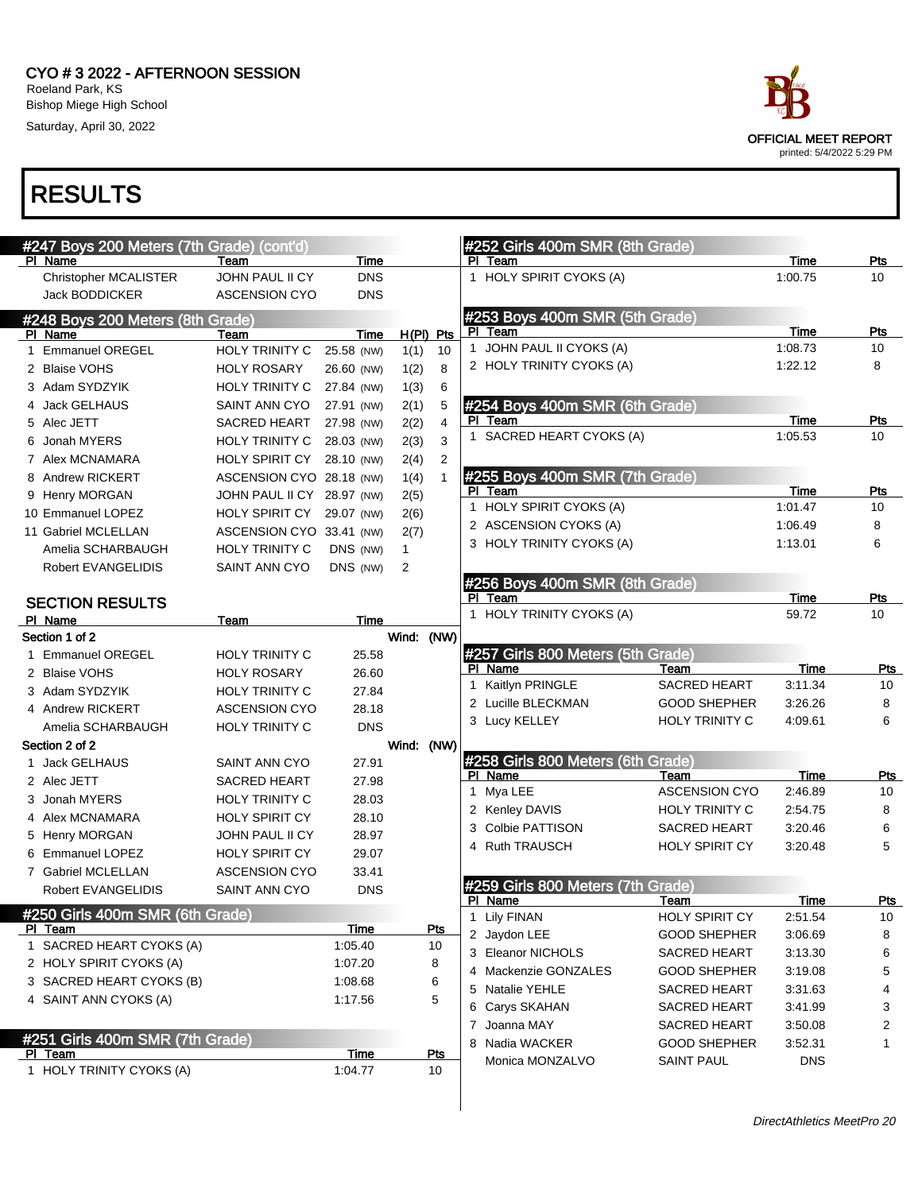# CYO # 3 2022 - AFTERNOON SESSION

Roeland Park, KS
Bishop Miege High School
Saturday, April 30, 2022

OFFICIAL MEET REPORT
printed: 5/4/2022 5:29 PM

# RESULTS

## #247 Boys 200 Meters (7th Grade) (cont'd)

| Pl | Name | Team | Time |
|---|---|---|---|
| | Christopher MCALISTER | JOHN PAUL II CY | DNS |
| | Jack BODDICKER | ASCENSION CYO | DNS |

## #248 Boys 200 Meters (8th Grade)

| Pl | Name | Team | Time | | H(Pl) | Pts |
|---|---|---|---|---|---|---|
| 1 | Emmanuel OREGEL | HOLY TRINITY C | 25.58 | (NW) | 1(1) | 10 |
| 2 | Blaise VOHS | HOLY ROSARY | 26.60 | (NW) | 1(2) | 8 |
| 3 | Adam SYDZYIK | HOLY TRINITY C | 27.84 | (NW) | 1(3) | 6 |
| 4 | Jack GELHAUS | SAINT ANN CYO | 27.91 | (NW) | 2(1) | 5 |
| 5 | Alec JETT | SACRED HEART | 27.98 | (NW) | 2(2) | 4 |
| 6 | Jonah MYERS | HOLY TRINITY C | 28.03 | (NW) | 2(3) | 3 |
| 7 | Alex MCNAMARA | HOLY SPIRIT CY | 28.10 | (NW) | 2(4) | 2 |
| 8 | Andrew RICKERT | ASCENSION CYO | 28.18 | (NW) | 1(4) | 1 |
| 9 | Henry MORGAN | JOHN PAUL II CY | 28.97 | (NW) | 2(5) | |
| 10 | Emmanuel LOPEZ | HOLY SPIRIT CY | 29.07 | (NW) | 2(6) | |
| 11 | Gabriel MCLELLAN | ASCENSION CYO | 33.41 | (NW) | 2(7) | |
| | Amelia SCHARBAUGH | HOLY TRINITY C | DNS | (NW) | 1 | |
| | Robert EVANGELIDIS | SAINT ANN CYO | DNS | (NW) | 2 | |

### SECTION RESULTS

**Section 1 of 2** — Wind: (NW)

| Pl | Name | Team | Time |
|---|---|---|---|
| 1 | Emmanuel OREGEL | HOLY TRINITY C | 25.58 |
| 2 | Blaise VOHS | HOLY ROSARY | 26.60 |
| 3 | Adam SYDZYIK | HOLY TRINITY C | 27.84 |
| 4 | Andrew RICKERT | ASCENSION CYO | 28.18 |
| | Amelia SCHARBAUGH | HOLY TRINITY C | DNS |

**Section 2 of 2** — Wind: (NW)

| Pl | Name | Team | Time |
|---|---|---|---|
| 1 | Jack GELHAUS | SAINT ANN CYO | 27.91 |
| 2 | Alec JETT | SACRED HEART | 27.98 |
| 3 | Jonah MYERS | HOLY TRINITY C | 28.03 |
| 4 | Alex MCNAMARA | HOLY SPIRIT CY | 28.10 |
| 5 | Henry MORGAN | JOHN PAUL II CY | 28.97 |
| 6 | Emmanuel LOPEZ | HOLY SPIRIT CY | 29.07 |
| 7 | Gabriel MCLELLAN | ASCENSION CYO | 33.41 |
| | Robert EVANGELIDIS | SAINT ANN CYO | DNS |

## #250 Girls 400m SMR (6th Grade)

| Pl | Team | Time | Pts |
|---|---|---|---|
| 1 | SACRED HEART CYOKS (A) | 1:05.40 | 10 |
| 2 | HOLY SPIRIT CYOKS (A) | 1:07.20 | 8 |
| 3 | SACRED HEART CYOKS (B) | 1:08.68 | 6 |
| 4 | SAINT ANN CYOKS (A) | 1:17.56 | 5 |

## #251 Girls 400m SMR (7th Grade)

| Pl | Team | Time | Pts |
|---|---|---|---|
| 1 | HOLY TRINITY CYOKS (A) | 1:04.77 | 10 |

## #252 Girls 400m SMR (8th Grade)

| Pl | Team | Time | Pts |
|---|---|---|---|
| 1 | HOLY SPIRIT CYOKS (A) | 1:00.75 | 10 |

## #253 Boys 400m SMR (5th Grade)

| Pl | Team | Time | Pts |
|---|---|---|---|
| 1 | JOHN PAUL II CYOKS (A) | 1:08.73 | 10 |
| 2 | HOLY TRINITY CYOKS (A) | 1:22.12 | 8 |

## #254 Boys 400m SMR (6th Grade)

| Pl | Team | Time | Pts |
|---|---|---|---|
| 1 | SACRED HEART CYOKS (A) | 1:05.53 | 10 |

## #255 Boys 400m SMR (7th Grade)

| Pl | Team | Time | Pts |
|---|---|---|---|
| 1 | HOLY SPIRIT CYOKS (A) | 1:01.47 | 10 |
| 2 | ASCENSION CYOKS (A) | 1:06.49 | 8 |
| 3 | HOLY TRINITY CYOKS (A) | 1:13.01 | 6 |

## #256 Boys 400m SMR (8th Grade)

| Pl | Team | Time | Pts |
|---|---|---|---|
| 1 | HOLY TRINITY CYOKS (A) | 59.72 | 10 |

## #257 Girls 800 Meters (5th Grade)

| Pl | Name | Team | Time | Pts |
|---|---|---|---|---|
| 1 | Kaitlyn PRINGLE | SACRED HEART | 3:11.34 | 10 |
| 2 | Lucille BLECKMAN | GOOD SHEPHER | 3:26.26 | 8 |
| 3 | Lucy KELLEY | HOLY TRINITY C | 4:09.61 | 6 |

## #258 Girls 800 Meters (6th Grade)

| Pl | Name | Team | Time | Pts |
|---|---|---|---|---|
| 1 | Mya LEE | ASCENSION CYO | 2:46.89 | 10 |
| 2 | Kenley DAVIS | HOLY TRINITY C | 2:54.75 | 8 |
| 3 | Colbie PATTISON | SACRED HEART | 3:20.46 | 6 |
| 4 | Ruth TRAUSCH | HOLY SPIRIT CY | 3:20.48 | 5 |

## #259 Girls 800 Meters (7th Grade)

| Pl | Name | Team | Time | Pts |
|---|---|---|---|---|
| 1 | Lily FINAN | HOLY SPIRIT CY | 2:51.54 | 10 |
| 2 | Jaydon LEE | GOOD SHEPHER | 3:06.69 | 8 |
| 3 | Eleanor NICHOLS | SACRED HEART | 3:13.30 | 6 |
| 4 | Mackenzie GONZALES | GOOD SHEPHER | 3:19.08 | 5 |
| 5 | Natalie YEHLE | SACRED HEART | 3:31.63 | 4 |
| 6 | Carys SKAHAN | SACRED HEART | 3:41.99 | 3 |
| 7 | Joanna MAY | SACRED HEART | 3:50.08 | 2 |
| 8 | Nadia WACKER | GOOD SHEPHER | 3:52.31 | 1 |
| | Monica MONZALVO | SAINT PAUL | DNS | |

*DirectAthletics MeetPro 20*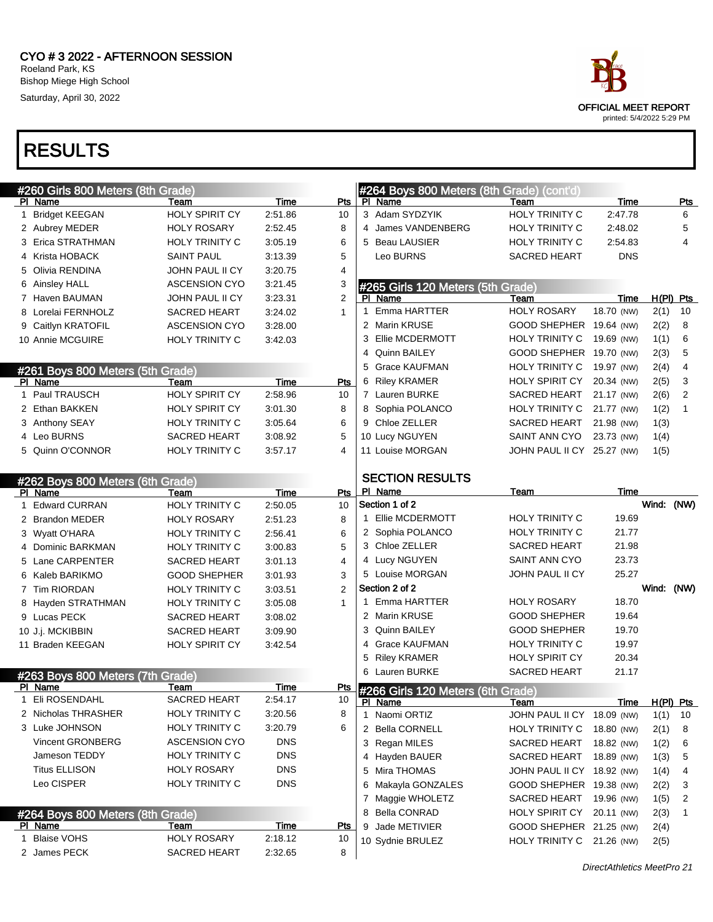# CYO # 3 2022 - AFTERNOON SESSION

Roeland Park, KS
Bishop Miege High School
Saturday, April 30, 2022

OFFICIAL MEET REPORT
printed: 5/4/2022 5:29 PM

# RESULTS

## #260 Girls 800 Meters (8th Grade)

| Pl | Name | Team | Time | Pts |
|---|---|---|---|---|
| 1 | Bridget KEEGAN | HOLY SPIRIT CY | 2:51.86 | 10 |
| 2 | Aubrey MEDER | HOLY ROSARY | 2:52.45 | 8 |
| 3 | Erica STRATHMAN | HOLY TRINITY C | 3:05.19 | 6 |
| 4 | Krista HOBACK | SAINT PAUL | 3:13.39 | 5 |
| 5 | Olivia RENDINA | JOHN PAUL II CY | 3:20.75 | 4 |
| 6 | Ainsley HALL | ASCENSION CYO | 3:21.45 | 3 |
| 7 | Haven BAUMAN | JOHN PAUL II CY | 3:23.31 | 2 |
| 8 | Lorelai FERNHOLZ | SACRED HEART | 3:24.02 | 1 |
| 9 | Caitlyn KRATOFIL | ASCENSION CYO | 3:28.00 | |
| 10 | Annie MCGUIRE | HOLY TRINITY C | 3:42.03 | |

## #261 Boys 800 Meters (5th Grade)

| Pl | Name | Team | Time | Pts |
|---|---|---|---|---|
| 1 | Paul TRAUSCH | HOLY SPIRIT CY | 2:58.96 | 10 |
| 2 | Ethan BAKKEN | HOLY SPIRIT CY | 3:01.30 | 8 |
| 3 | Anthony SEAY | HOLY TRINITY C | 3:05.64 | 6 |
| 4 | Leo BURNS | SACRED HEART | 3:08.92 | 5 |
| 5 | Quinn O'CONNOR | HOLY TRINITY C | 3:57.17 | 4 |

## #262 Boys 800 Meters (6th Grade)

| Pl | Name | Team | Time | Pts |
|---|---|---|---|---|
| 1 | Edward CURRAN | HOLY TRINITY C | 2:50.05 | 10 |
| 2 | Brandon MEDER | HOLY ROSARY | 2:51.23 | 8 |
| 3 | Wyatt O'HARA | HOLY TRINITY C | 2:56.41 | 6 |
| 4 | Dominic BARKMAN | HOLY TRINITY C | 3:00.83 | 5 |
| 5 | Lane CARPENTER | SACRED HEART | 3:01.13 | 4 |
| 6 | Kaleb BARIKMO | GOOD SHEPHER | 3:01.93 | 3 |
| 7 | Tim RIORDAN | HOLY TRINITY C | 3:03.51 | 2 |
| 8 | Hayden STRATHMAN | HOLY TRINITY C | 3:05.08 | 1 |
| 9 | Lucas PECK | SACRED HEART | 3:08.02 | |
| 10 | J.j. MCKIBBIN | SACRED HEART | 3:09.90 | |
| 11 | Braden KEEGAN | HOLY SPIRIT CY | 3:42.54 | |

## #263 Boys 800 Meters (7th Grade)

| Pl | Name | Team | Time | Pts |
|---|---|---|---|---|
| 1 | Eli ROSENDAHL | SACRED HEART | 2:54.17 | 10 |
| 2 | Nicholas THRASHER | HOLY TRINITY C | 3:20.56 | 8 |
| 3 | Luke JOHNSON | HOLY TRINITY C | 3:20.79 | 6 |
| | Vincent GRONBERG | ASCENSION CYO | DNS | |
| | Jameson TEDDY | HOLY TRINITY C | DNS | |
| | Titus ELLISON | HOLY ROSARY | DNS | |
| | Leo CISPER | HOLY TRINITY C | DNS | |

## #264 Boys 800 Meters (8th Grade)

| Pl | Name | Team | Time | Pts |
|---|---|---|---|---|
| 1 | Blaise VOHS | HOLY ROSARY | 2:18.12 | 10 |
| 2 | James PECK | SACRED HEART | 2:32.65 | 8 |
| 3 | Adam SYDZYIK | HOLY TRINITY C | 2:47.78 | 6 |
| 4 | James VANDENBERG | HOLY TRINITY C | 2:48.02 | 5 |
| 5 | Beau LAUSIER | HOLY TRINITY C | 2:54.83 | 4 |
| | Leo BURNS | SACRED HEART | DNS | |

## #265 Girls 120 Meters (5th Grade)

| Pl | Name | Team | Time | | H(Pl) | Pts |
|---|---|---|---|---|---|---|
| 1 | Emma HARTTER | HOLY ROSARY | 18.70 | (NW) | 2(1) | 10 |
| 2 | Marin KRUSE | GOOD SHEPHER | 19.64 | (NW) | 2(2) | 8 |
| 3 | Ellie MCDERMOTT | HOLY TRINITY C | 19.69 | (NW) | 1(1) | 6 |
| 4 | Quinn BAILEY | GOOD SHEPHER | 19.70 | (NW) | 2(3) | 5 |
| 5 | Grace KAUFMAN | HOLY TRINITY C | 19.97 | (NW) | 2(4) | 4 |
| 6 | Riley KRAMER | HOLY SPIRIT CY | 20.34 | (NW) | 2(5) | 3 |
| 7 | Lauren BURKE | SACRED HEART | 21.17 | (NW) | 2(6) | 2 |
| 8 | Sophia POLANCO | HOLY TRINITY C | 21.77 | (NW) | 1(2) | 1 |
| 9 | Chloe ZELLER | SACRED HEART | 21.98 | (NW) | 1(3) | |
| 10 | Lucy NGUYEN | SAINT ANN CYO | 23.73 | (NW) | 1(4) | |
| 11 | Louise MORGAN | JOHN PAUL II CY | 25.27 | (NW) | 1(5) | |

### SECTION RESULTS

| Pl | Name | Team | Time |
|---|---|---|---|
| **Section 1 of 2** | | | Wind: (NW) |
| 1 | Ellie MCDERMOTT | HOLY TRINITY C | 19.69 |
| 2 | Sophia POLANCO | HOLY TRINITY C | 21.77 |
| 3 | Chloe ZELLER | SACRED HEART | 21.98 |
| 4 | Lucy NGUYEN | SAINT ANN CYO | 23.73 |
| 5 | Louise MORGAN | JOHN PAUL II CY | 25.27 |
| **Section 2 of 2** | | | Wind: (NW) |
| 1 | Emma HARTTER | HOLY ROSARY | 18.70 |
| 2 | Marin KRUSE | GOOD SHEPHER | 19.64 |
| 3 | Quinn BAILEY | GOOD SHEPHER | 19.70 |
| 4 | Grace KAUFMAN | HOLY TRINITY C | 19.97 |
| 5 | Riley KRAMER | HOLY SPIRIT CY | 20.34 |
| 6 | Lauren BURKE | SACRED HEART | 21.17 |

## #266 Girls 120 Meters (6th Grade)

| Pl | Name | Team | Time | | H(Pl) | Pts |
|---|---|---|---|---|---|---|
| 1 | Naomi ORTIZ | JOHN PAUL II CY | 18.09 | (NW) | 1(1) | 10 |
| 2 | Bella CORNELL | HOLY TRINITY C | 18.80 | (NW) | 2(1) | 8 |
| 3 | Regan MILES | SACRED HEART | 18.82 | (NW) | 1(2) | 6 |
| 4 | Hayden BAUER | SACRED HEART | 18.89 | (NW) | 1(3) | 5 |
| 5 | Mira THOMAS | JOHN PAUL II CY | 18.92 | (NW) | 1(4) | 4 |
| 6 | Makayla GONZALES | GOOD SHEPHER | 19.38 | (NW) | 2(2) | 3 |
| 7 | Maggie WHOLETZ | SACRED HEART | 19.96 | (NW) | 1(5) | 2 |
| 8 | Bella CONRAD | HOLY SPIRIT CY | 20.11 | (NW) | 2(3) | 1 |
| 9 | Jade METIVIER | GOOD SHEPHER | 21.25 | (NW) | 2(4) | |
| 10 | Sydnie BRULEZ | HOLY TRINITY C | 21.26 | (NW) | 2(5) | |

*DirectAthletics MeetPro 21*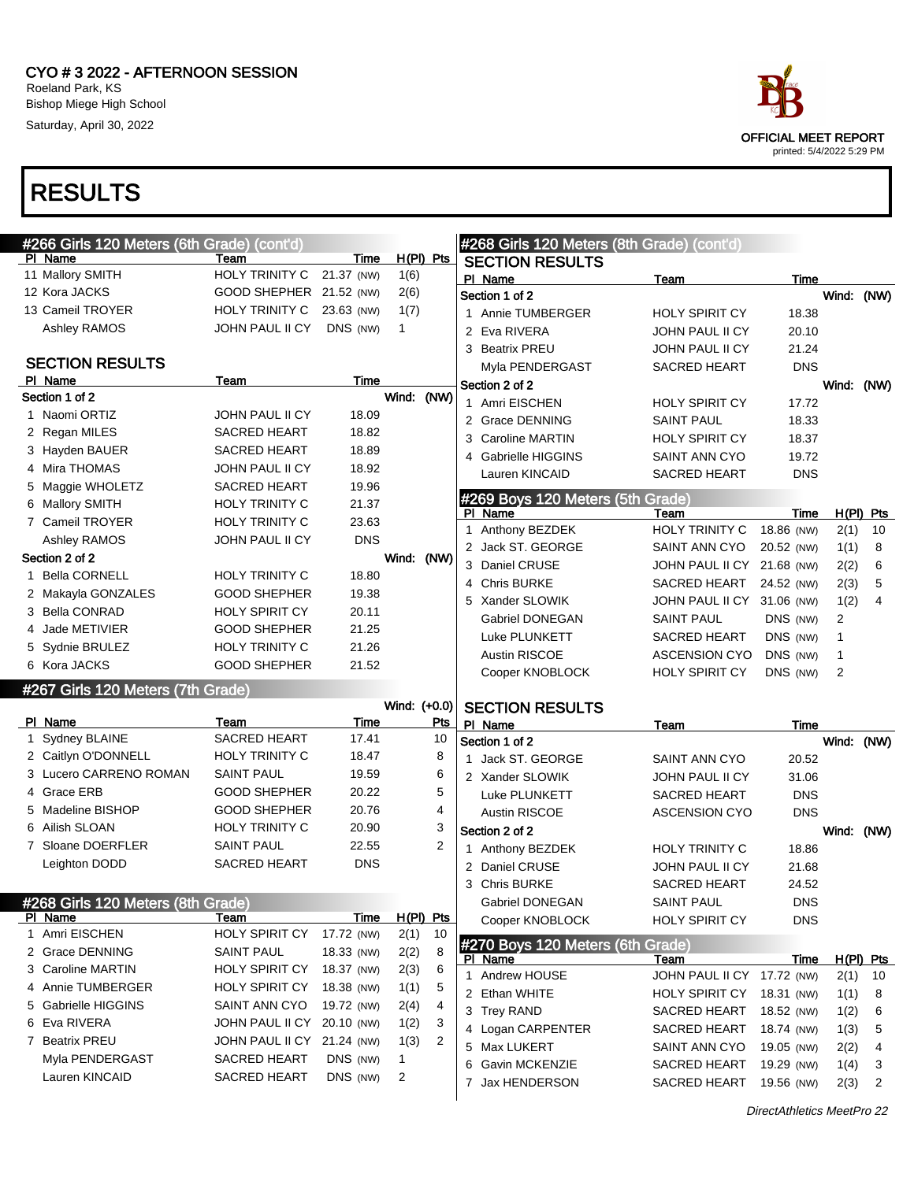# CYO # 3 2022 - AFTERNOON SESSION

Roeland Park, KS
Bishop Miege High School
Saturday, April 30, 2022

OFFICIAL MEET REPORT
printed: 5/4/2022 5:29 PM

# RESULTS

## #266 Girls 120 Meters (6th Grade) (cont'd)

| Pl | Name | Team | Time | | H(Pl) | Pts |
|---|---|---|---|---|---|---|
| 11 | Mallory SMITH | HOLY TRINITY C | 21.37 | (NW) | 1(6) | |
| 12 | Kora JACKS | GOOD SHEPHER | 21.52 | (NW) | 2(6) | |
| 13 | Cameil TROYER | HOLY TRINITY C | 23.63 | (NW) | 1(7) | |
| | Ashley RAMOS | JOHN PAUL II CY | DNS | (NW) | 1 | |

### SECTION RESULTS

| Pl | Name | Team | Time |
|---|---|---|---|
| **Section 1 of 2** | | | Wind: (NW) |
| 1 | Naomi ORTIZ | JOHN PAUL II CY | 18.09 |
| 2 | Regan MILES | SACRED HEART | 18.82 |
| 3 | Hayden BAUER | SACRED HEART | 18.89 |
| 4 | Mira THOMAS | JOHN PAUL II CY | 18.92 |
| 5 | Maggie WHOLETZ | SACRED HEART | 19.96 |
| 6 | Mallory SMITH | HOLY TRINITY C | 21.37 |
| 7 | Cameil TROYER | HOLY TRINITY C | 23.63 |
| | Ashley RAMOS | JOHN PAUL II CY | DNS |
| **Section 2 of 2** | | | Wind: (NW) |
| 1 | Bella CORNELL | HOLY TRINITY C | 18.80 |
| 2 | Makayla GONZALES | GOOD SHEPHER | 19.38 |
| 3 | Bella CONRAD | HOLY SPIRIT CY | 20.11 |
| 4 | Jade METIVIER | GOOD SHEPHER | 21.25 |
| 5 | Sydnie BRULEZ | HOLY TRINITY C | 21.26 |
| 6 | Kora JACKS | GOOD SHEPHER | 21.52 |

## #267 Girls 120 Meters (7th Grade)

Wind: (+0.0)

| Pl | Name | Team | Time | Pts |
|---|---|---|---|---|
| 1 | Sydney BLAINE | SACRED HEART | 17.41 | 10 |
| 2 | Caitlyn O'DONNELL | HOLY TRINITY C | 18.47 | 8 |
| 3 | Lucero CARRENO ROMAN | SAINT PAUL | 19.59 | 6 |
| 4 | Grace ERB | GOOD SHEPHER | 20.22 | 5 |
| 5 | Madeline BISHOP | GOOD SHEPHER | 20.76 | 4 |
| 6 | Ailish SLOAN | HOLY TRINITY C | 20.90 | 3 |
| 7 | Sloane DOERFLER | SAINT PAUL | 22.55 | 2 |
| | Leighton DODD | SACRED HEART | DNS | |

## #268 Girls 120 Meters (8th Grade)

| Pl | Name | Team | Time | | H(Pl) | Pts |
|---|---|---|---|---|---|---|
| 1 | Amri EISCHEN | HOLY SPIRIT CY | 17.72 | (NW) | 2(1) | 10 |
| 2 | Grace DENNING | SAINT PAUL | 18.33 | (NW) | 2(2) | 8 |
| 3 | Caroline MARTIN | HOLY SPIRIT CY | 18.37 | (NW) | 2(3) | 6 |
| 4 | Annie TUMBERGER | HOLY SPIRIT CY | 18.38 | (NW) | 1(1) | 5 |
| 5 | Gabrielle HIGGINS | SAINT ANN CYO | 19.72 | (NW) | 2(4) | 4 |
| 6 | Eva RIVERA | JOHN PAUL II CY | 20.10 | (NW) | 1(2) | 3 |
| 7 | Beatrix PREU | JOHN PAUL II CY | 21.24 | (NW) | 1(3) | 2 |
| | Myla PENDERGAST | SACRED HEART | DNS | (NW) | 1 | |
| | Lauren KINCAID | SACRED HEART | DNS | (NW) | 2 | |

## #268 Girls 120 Meters (8th Grade) (cont'd)

### SECTION RESULTS

| Pl | Name | Team | Time |
|---|---|---|---|
| **Section 1 of 2** | | | Wind: (NW) |
| 1 | Annie TUMBERGER | HOLY SPIRIT CY | 18.38 |
| 2 | Eva RIVERA | JOHN PAUL II CY | 20.10 |
| 3 | Beatrix PREU | JOHN PAUL II CY | 21.24 |
| | Myla PENDERGAST | SACRED HEART | DNS |
| **Section 2 of 2** | | | Wind: (NW) |
| 1 | Amri EISCHEN | HOLY SPIRIT CY | 17.72 |
| 2 | Grace DENNING | SAINT PAUL | 18.33 |
| 3 | Caroline MARTIN | HOLY SPIRIT CY | 18.37 |
| 4 | Gabrielle HIGGINS | SAINT ANN CYO | 19.72 |
| | Lauren KINCAID | SACRED HEART | DNS |

## #269 Boys 120 Meters (5th Grade)

| Pl | Name | Team | Time | | H(Pl) | Pts |
|---|---|---|---|---|---|---|
| 1 | Anthony BEZDEK | HOLY TRINITY C | 18.86 | (NW) | 2(1) | 10 |
| 2 | Jack ST. GEORGE | SAINT ANN CYO | 20.52 | (NW) | 1(1) | 8 |
| 3 | Daniel CRUSE | JOHN PAUL II CY | 21.68 | (NW) | 2(2) | 6 |
| 4 | Chris BURKE | SACRED HEART | 24.52 | (NW) | 2(3) | 5 |
| 5 | Xander SLOWIK | JOHN PAUL II CY | 31.06 | (NW) | 1(2) | 4 |
| | Gabriel DONEGAN | SAINT PAUL | DNS | (NW) | 2 | |
| | Luke PLUNKETT | SACRED HEART | DNS | (NW) | 1 | |
| | Austin RISCOE | ASCENSION CYO | DNS | (NW) | 1 | |
| | Cooper KNOBLOCK | HOLY SPIRIT CY | DNS | (NW) | 2 | |

### SECTION RESULTS

| Pl | Name | Team | Time |
|---|---|---|---|
| **Section 1 of 2** | | | Wind: (NW) |
| 1 | Jack ST. GEORGE | SAINT ANN CYO | 20.52 |
| 2 | Xander SLOWIK | JOHN PAUL II CY | 31.06 |
| | Luke PLUNKETT | SACRED HEART | DNS |
| | Austin RISCOE | ASCENSION CYO | DNS |
| **Section 2 of 2** | | | Wind: (NW) |
| 1 | Anthony BEZDEK | HOLY TRINITY C | 18.86 |
| 2 | Daniel CRUSE | JOHN PAUL II CY | 21.68 |
| 3 | Chris BURKE | SACRED HEART | 24.52 |
| | Gabriel DONEGAN | SAINT PAUL | DNS |
| | Cooper KNOBLOCK | HOLY SPIRIT CY | DNS |

## #270 Boys 120 Meters (6th Grade)

| Pl | Name | Team | Time | | H(Pl) | Pts |
|---|---|---|---|---|---|---|
| 1 | Andrew HOUSE | JOHN PAUL II CY | 17.72 | (NW) | 2(1) | 10 |
| 2 | Ethan WHITE | HOLY SPIRIT CY | 18.31 | (NW) | 1(1) | 8 |
| 3 | Trey RAND | SACRED HEART | 18.52 | (NW) | 1(2) | 6 |
| 4 | Logan CARPENTER | SACRED HEART | 18.74 | (NW) | 1(3) | 5 |
| 5 | Max LUKERT | SAINT ANN CYO | 19.05 | (NW) | 2(2) | 4 |
| 6 | Gavin MCKENZIE | SACRED HEART | 19.29 | (NW) | 1(4) | 3 |
| 7 | Jax HENDERSON | SACRED HEART | 19.56 | (NW) | 2(3) | 2 |

*DirectAthletics MeetPro 22*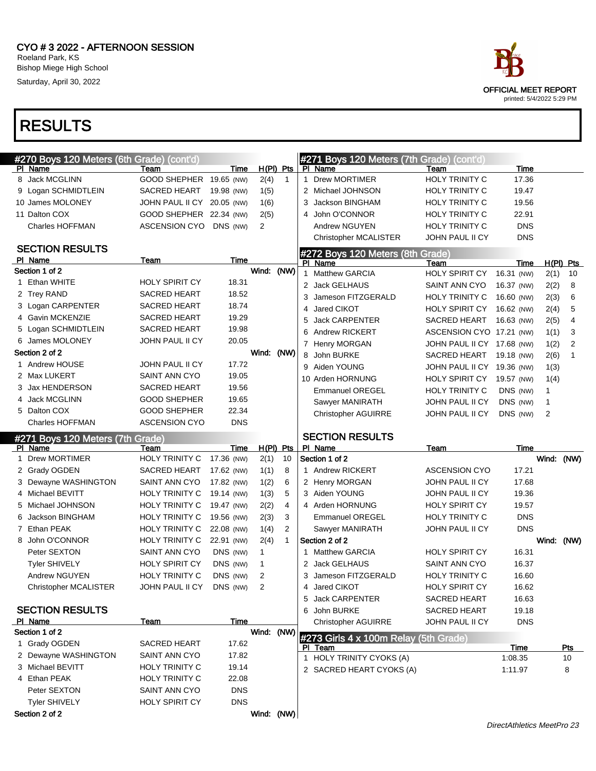# CYO # 3 2022 - AFTERNOON SESSION

Roeland Park, KS
Bishop Miege High School
Saturday, April 30, 2022

OFFICIAL MEET REPORT
printed: 5/4/2022 5:29 PM

# RESULTS

## #270 Boys 120 Meters (6th Grade) (cont'd)

| Pl | Name | Team | Time | | H(Pl) | Pts |
|---|---|---|---|---|---|---|
| 8 | Jack MCGLINN | GOOD SHEPHER | 19.65 | (NW) | 2(4) | 1 |
| 9 | Logan SCHMIDTLEIN | SACRED HEART | 19.98 | (NW) | 1(5) | |
| 10 | James MOLONEY | JOHN PAUL II CY | 20.05 | (NW) | 1(6) | |
| 11 | Dalton COX | GOOD SHEPHER | 22.34 | (NW) | 2(5) | |
| | Charles HOFFMAN | ASCENSION CYO | DNS | (NW) | 2 | |

### SECTION RESULTS

| Pl | Name | Team | Time |
|---|---|---|---|
| **Section 1 of 2** | | Wind: (NW) | |
| 1 | Ethan WHITE | HOLY SPIRIT CY | 18.31 |
| 2 | Trey RAND | SACRED HEART | 18.52 |
| 3 | Logan CARPENTER | SACRED HEART | 18.74 |
| 4 | Gavin MCKENZIE | SACRED HEART | 19.29 |
| 5 | Logan SCHMIDTLEIN | SACRED HEART | 19.98 |
| 6 | James MOLONEY | JOHN PAUL II CY | 20.05 |
| **Section 2 of 2** | | Wind: (NW) | |
| 1 | Andrew HOUSE | JOHN PAUL II CY | 17.72 |
| 2 | Max LUKERT | SAINT ANN CYO | 19.05 |
| 3 | Jax HENDERSON | SACRED HEART | 19.56 |
| 4 | Jack MCGLINN | GOOD SHEPHER | 19.65 |
| 5 | Dalton COX | GOOD SHEPHER | 22.34 |
| | Charles HOFFMAN | ASCENSION CYO | DNS |

## #271 Boys 120 Meters (7th Grade)

| Pl | Name | Team | Time | | H(Pl) | Pts |
|---|---|---|---|---|---|---|
| 1 | Drew MORTIMER | HOLY TRINITY C | 17.36 | (NW) | 2(1) | 10 |
| 2 | Grady OGDEN | SACRED HEART | 17.62 | (NW) | 1(1) | 8 |
| 3 | Dewayne WASHINGTON | SAINT ANN CYO | 17.82 | (NW) | 1(2) | 6 |
| 4 | Michael BEVITT | HOLY TRINITY C | 19.14 | (NW) | 1(3) | 5 |
| 5 | Michael JOHNSON | HOLY TRINITY C | 19.47 | (NW) | 2(2) | 4 |
| 6 | Jackson BINGHAM | HOLY TRINITY C | 19.56 | (NW) | 2(3) | 3 |
| 7 | Ethan PEAK | HOLY TRINITY C | 22.08 | (NW) | 1(4) | 2 |
| 8 | John O'CONNOR | HOLY TRINITY C | 22.91 | (NW) | 2(4) | 1 |
| | Peter SEXTON | SAINT ANN CYO | DNS | (NW) | 1 | |
| | Tyler SHIVELY | HOLY SPIRIT CY | DNS | (NW) | 1 | |
| | Andrew NGUYEN | HOLY TRINITY C | DNS | (NW) | 2 | |
| | Christopher MCALISTER | JOHN PAUL II CY | DNS | (NW) | 2 | |

### SECTION RESULTS

| Pl | Name | Team | Time |
|---|---|---|---|
| **Section 1 of 2** | | Wind: (NW) | |
| 1 | Grady OGDEN | SACRED HEART | 17.62 |
| 2 | Dewayne WASHINGTON | SAINT ANN CYO | 17.82 |
| 3 | Michael BEVITT | HOLY TRINITY C | 19.14 |
| 4 | Ethan PEAK | HOLY TRINITY C | 22.08 |
| | Peter SEXTON | SAINT ANN CYO | DNS |
| | Tyler SHIVELY | HOLY SPIRIT CY | DNS |
| **Section 2 of 2** | | Wind: (NW) | |
| 1 | Drew MORTIMER | HOLY TRINITY C | 17.36 |
| 2 | Michael JOHNSON | HOLY TRINITY C | 19.47 |
| 3 | Jackson BINGHAM | HOLY TRINITY C | 19.56 |
| 4 | John O'CONNOR | HOLY TRINITY C | 22.91 |
| | Andrew NGUYEN | HOLY TRINITY C | DNS |
| | Christopher MCALISTER | JOHN PAUL II CY | DNS |

## #272 Boys 120 Meters (8th Grade)

| Pl | Name | Team | Time | | H(Pl) | Pts |
|---|---|---|---|---|---|---|
| 1 | Matthew GARCIA | HOLY SPIRIT CY | 16.31 | (NW) | 2(1) | 10 |
| 2 | Jack GELHAUS | SAINT ANN CYO | 16.37 | (NW) | 2(2) | 8 |
| 3 | Jameson FITZGERALD | HOLY TRINITY C | 16.60 | (NW) | 2(3) | 6 |
| 4 | Jared CIKOT | HOLY SPIRIT CY | 16.62 | (NW) | 2(4) | 5 |
| 5 | Jack CARPENTER | SACRED HEART | 16.63 | (NW) | 2(5) | 4 |
| 6 | Andrew RICKERT | ASCENSION CYO | 17.21 | (NW) | 1(1) | 3 |
| 7 | Henry MORGAN | JOHN PAUL II CY | 17.68 | (NW) | 1(2) | 2 |
| 8 | John BURKE | SACRED HEART | 19.18 | (NW) | 2(6) | 1 |
| 9 | Aiden YOUNG | JOHN PAUL II CY | 19.36 | (NW) | 1(3) | |
| 10 | Arden HORNUNG | HOLY SPIRIT CY | 19.57 | (NW) | 1(4) | |
| | Emmanuel OREGEL | HOLY TRINITY C | DNS | (NW) | 1 | |
| | Sawyer MANIRATH | JOHN PAUL II CY | DNS | (NW) | 1 | |
| | Christopher AGUIRRE | JOHN PAUL II CY | DNS | (NW) | 2 | |

### SECTION RESULTS

| Pl | Name | Team | Time |
|---|---|---|---|
| **Section 1 of 2** | | | Wind: (NW) |
| 1 | Andrew RICKERT | ASCENSION CYO | 17.21 |
| 2 | Henry MORGAN | JOHN PAUL II CY | 17.68 |
| 3 | Aiden YOUNG | JOHN PAUL II CY | 19.36 |
| 4 | Arden HORNUNG | HOLY SPIRIT CY | 19.57 |
| | Emmanuel OREGEL | HOLY TRINITY C | DNS |
| | Sawyer MANIRATH | JOHN PAUL II CY | DNS |
| **Section 2 of 2** | | | Wind: (NW) |
| 1 | Matthew GARCIA | HOLY SPIRIT CY | 16.31 |
| 2 | Jack GELHAUS | SAINT ANN CYO | 16.37 |
| 3 | Jameson FITZGERALD | HOLY TRINITY C | 16.60 |
| 4 | Jared CIKOT | HOLY SPIRIT CY | 16.62 |
| 5 | Jack CARPENTER | SACRED HEART | 16.63 |
| 6 | John BURKE | SACRED HEART | 19.18 |
| | Christopher AGUIRRE | JOHN PAUL II CY | DNS |

## #273 Girls 4 x 100m Relay (5th Grade)

| Pl | Team | Time | Pts |
|---|---|---|---|
| 1 | HOLY TRINITY CYOKS (A) | 1:08.35 | 10 |
| 2 | SACRED HEART CYOKS (A) | 1:11.97 | 8 |

DirectAthletics MeetPro 23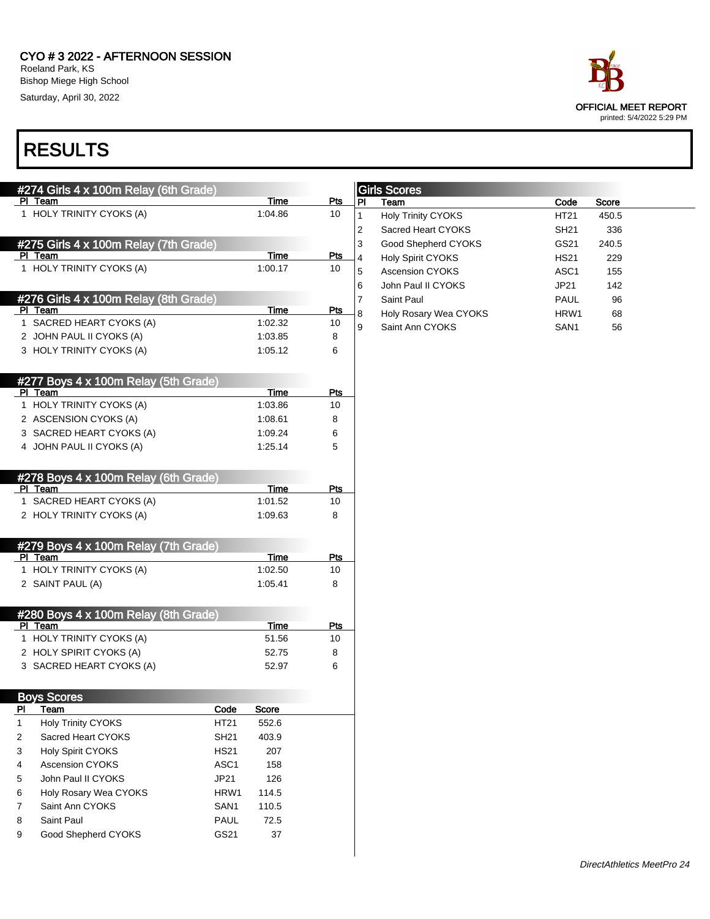CYO # 3 2022 - AFTERNOON SESSION
Roeland Park, KS
Bishop Miege High School
Saturday, April 30, 2022

OFFICIAL MEET REPORT
printed: 5/4/2022 5:29 PM

# RESULTS

## #274 Girls 4 x 100m Relay (6th Grade)

| Pl | Team | Time | Pts |
|---|---|---|---|
| 1 | HOLY TRINITY CYOKS (A) | 1:04.86 | 10 |

## #275 Girls 4 x 100m Relay (7th Grade)

| Pl | Team | Time | Pts |
|---|---|---|---|
| 1 | HOLY TRINITY CYOKS (A) | 1:00.17 | 10 |

## #276 Girls 4 x 100m Relay (8th Grade)

| Pl | Team | Time | Pts |
|---|---|---|---|
| 1 | SACRED HEART CYOKS (A) | 1:02.32 | 10 |
| 2 | JOHN PAUL II CYOKS (A) | 1:03.85 | 8 |
| 3 | HOLY TRINITY CYOKS (A) | 1:05.12 | 6 |

## #277 Boys 4 x 100m Relay (5th Grade)

| Pl | Team | Time | Pts |
|---|---|---|---|
| 1 | HOLY TRINITY CYOKS (A) | 1:03.86 | 10 |
| 2 | ASCENSION CYOKS (A) | 1:08.61 | 8 |
| 3 | SACRED HEART CYOKS (A) | 1:09.24 | 6 |
| 4 | JOHN PAUL II CYOKS (A) | 1:25.14 | 5 |

## #278 Boys 4 x 100m Relay (6th Grade)

| Pl | Team | Time | Pts |
|---|---|---|---|
| 1 | SACRED HEART CYOKS (A) | 1:01.52 | 10 |
| 2 | HOLY TRINITY CYOKS (A) | 1:09.63 | 8 |

## #279 Boys 4 x 100m Relay (7th Grade)

| Pl | Team | Time | Pts |
|---|---|---|---|
| 1 | HOLY TRINITY CYOKS (A) | 1:02.50 | 10 |
| 2 | SAINT PAUL (A) | 1:05.41 | 8 |

## #280 Boys 4 x 100m Relay (8th Grade)

| Pl | Team | Time | Pts |
|---|---|---|---|
| 1 | HOLY TRINITY CYOKS (A) | 51.56 | 10 |
| 2 | HOLY SPIRIT CYOKS (A) | 52.75 | 8 |
| 3 | SACRED HEART CYOKS (A) | 52.97 | 6 |

## Boys Scores

| Pl | Team | Code | Score |
|---|---|---|---|
| 1 | Holy Trinity CYOKS | HT21 | 552.6 |
| 2 | Sacred Heart CYOKS | SH21 | 403.9 |
| 3 | Holy Spirit CYOKS | HS21 | 207 |
| 4 | Ascension CYOKS | ASC1 | 158 |
| 5 | John Paul II CYOKS | JP21 | 126 |
| 6 | Holy Rosary Wea CYOKS | HRW1 | 114.5 |
| 7 | Saint Ann CYOKS | SAN1 | 110.5 |
| 8 | Saint Paul | PAUL | 72.5 |
| 9 | Good Shepherd CYOKS | GS21 | 37 |

## Girls Scores

| Pl | Team | Code | Score |
|---|---|---|---|
| 1 | Holy Trinity CYOKS | HT21 | 450.5 |
| 2 | Sacred Heart CYOKS | SH21 | 336 |
| 3 | Good Shepherd CYOKS | GS21 | 240.5 |
| 4 | Holy Spirit CYOKS | HS21 | 229 |
| 5 | Ascension CYOKS | ASC1 | 155 |
| 6 | John Paul II CYOKS | JP21 | 142 |
| 7 | Saint Paul | PAUL | 96 |
| 8 | Holy Rosary Wea CYOKS | HRW1 | 68 |
| 9 | Saint Ann CYOKS | SAN1 | 56 |

*DirectAthletics MeetPro 24*